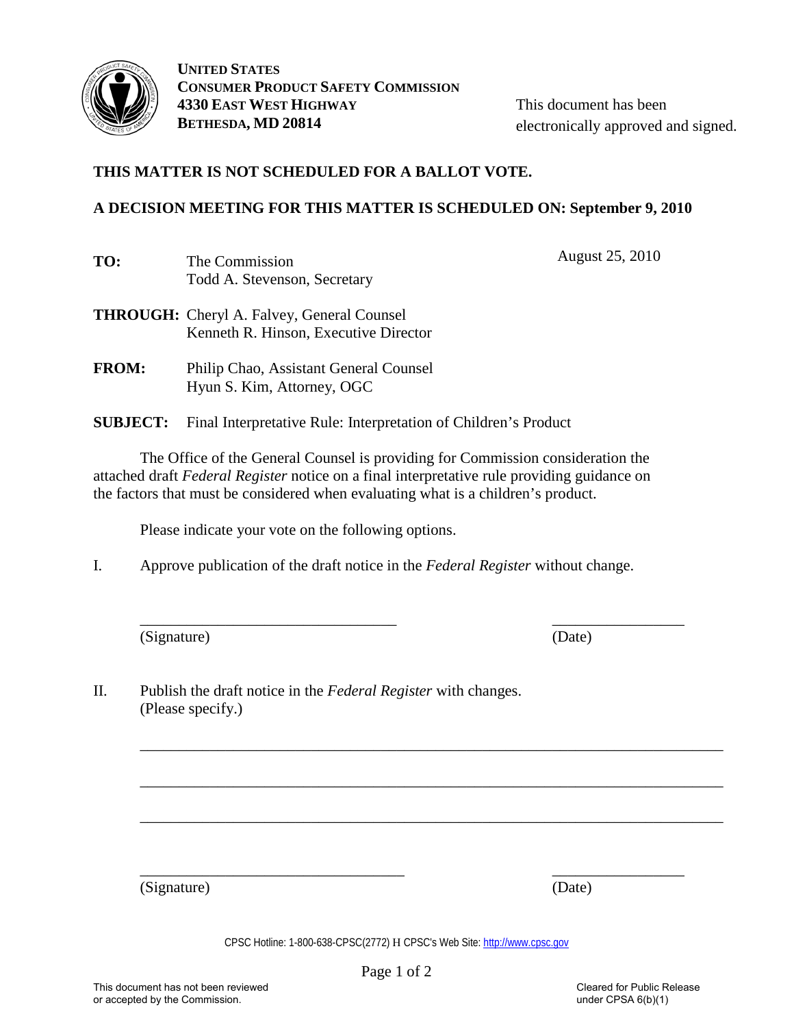**UNITED STATES**
**CONSUMER PRODUCT SAFETY COMMISSION**
**4330 EAST WEST HIGHWAY**
**BETHESDA, MD 20814**

This document has been electronically approved and signed.

**THIS MATTER IS NOT SCHEDULED FOR A BALLOT VOTE.**

**A DECISION MEETING FOR THIS MATTER IS SCHEDULED ON: September 9, 2010**

August 25, 2010

**TO:** The Commission
Todd A. Stevenson, Secretary

**THROUGH:** Cheryl A. Falvey, General Counsel
Kenneth R. Hinson, Executive Director

**FROM:** Philip Chao, Assistant General Counsel
Hyun S. Kim, Attorney, OGC

**SUBJECT:** Final Interpretative Rule: Interpretation of Children's Product

The Office of the General Counsel is providing for Commission consideration the attached draft *Federal Register* notice on a final interpretative rule providing guidance on the factors that must be considered when evaluating what is a children's product.

Please indicate your vote on the following options.

I. Approve publication of the draft notice in the *Federal Register* without change.

_________________________________ _________________
(Signature) (Date)

II. Publish the draft notice in the *Federal Register* with changes. (Please specify.)

___________________________________________________________________________

___________________________________________________________________________

___________________________________________________________________________

_________________________________ _________________
(Signature) (Date)

CPSC Hotline: 1-800-638-CPSC(2772) H CPSC's Web Site: http://www.cpsc.gov

This document has not been reviewed or accepted by the Commission.

Cleared for Public Release under CPSA 6(b)(1)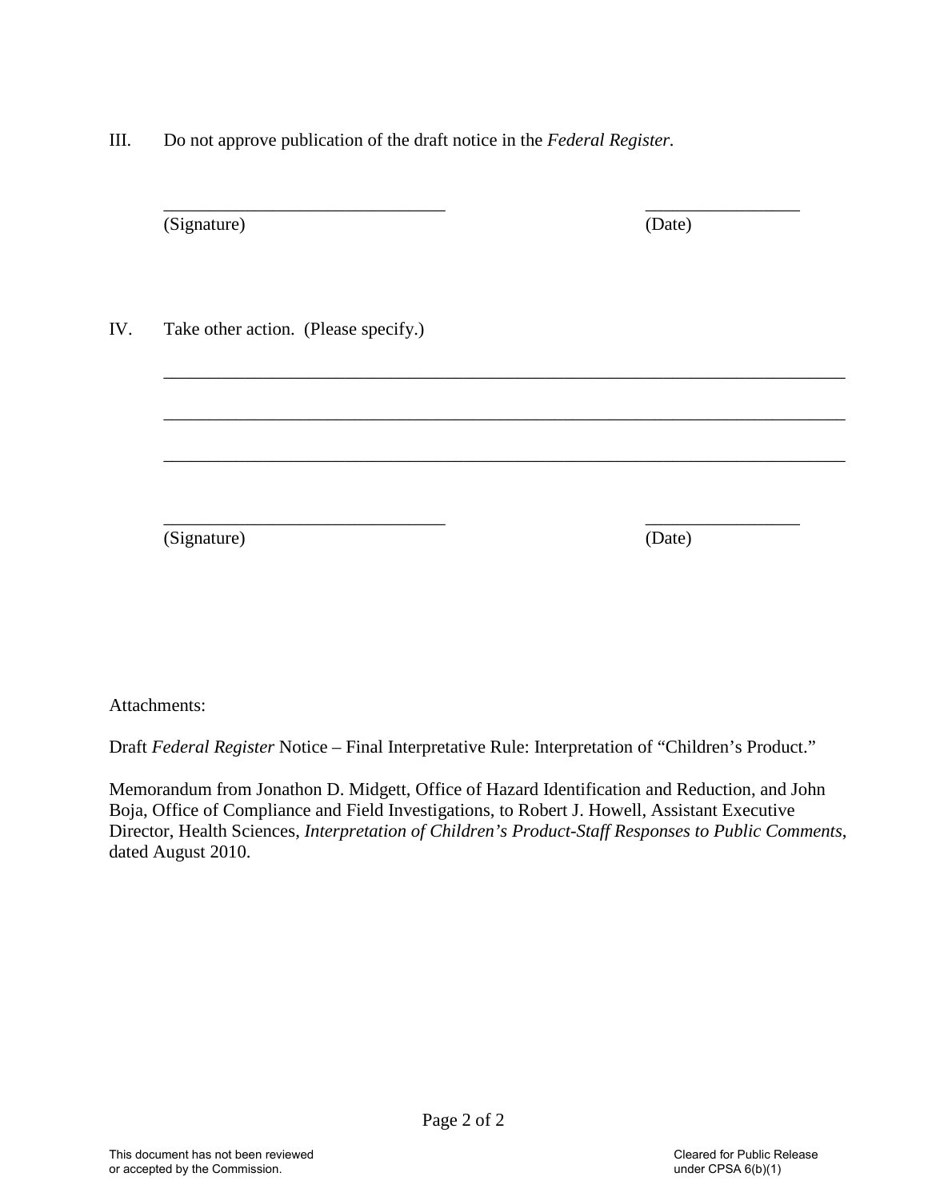III. Do not approve publication of the draft notice in the *Federal Register*.

_______________________________ _________________
(Signature) (Date)

IV. Take other action. (Please specify.)

___________________________________________________________________________

___________________________________________________________________________

___________________________________________________________________________

_______________________________ _________________
(Signature) (Date)

Attachments:

Draft *Federal Register* Notice – Final Interpretative Rule: Interpretation of "Children's Product."

Memorandum from Jonathon D. Midgett, Office of Hazard Identification and Reduction, and John Boja, Office of Compliance and Field Investigations, to Robert J. Howell, Assistant Executive Director, Health Sciences, *Interpretation of Children's Product-Staff Responses to Public Comments*, dated August 2010.

This document has not been reviewed or accepted by the Commission.

Cleared for Public Release under CPSA 6(b)(1)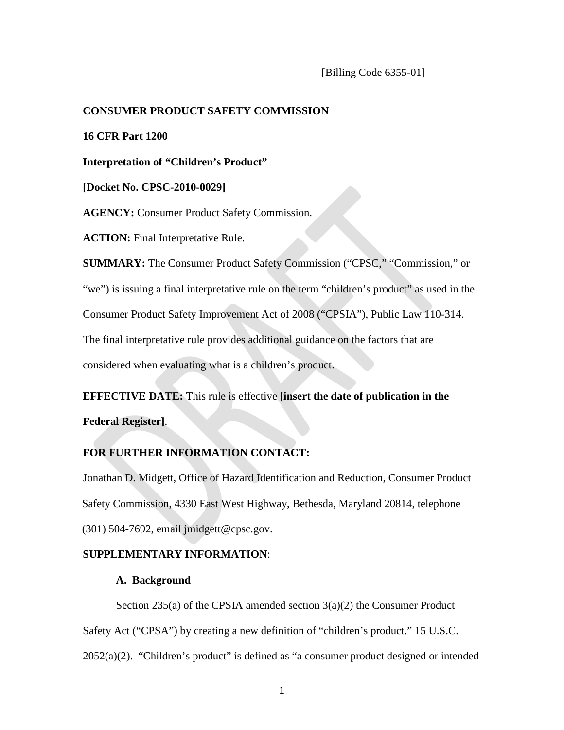[Billing Code 6355-01]

**CONSUMER PRODUCT SAFETY COMMISSION**

**16 CFR Part 1200**

**Interpretation of "Children's Product"**

**[Docket No. CPSC-2010-0029]**

**AGENCY:** Consumer Product Safety Commission.

**ACTION:** Final Interpretative Rule.

**SUMMARY:** The Consumer Product Safety Commission ("CPSC," "Commission," or "we") is issuing a final interpretative rule on the term "children's product" as used in the Consumer Product Safety Improvement Act of 2008 ("CPSIA"), Public Law 110-314. The final interpretative rule provides additional guidance on the factors that are considered when evaluating what is a children's product.

**EFFECTIVE DATE:** This rule is effective **[insert the date of publication in the Federal Register]**.

**FOR FURTHER INFORMATION CONTACT:**

Jonathan D. Midgett, Office of Hazard Identification and Reduction, Consumer Product Safety Commission, 4330 East West Highway, Bethesda, Maryland 20814, telephone (301) 504-7692, email jmidgett@cpsc.gov.

**SUPPLEMENTARY INFORMATION**:

**A. Background**

Section 235(a) of the CPSIA amended section 3(a)(2) the Consumer Product Safety Act ("CPSA") by creating a new definition of "children's product." 15 U.S.C. 2052(a)(2). "Children's product" is defined as "a consumer product designed or intended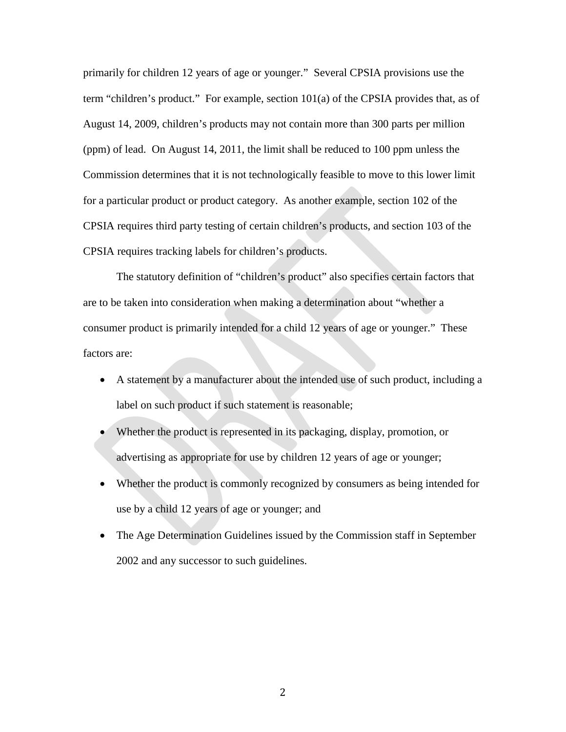primarily for children 12 years of age or younger." Several CPSIA provisions use the term "children's product." For example, section 101(a) of the CPSIA provides that, as of August 14, 2009, children's products may not contain more than 300 parts per million (ppm) of lead. On August 14, 2011, the limit shall be reduced to 100 ppm unless the Commission determines that it is not technologically feasible to move to this lower limit for a particular product or product category. As another example, section 102 of the CPSIA requires third party testing of certain children's products, and section 103 of the CPSIA requires tracking labels for children's products.

The statutory definition of "children's product" also specifies certain factors that are to be taken into consideration when making a determination about "whether a consumer product is primarily intended for a child 12 years of age or younger." These factors are:

- A statement by a manufacturer about the intended use of such product, including a label on such product if such statement is reasonable;
- Whether the product is represented in its packaging, display, promotion, or advertising as appropriate for use by children 12 years of age or younger;
- Whether the product is commonly recognized by consumers as being intended for use by a child 12 years of age or younger; and
- The Age Determination Guidelines issued by the Commission staff in September 2002 and any successor to such guidelines.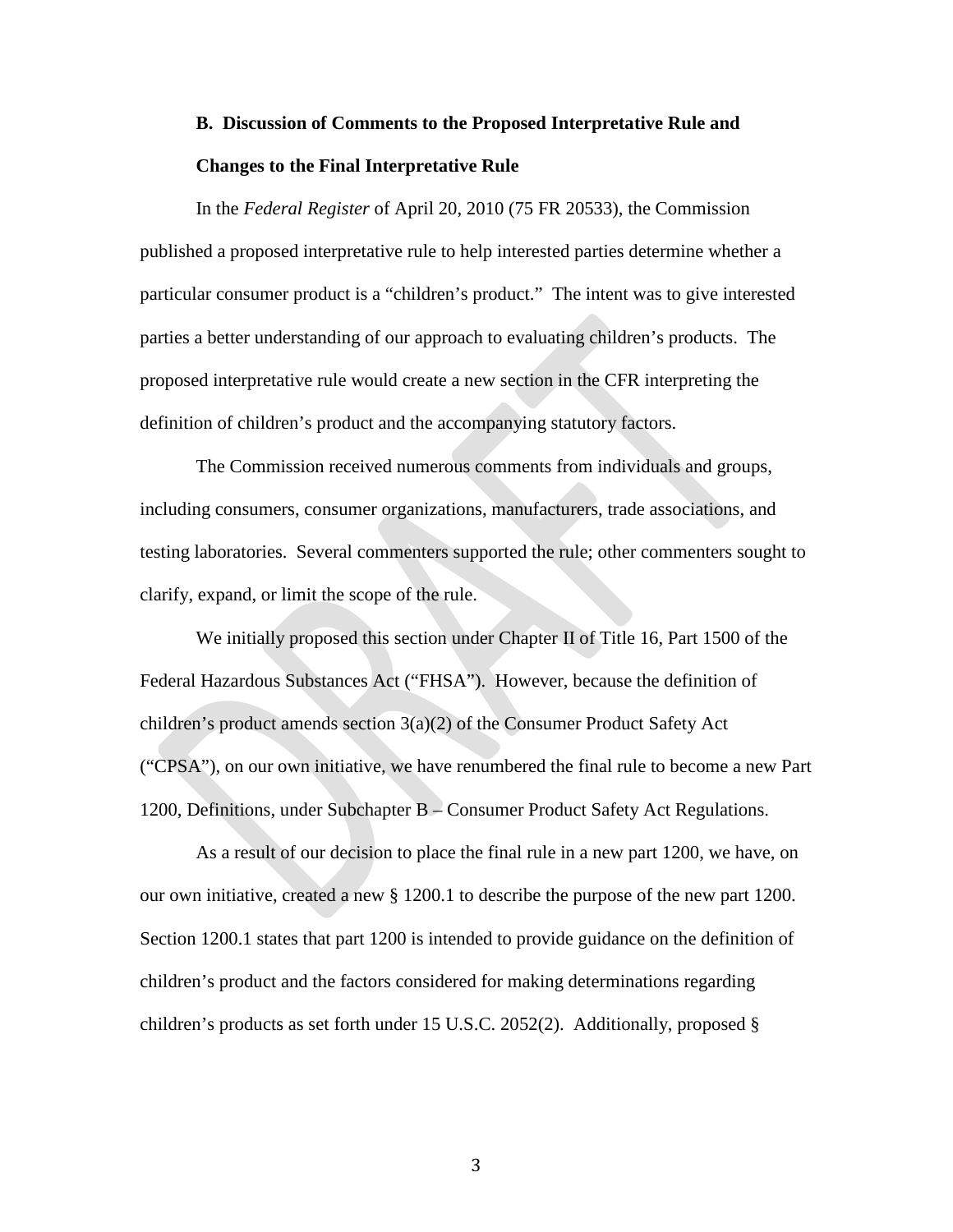### B. Discussion of Comments to the Proposed Interpretative Rule and Changes to the Final Interpretative Rule

In the *Federal Register* of April 20, 2010 (75 FR 20533), the Commission published a proposed interpretative rule to help interested parties determine whether a particular consumer product is a "children's product." The intent was to give interested parties a better understanding of our approach to evaluating children's products. The proposed interpretative rule would create a new section in the CFR interpreting the definition of children's product and the accompanying statutory factors.

The Commission received numerous comments from individuals and groups, including consumers, consumer organizations, manufacturers, trade associations, and testing laboratories. Several commenters supported the rule; other commenters sought to clarify, expand, or limit the scope of the rule.

We initially proposed this section under Chapter II of Title 16, Part 1500 of the Federal Hazardous Substances Act ("FHSA"). However, because the definition of children's product amends section 3(a)(2) of the Consumer Product Safety Act ("CPSA"), on our own initiative, we have renumbered the final rule to become a new Part 1200, Definitions, under Subchapter B – Consumer Product Safety Act Regulations.

As a result of our decision to place the final rule in a new part 1200, we have, on our own initiative, created a new § 1200.1 to describe the purpose of the new part 1200. Section 1200.1 states that part 1200 is intended to provide guidance on the definition of children's product and the factors considered for making determinations regarding children's products as set forth under 15 U.S.C. 2052(2). Additionally, proposed §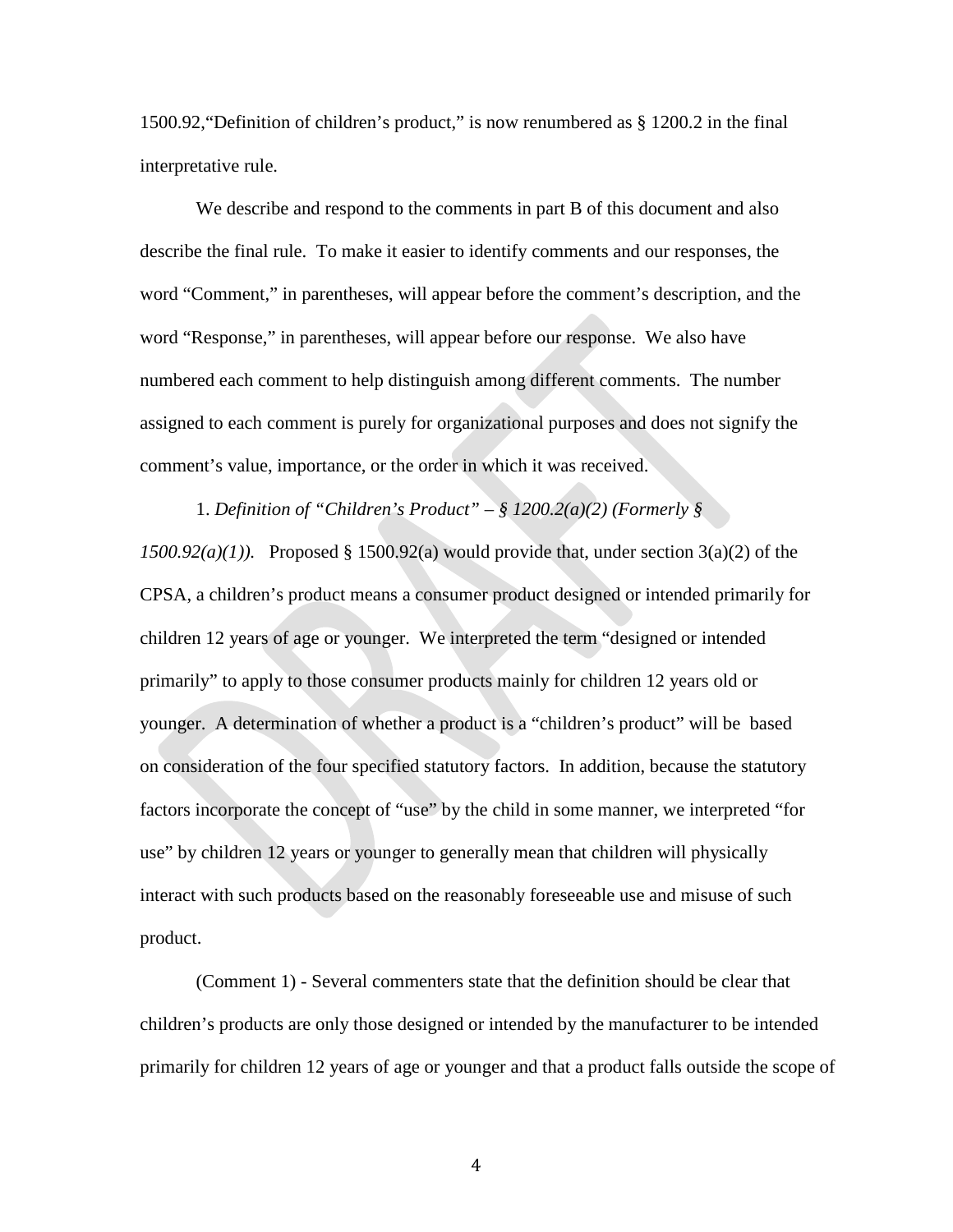1500.92,"Definition of children's product," is now renumbered as § 1200.2 in the final interpretative rule.

We describe and respond to the comments in part B of this document and also describe the final rule. To make it easier to identify comments and our responses, the word "Comment," in parentheses, will appear before the comment's description, and the word "Response," in parentheses, will appear before our response. We also have numbered each comment to help distinguish among different comments. The number assigned to each comment is purely for organizational purposes and does not signify the comment's value, importance, or the order in which it was received.

1. *Definition of "Children's Product" – § 1200.2(a)(2) (Formerly § 1500.92(a)(1)).* Proposed § 1500.92(a) would provide that, under section 3(a)(2) of the CPSA, a children's product means a consumer product designed or intended primarily for children 12 years of age or younger. We interpreted the term "designed or intended primarily" to apply to those consumer products mainly for children 12 years old or younger. A determination of whether a product is a "children's product" will be based on consideration of the four specified statutory factors. In addition, because the statutory factors incorporate the concept of "use" by the child in some manner, we interpreted "for use" by children 12 years or younger to generally mean that children will physically interact with such products based on the reasonably foreseeable use and misuse of such product.

(Comment 1) - Several commenters state that the definition should be clear that children's products are only those designed or intended by the manufacturer to be intended primarily for children 12 years of age or younger and that a product falls outside the scope of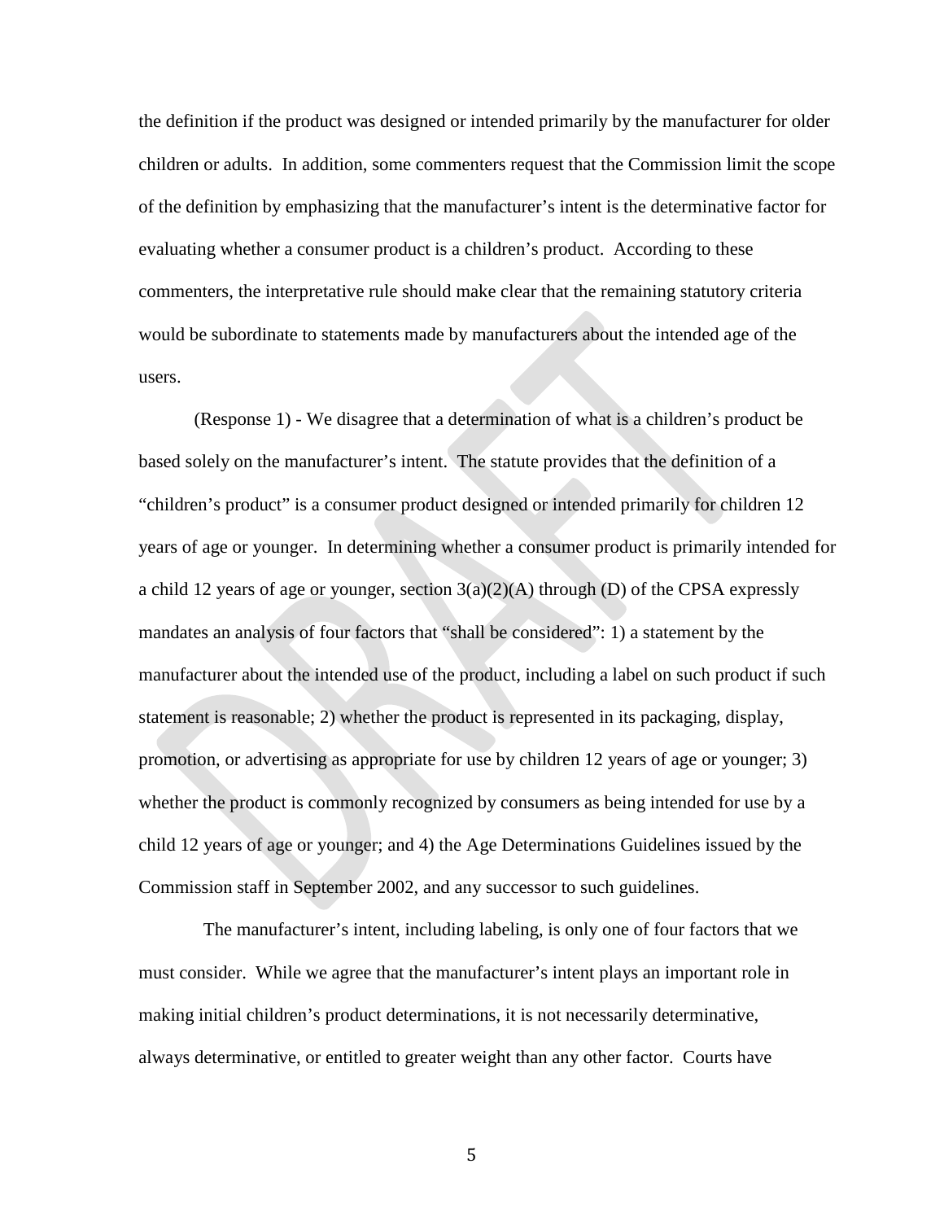the definition if the product was designed or intended primarily by the manufacturer for older children or adults. In addition, some commenters request that the Commission limit the scope of the definition by emphasizing that the manufacturer's intent is the determinative factor for evaluating whether a consumer product is a children's product. According to these commenters, the interpretative rule should make clear that the remaining statutory criteria would be subordinate to statements made by manufacturers about the intended age of the users.

(Response 1) - We disagree that a determination of what is a children's product be based solely on the manufacturer's intent. The statute provides that the definition of a "children's product" is a consumer product designed or intended primarily for children 12 years of age or younger. In determining whether a consumer product is primarily intended for a child 12 years of age or younger, section 3(a)(2)(A) through (D) of the CPSA expressly mandates an analysis of four factors that "shall be considered": 1) a statement by the manufacturer about the intended use of the product, including a label on such product if such statement is reasonable; 2) whether the product is represented in its packaging, display, promotion, or advertising as appropriate for use by children 12 years of age or younger; 3) whether the product is commonly recognized by consumers as being intended for use by a child 12 years of age or younger; and 4) the Age Determinations Guidelines issued by the Commission staff in September 2002, and any successor to such guidelines.

The manufacturer's intent, including labeling, is only one of four factors that we must consider. While we agree that the manufacturer's intent plays an important role in making initial children's product determinations, it is not necessarily determinative, always determinative, or entitled to greater weight than any other factor. Courts have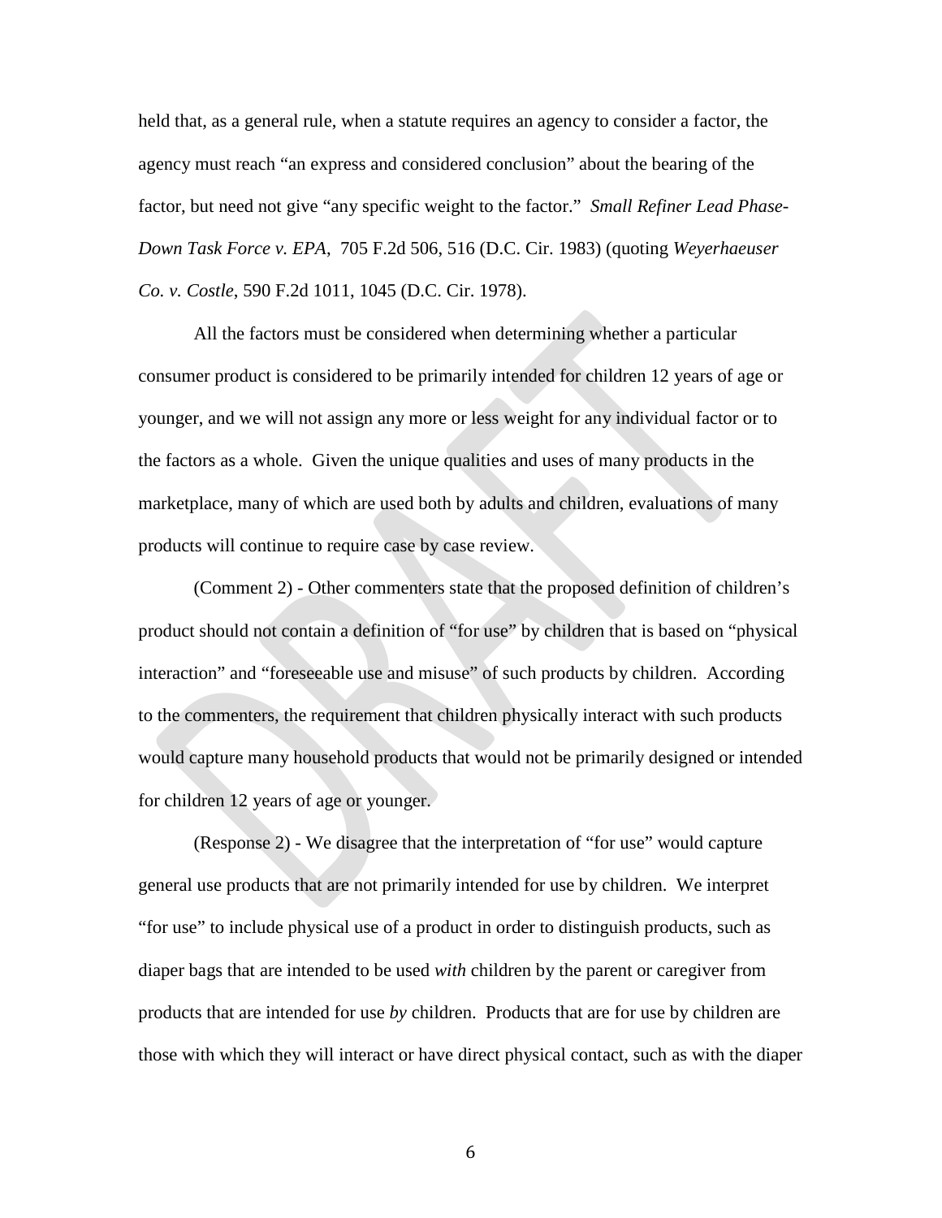held that, as a general rule, when a statute requires an agency to consider a factor, the agency must reach "an express and considered conclusion" about the bearing of the factor, but need not give "any specific weight to the factor." *Small Refiner Lead Phase-Down Task Force v. EPA*, 705 F.2d 506, 516 (D.C. Cir. 1983) (quoting *Weyerhaeuser Co. v. Costle*, 590 F.2d 1011, 1045 (D.C. Cir. 1978).

All the factors must be considered when determining whether a particular consumer product is considered to be primarily intended for children 12 years of age or younger, and we will not assign any more or less weight for any individual factor or to the factors as a whole. Given the unique qualities and uses of many products in the marketplace, many of which are used both by adults and children, evaluations of many products will continue to require case by case review.

(Comment 2) - Other commenters state that the proposed definition of children's product should not contain a definition of "for use" by children that is based on "physical interaction" and "foreseeable use and misuse" of such products by children. According to the commenters, the requirement that children physically interact with such products would capture many household products that would not be primarily designed or intended for children 12 years of age or younger.

(Response 2) - We disagree that the interpretation of "for use" would capture general use products that are not primarily intended for use by children. We interpret "for use" to include physical use of a product in order to distinguish products, such as diaper bags that are intended to be used *with* children by the parent or caregiver from products that are intended for use *by* children. Products that are for use by children are those with which they will interact or have direct physical contact, such as with the diaper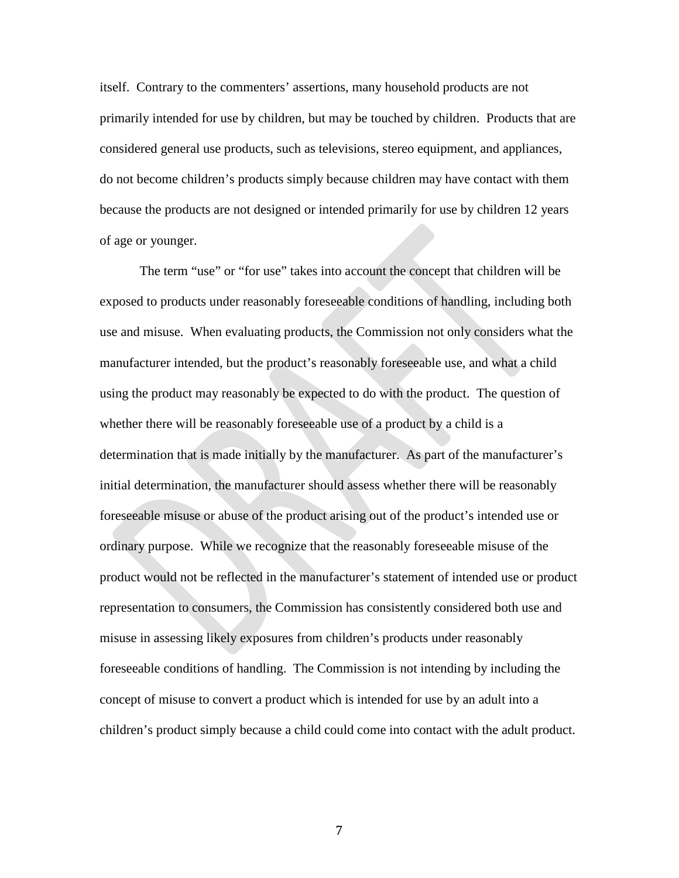itself. Contrary to the commenters' assertions, many household products are not primarily intended for use by children, but may be touched by children. Products that are considered general use products, such as televisions, stereo equipment, and appliances, do not become children's products simply because children may have contact with them because the products are not designed or intended primarily for use by children 12 years of age or younger.

The term "use" or "for use" takes into account the concept that children will be exposed to products under reasonably foreseeable conditions of handling, including both use and misuse. When evaluating products, the Commission not only considers what the manufacturer intended, but the product's reasonably foreseeable use, and what a child using the product may reasonably be expected to do with the product. The question of whether there will be reasonably foreseeable use of a product by a child is a determination that is made initially by the manufacturer. As part of the manufacturer's initial determination, the manufacturer should assess whether there will be reasonably foreseeable misuse or abuse of the product arising out of the product's intended use or ordinary purpose. While we recognize that the reasonably foreseeable misuse of the product would not be reflected in the manufacturer's statement of intended use or product representation to consumers, the Commission has consistently considered both use and misuse in assessing likely exposures from children's products under reasonably foreseeable conditions of handling. The Commission is not intending by including the concept of misuse to convert a product which is intended for use by an adult into a children's product simply because a child could come into contact with the adult product.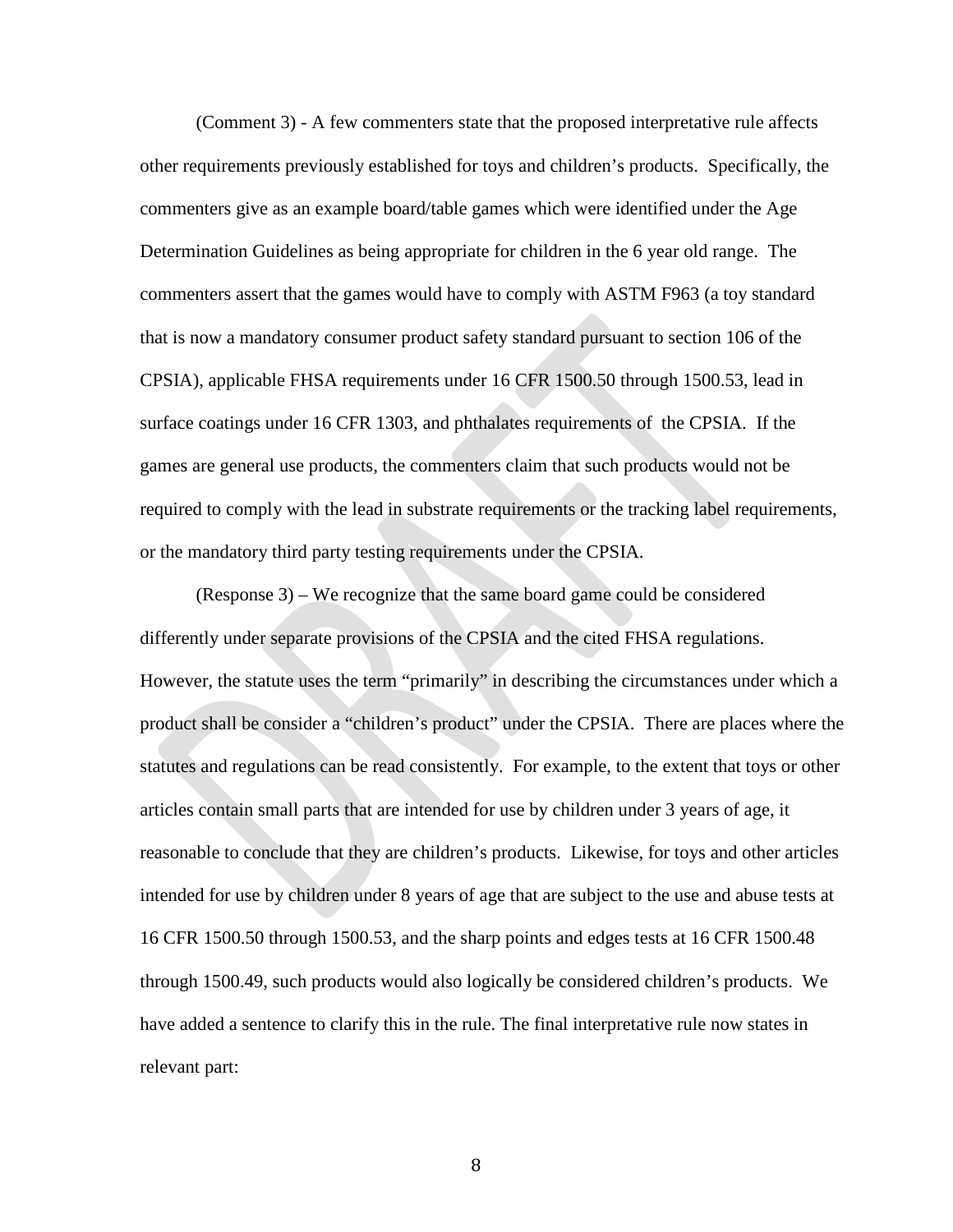(Comment 3) - A few commenters state that the proposed interpretative rule affects other requirements previously established for toys and children's products. Specifically, the commenters give as an example board/table games which were identified under the Age Determination Guidelines as being appropriate for children in the 6 year old range. The commenters assert that the games would have to comply with ASTM F963 (a toy standard that is now a mandatory consumer product safety standard pursuant to section 106 of the CPSIA), applicable FHSA requirements under 16 CFR 1500.50 through 1500.53, lead in surface coatings under 16 CFR 1303, and phthalates requirements of the CPSIA. If the games are general use products, the commenters claim that such products would not be required to comply with the lead in substrate requirements or the tracking label requirements, or the mandatory third party testing requirements under the CPSIA.

(Response 3) – We recognize that the same board game could be considered differently under separate provisions of the CPSIA and the cited FHSA regulations. However, the statute uses the term "primarily" in describing the circumstances under which a product shall be consider a "children's product" under the CPSIA. There are places where the statutes and regulations can be read consistently. For example, to the extent that toys or other articles contain small parts that are intended for use by children under 3 years of age, it reasonable to conclude that they are children's products. Likewise, for toys and other articles intended for use by children under 8 years of age that are subject to the use and abuse tests at 16 CFR 1500.50 through 1500.53, and the sharp points and edges tests at 16 CFR 1500.48 through 1500.49, such products would also logically be considered children's products. We have added a sentence to clarify this in the rule. The final interpretative rule now states in relevant part: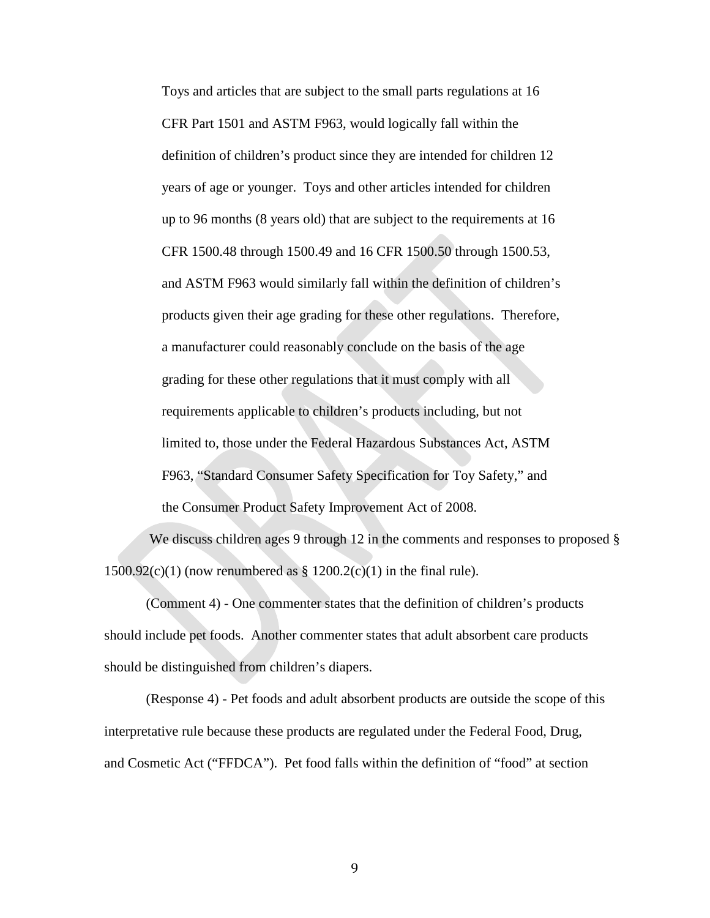> Toys and articles that are subject to the small parts regulations at 16 CFR Part 1501 and ASTM F963, would logically fall within the definition of children's product since they are intended for children 12 years of age or younger. Toys and other articles intended for children up to 96 months (8 years old) that are subject to the requirements at 16 CFR 1500.48 through 1500.49 and 16 CFR 1500.50 through 1500.53, and ASTM F963 would similarly fall within the definition of children's products given their age grading for these other regulations. Therefore, a manufacturer could reasonably conclude on the basis of the age grading for these other regulations that it must comply with all requirements applicable to children's products including, but not limited to, those under the Federal Hazardous Substances Act, ASTM F963, "Standard Consumer Safety Specification for Toy Safety," and the Consumer Product Safety Improvement Act of 2008.

We discuss children ages 9 through 12 in the comments and responses to proposed § 1500.92(c)(1) (now renumbered as § 1200.2(c)(1) in the final rule).

(Comment 4) - One commenter states that the definition of children's products should include pet foods. Another commenter states that adult absorbent care products should be distinguished from children's diapers.

(Response 4) - Pet foods and adult absorbent products are outside the scope of this interpretative rule because these products are regulated under the Federal Food, Drug, and Cosmetic Act ("FFDCA"). Pet food falls within the definition of "food" at section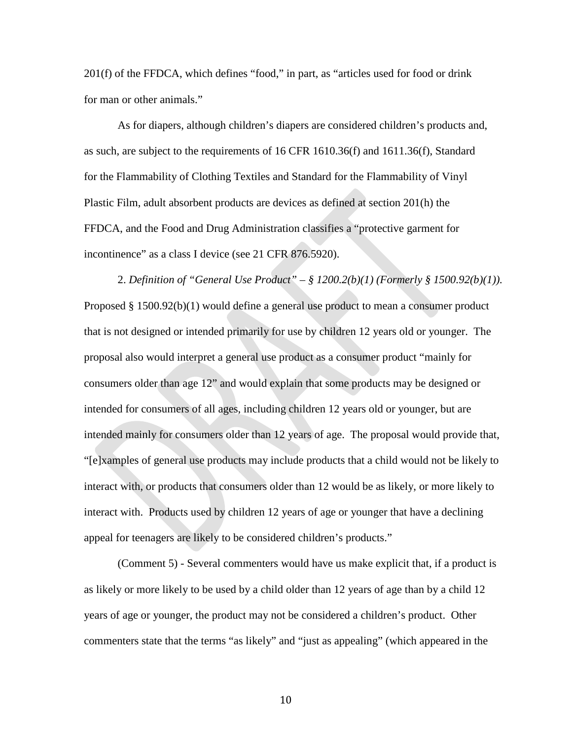201(f) of the FFDCA, which defines "food," in part, as "articles used for food or drink for man or other animals."

As for diapers, although children's diapers are considered children's products and, as such, are subject to the requirements of 16 CFR 1610.36(f) and 1611.36(f), Standard for the Flammability of Clothing Textiles and Standard for the Flammability of Vinyl Plastic Film, adult absorbent products are devices as defined at section 201(h) the FFDCA, and the Food and Drug Administration classifies a "protective garment for incontinence" as a class I device (see 21 CFR 876.5920).

2. *Definition of "General Use Product" – § 1200.2(b)(1) (Formerly § 1500.92(b)(1)).* Proposed § 1500.92(b)(1) would define a general use product to mean a consumer product that is not designed or intended primarily for use by children 12 years old or younger. The proposal also would interpret a general use product as a consumer product "mainly for consumers older than age 12" and would explain that some products may be designed or intended for consumers of all ages, including children 12 years old or younger, but are intended mainly for consumers older than 12 years of age. The proposal would provide that, "[e]xamples of general use products may include products that a child would not be likely to interact with, or products that consumers older than 12 would be as likely, or more likely to interact with. Products used by children 12 years of age or younger that have a declining appeal for teenagers are likely to be considered children's products."

(Comment 5) - Several commenters would have us make explicit that, if a product is as likely or more likely to be used by a child older than 12 years of age than by a child 12 years of age or younger, the product may not be considered a children's product. Other commenters state that the terms "as likely" and "just as appealing" (which appeared in the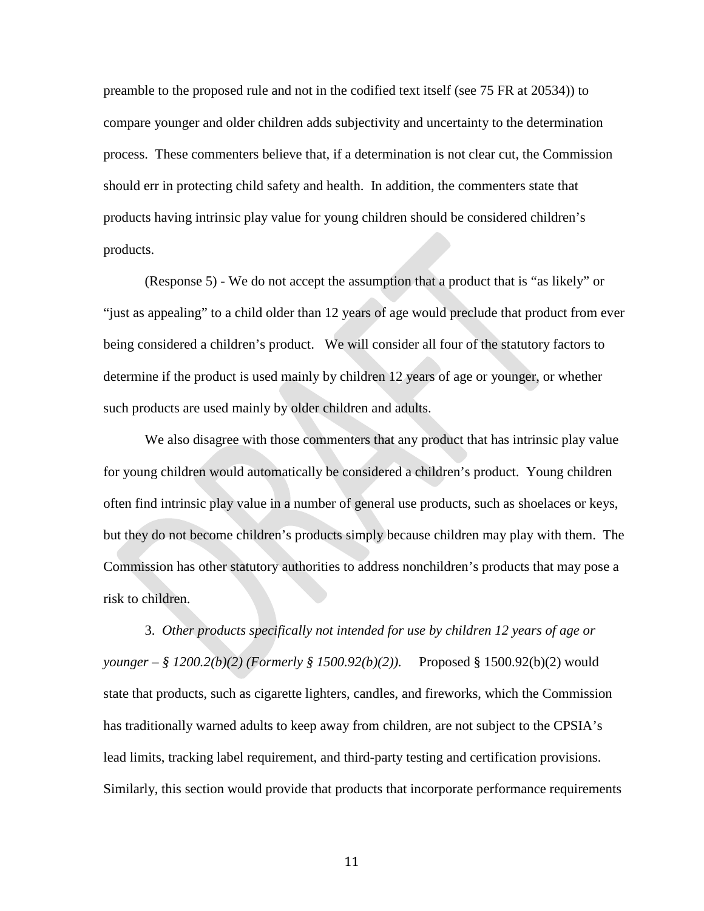preamble to the proposed rule and not in the codified text itself (see 75 FR at 20534)) to compare younger and older children adds subjectivity and uncertainty to the determination process. These commenters believe that, if a determination is not clear cut, the Commission should err in protecting child safety and health. In addition, the commenters state that products having intrinsic play value for young children should be considered children's products.

(Response 5) - We do not accept the assumption that a product that is "as likely" or "just as appealing" to a child older than 12 years of age would preclude that product from ever being considered a children's product. We will consider all four of the statutory factors to determine if the product is used mainly by children 12 years of age or younger, or whether such products are used mainly by older children and adults.

We also disagree with those commenters that any product that has intrinsic play value for young children would automatically be considered a children's product. Young children often find intrinsic play value in a number of general use products, such as shoelaces or keys, but they do not become children's products simply because children may play with them. The Commission has other statutory authorities to address nonchildren's products that may pose a risk to children.

3. *Other products specifically not intended for use by children 12 years of age or younger – § 1200.2(b)(2) (Formerly § 1500.92(b)(2)).* Proposed § 1500.92(b)(2) would state that products, such as cigarette lighters, candles, and fireworks, which the Commission has traditionally warned adults to keep away from children, are not subject to the CPSIA's lead limits, tracking label requirement, and third-party testing and certification provisions. Similarly, this section would provide that products that incorporate performance requirements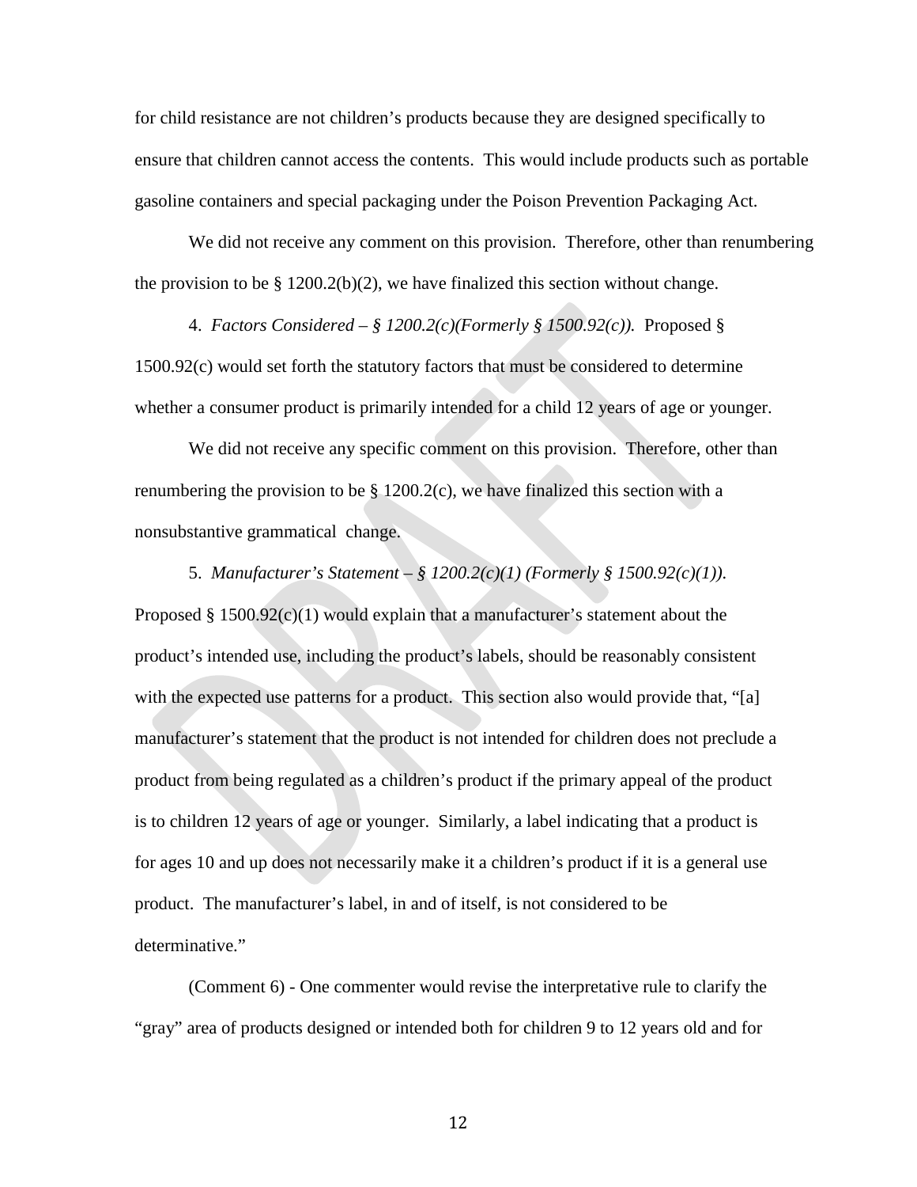for child resistance are not children's products because they are designed specifically to ensure that children cannot access the contents. This would include products such as portable gasoline containers and special packaging under the Poison Prevention Packaging Act.

We did not receive any comment on this provision. Therefore, other than renumbering the provision to be § 1200.2(b)(2), we have finalized this section without change.

4. *Factors Considered – § 1200.2(c)(Formerly § 1500.92(c)).* Proposed § 1500.92(c) would set forth the statutory factors that must be considered to determine whether a consumer product is primarily intended for a child 12 years of age or younger.

We did not receive any specific comment on this provision. Therefore, other than renumbering the provision to be § 1200.2(c), we have finalized this section with a nonsubstantive grammatical change.

5. *Manufacturer's Statement – § 1200.2(c)(1) (Formerly § 1500.92(c)(1)).* Proposed § 1500.92(c)(1) would explain that a manufacturer's statement about the product's intended use, including the product's labels, should be reasonably consistent with the expected use patterns for a product. This section also would provide that, "[a] manufacturer's statement that the product is not intended for children does not preclude a product from being regulated as a children's product if the primary appeal of the product is to children 12 years of age or younger. Similarly, a label indicating that a product is for ages 10 and up does not necessarily make it a children's product if it is a general use product. The manufacturer's label, in and of itself, is not considered to be determinative."

(Comment 6) - One commenter would revise the interpretative rule to clarify the "gray" area of products designed or intended both for children 9 to 12 years old and for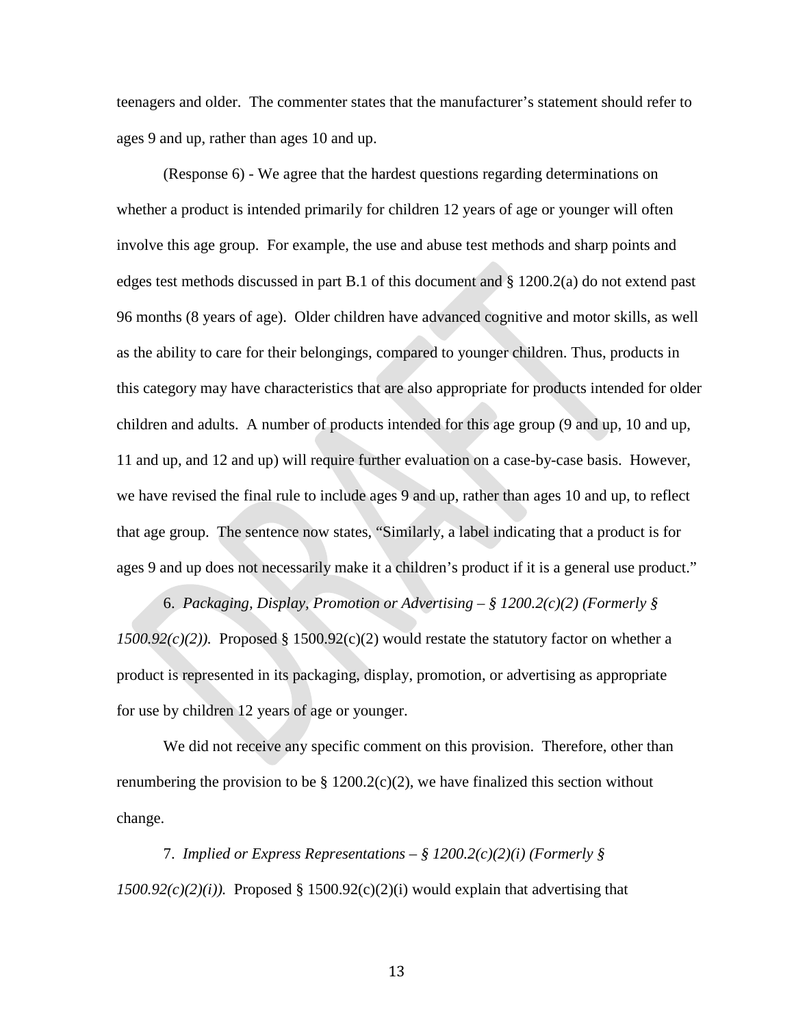teenagers and older. The commenter states that the manufacturer's statement should refer to ages 9 and up, rather than ages 10 and up.

(Response 6) - We agree that the hardest questions regarding determinations on whether a product is intended primarily for children 12 years of age or younger will often involve this age group. For example, the use and abuse test methods and sharp points and edges test methods discussed in part B.1 of this document and § 1200.2(a) do not extend past 96 months (8 years of age). Older children have advanced cognitive and motor skills, as well as the ability to care for their belongings, compared to younger children. Thus, products in this category may have characteristics that are also appropriate for products intended for older children and adults. A number of products intended for this age group (9 and up, 10 and up, 11 and up, and 12 and up) will require further evaluation on a case-by-case basis. However, we have revised the final rule to include ages 9 and up, rather than ages 10 and up, to reflect that age group. The sentence now states, "Similarly, a label indicating that a product is for ages 9 and up does not necessarily make it a children's product if it is a general use product."

6. *Packaging, Display, Promotion or Advertising – § 1200.2(c)(2) (Formerly § 1500.92(c)(2)).* Proposed § 1500.92(c)(2) would restate the statutory factor on whether a product is represented in its packaging, display, promotion, or advertising as appropriate for use by children 12 years of age or younger.

We did not receive any specific comment on this provision. Therefore, other than renumbering the provision to be § 1200.2(c)(2), we have finalized this section without change.

7. *Implied or Express Representations – § 1200.2(c)(2)(i) (Formerly § 1500.92(c)(2)(i)).* Proposed § 1500.92(c)(2)(i) would explain that advertising that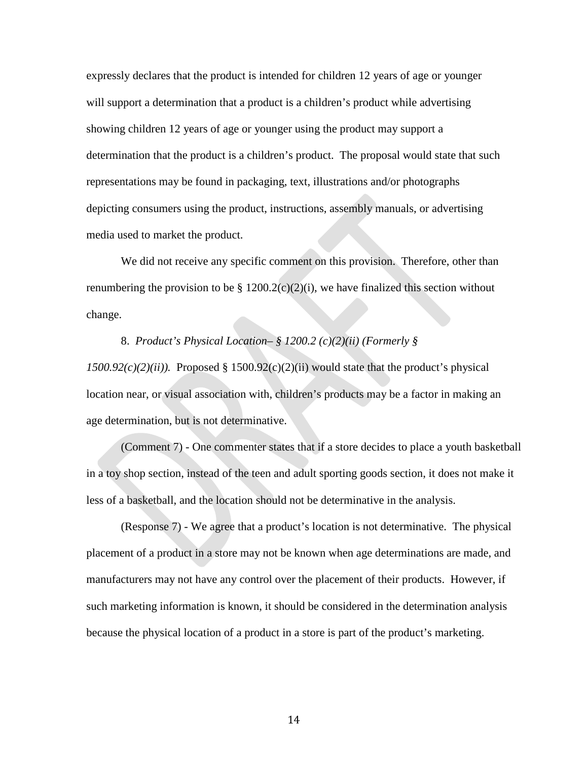expressly declares that the product is intended for children 12 years of age or younger will support a determination that a product is a children's product while advertising showing children 12 years of age or younger using the product may support a determination that the product is a children's product. The proposal would state that such representations may be found in packaging, text, illustrations and/or photographs depicting consumers using the product, instructions, assembly manuals, or advertising media used to market the product.

We did not receive any specific comment on this provision. Therefore, other than renumbering the provision to be § 1200.2(c)(2)(i), we have finalized this section without change.

8. *Product's Physical Location– § 1200.2 (c)(2)(ii) (Formerly § 1500.92(c)(2)(ii)).* Proposed § 1500.92(c)(2)(ii) would state that the product's physical location near, or visual association with, children's products may be a factor in making an age determination, but is not determinative.

(Comment 7) - One commenter states that if a store decides to place a youth basketball in a toy shop section, instead of the teen and adult sporting goods section, it does not make it less of a basketball, and the location should not be determinative in the analysis.

(Response 7) - We agree that a product's location is not determinative. The physical placement of a product in a store may not be known when age determinations are made, and manufacturers may not have any control over the placement of their products. However, if such marketing information is known, it should be considered in the determination analysis because the physical location of a product in a store is part of the product's marketing.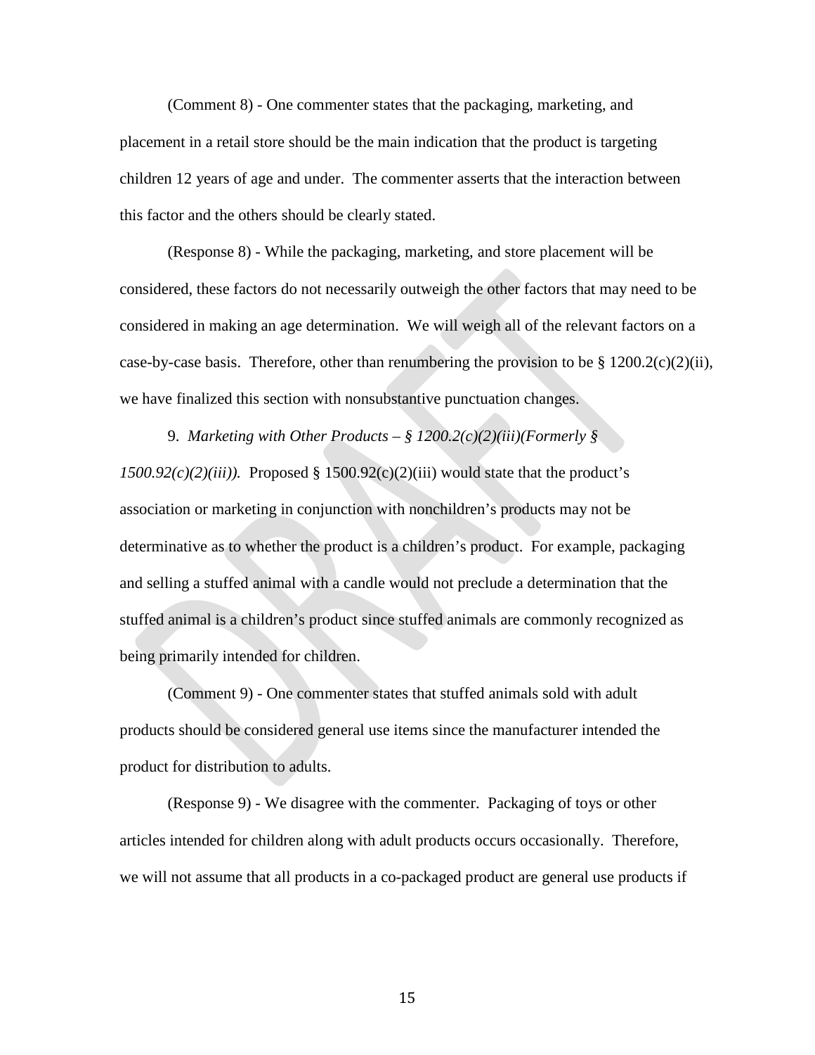(Comment 8) - One commenter states that the packaging, marketing, and placement in a retail store should be the main indication that the product is targeting children 12 years of age and under. The commenter asserts that the interaction between this factor and the others should be clearly stated.

(Response 8) - While the packaging, marketing, and store placement will be considered, these factors do not necessarily outweigh the other factors that may need to be considered in making an age determination. We will weigh all of the relevant factors on a case-by-case basis. Therefore, other than renumbering the provision to be § 1200.2(c)(2)(ii), we have finalized this section with nonsubstantive punctuation changes.

9. *Marketing with Other Products – § 1200.2(c)(2)(iii)(Formerly § 1500.92(c)(2)(iii)).* Proposed § 1500.92(c)(2)(iii) would state that the product's association or marketing in conjunction with nonchildren's products may not be determinative as to whether the product is a children's product. For example, packaging and selling a stuffed animal with a candle would not preclude a determination that the stuffed animal is a children's product since stuffed animals are commonly recognized as being primarily intended for children.

(Comment 9) - One commenter states that stuffed animals sold with adult products should be considered general use items since the manufacturer intended the product for distribution to adults.

(Response 9) - We disagree with the commenter. Packaging of toys or other articles intended for children along with adult products occurs occasionally. Therefore, we will not assume that all products in a co-packaged product are general use products if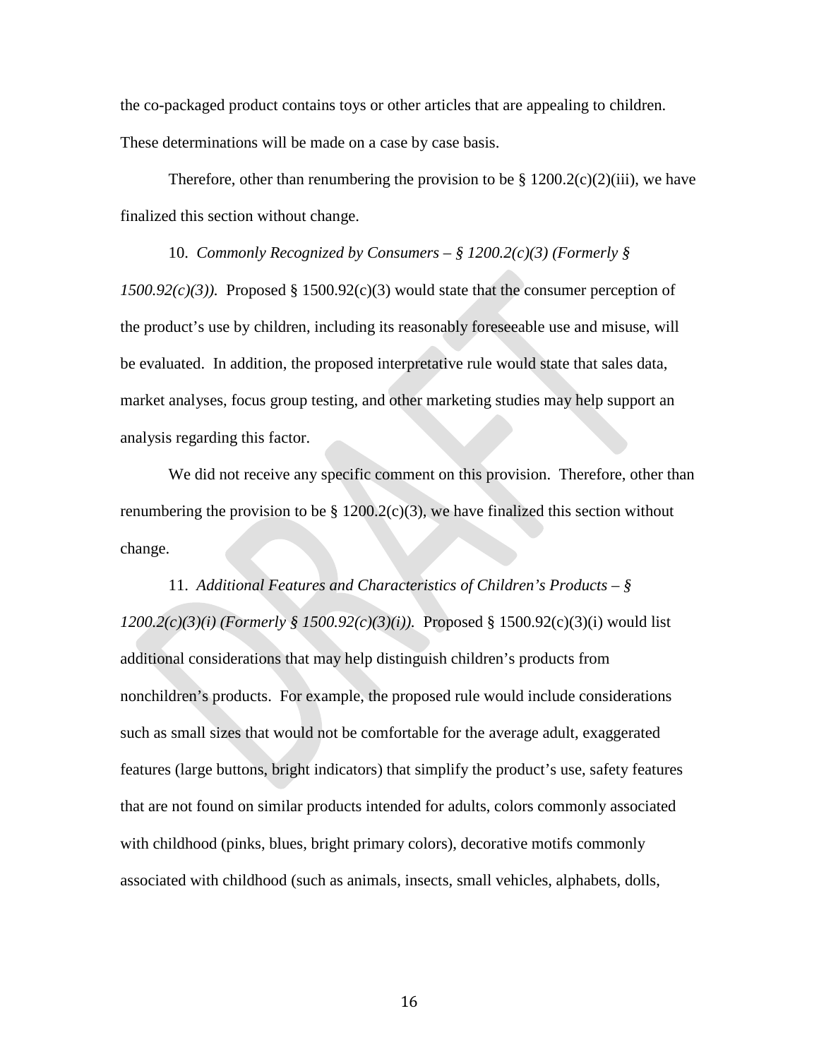the co-packaged product contains toys or other articles that are appealing to children. These determinations will be made on a case by case basis.

Therefore, other than renumbering the provision to be § 1200.2(c)(2)(iii), we have finalized this section without change.

10. *Commonly Recognized by Consumers – § 1200.2(c)(3) (Formerly § 1500.92(c)(3)).* Proposed § 1500.92(c)(3) would state that the consumer perception of the product's use by children, including its reasonably foreseeable use and misuse, will be evaluated. In addition, the proposed interpretative rule would state that sales data, market analyses, focus group testing, and other marketing studies may help support an analysis regarding this factor.

We did not receive any specific comment on this provision. Therefore, other than renumbering the provision to be § 1200.2(c)(3), we have finalized this section without change.

11. *Additional Features and Characteristics of Children's Products – § 1200.2(c)(3)(i) (Formerly § 1500.92(c)(3)(i)).* Proposed § 1500.92(c)(3)(i) would list additional considerations that may help distinguish children's products from nonchildren's products. For example, the proposed rule would include considerations such as small sizes that would not be comfortable for the average adult, exaggerated features (large buttons, bright indicators) that simplify the product's use, safety features that are not found on similar products intended for adults, colors commonly associated with childhood (pinks, blues, bright primary colors), decorative motifs commonly associated with childhood (such as animals, insects, small vehicles, alphabets, dolls,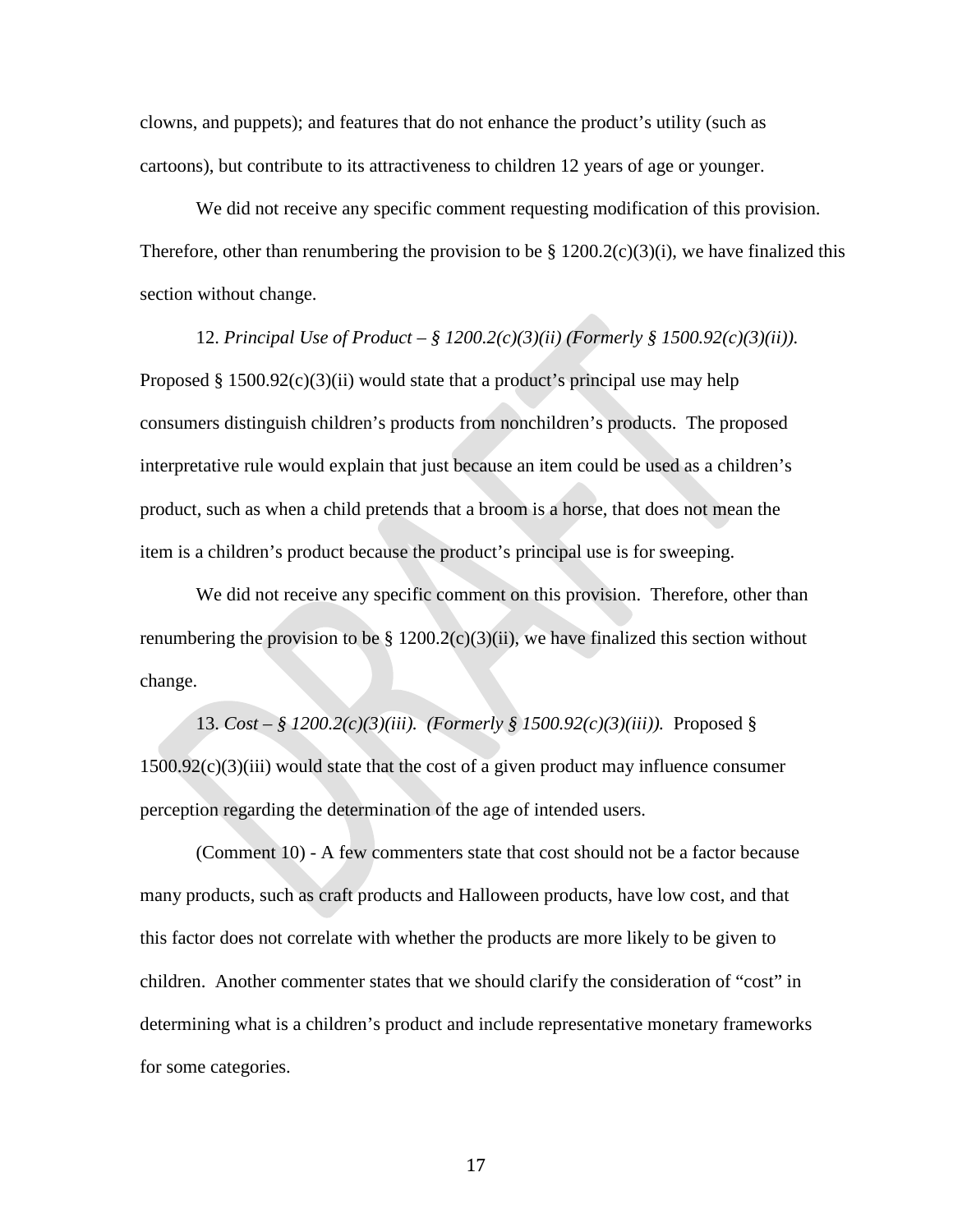clowns, and puppets); and features that do not enhance the product's utility (such as cartoons), but contribute to its attractiveness to children 12 years of age or younger.

We did not receive any specific comment requesting modification of this provision. Therefore, other than renumbering the provision to be § 1200.2(c)(3)(i), we have finalized this section without change.

12. *Principal Use of Product – § 1200.2(c)(3)(ii) (Formerly § 1500.92(c)(3)(ii)).* Proposed § 1500.92(c)(3)(ii) would state that a product's principal use may help consumers distinguish children's products from nonchildren's products. The proposed interpretative rule would explain that just because an item could be used as a children's product, such as when a child pretends that a broom is a horse, that does not mean the item is a children's product because the product's principal use is for sweeping.

We did not receive any specific comment on this provision. Therefore, other than renumbering the provision to be § 1200.2(c)(3)(ii), we have finalized this section without change.

13. *Cost – § 1200.2(c)(3)(iii). (Formerly § 1500.92(c)(3)(iii)).* Proposed § 1500.92(c)(3)(iii) would state that the cost of a given product may influence consumer perception regarding the determination of the age of intended users.

(Comment 10) - A few commenters state that cost should not be a factor because many products, such as craft products and Halloween products, have low cost, and that this factor does not correlate with whether the products are more likely to be given to children. Another commenter states that we should clarify the consideration of "cost" in determining what is a children's product and include representative monetary frameworks for some categories.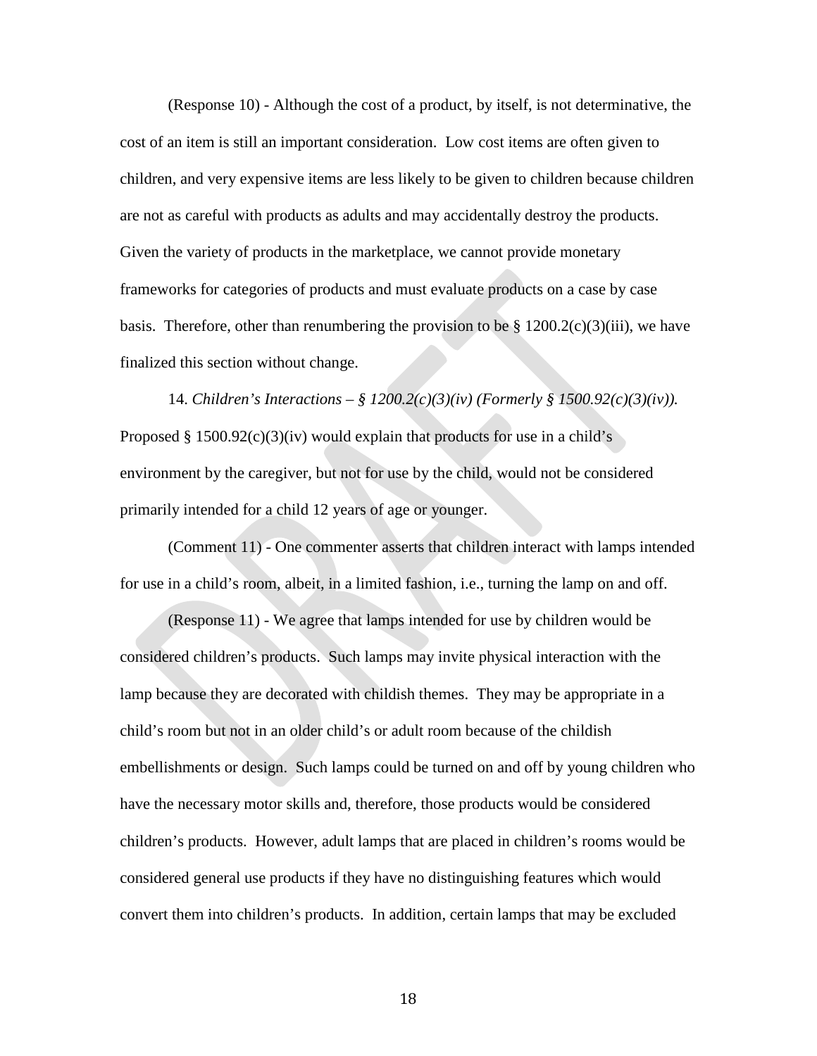(Response 10) - Although the cost of a product, by itself, is not determinative, the cost of an item is still an important consideration. Low cost items are often given to children, and very expensive items are less likely to be given to children because children are not as careful with products as adults and may accidentally destroy the products. Given the variety of products in the marketplace, we cannot provide monetary frameworks for categories of products and must evaluate products on a case by case basis. Therefore, other than renumbering the provision to be § 1200.2(c)(3)(iii), we have finalized this section without change.

14. *Children's Interactions – § 1200.2(c)(3)(iv) (Formerly § 1500.92(c)(3)(iv)).* Proposed § 1500.92(c)(3)(iv) would explain that products for use in a child's environment by the caregiver, but not for use by the child, would not be considered primarily intended for a child 12 years of age or younger.

(Comment 11) - One commenter asserts that children interact with lamps intended for use in a child's room, albeit, in a limited fashion, i.e., turning the lamp on and off.

(Response 11) - We agree that lamps intended for use by children would be considered children's products. Such lamps may invite physical interaction with the lamp because they are decorated with childish themes. They may be appropriate in a child's room but not in an older child's or adult room because of the childish embellishments or design. Such lamps could be turned on and off by young children who have the necessary motor skills and, therefore, those products would be considered children's products. However, adult lamps that are placed in children's rooms would be considered general use products if they have no distinguishing features which would convert them into children's products. In addition, certain lamps that may be excluded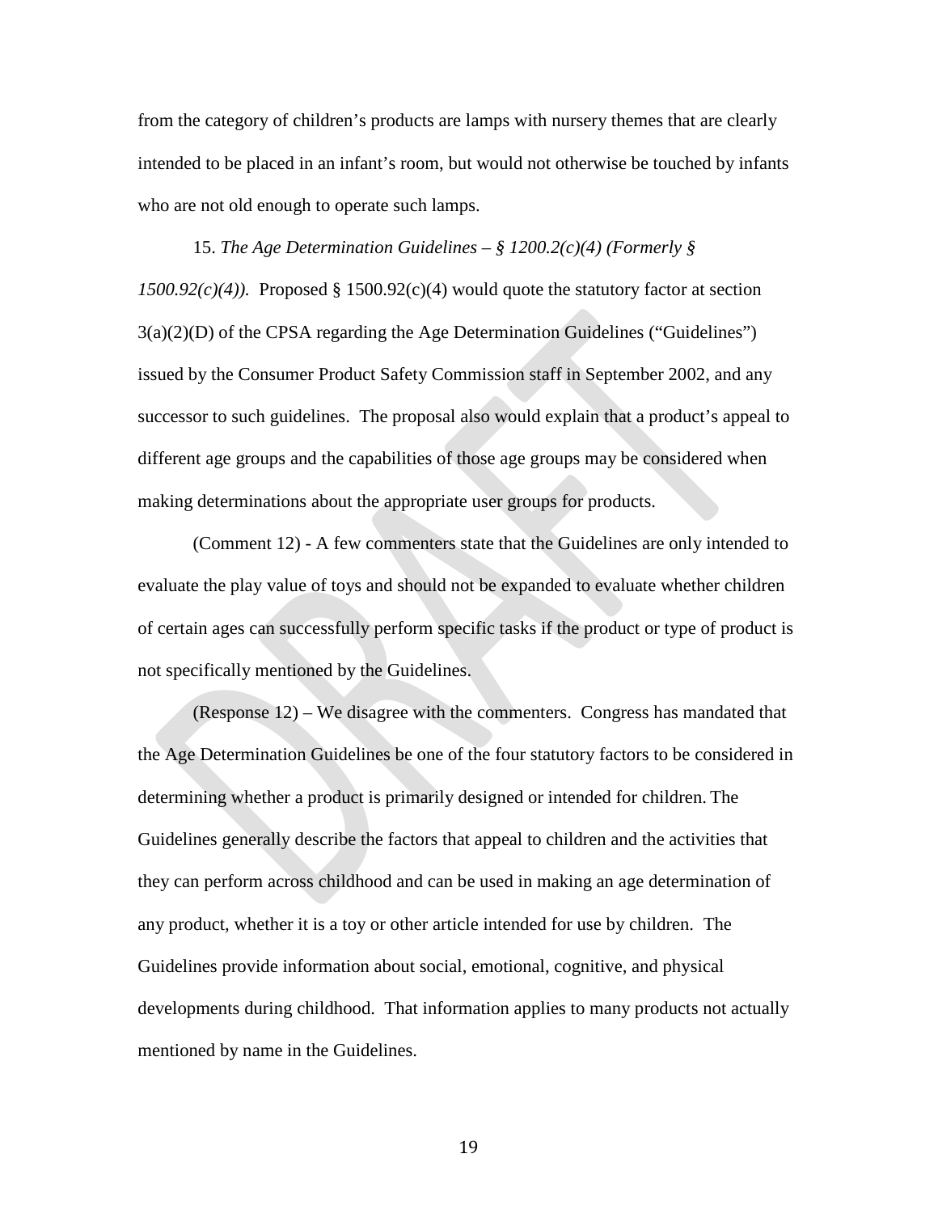from the category of children's products are lamps with nursery themes that are clearly intended to be placed in an infant's room, but would not otherwise be touched by infants who are not old enough to operate such lamps.

15. *The Age Determination Guidelines – § 1200.2(c)(4) (Formerly § 1500.92(c)(4)).* Proposed § 1500.92(c)(4) would quote the statutory factor at section 3(a)(2)(D) of the CPSA regarding the Age Determination Guidelines ("Guidelines") issued by the Consumer Product Safety Commission staff in September 2002, and any successor to such guidelines. The proposal also would explain that a product's appeal to different age groups and the capabilities of those age groups may be considered when making determinations about the appropriate user groups for products.

(Comment 12) - A few commenters state that the Guidelines are only intended to evaluate the play value of toys and should not be expanded to evaluate whether children of certain ages can successfully perform specific tasks if the product or type of product is not specifically mentioned by the Guidelines.

(Response 12) – We disagree with the commenters. Congress has mandated that the Age Determination Guidelines be one of the four statutory factors to be considered in determining whether a product is primarily designed or intended for children. The Guidelines generally describe the factors that appeal to children and the activities that they can perform across childhood and can be used in making an age determination of any product, whether it is a toy or other article intended for use by children. The Guidelines provide information about social, emotional, cognitive, and physical developments during childhood. That information applies to many products not actually mentioned by name in the Guidelines.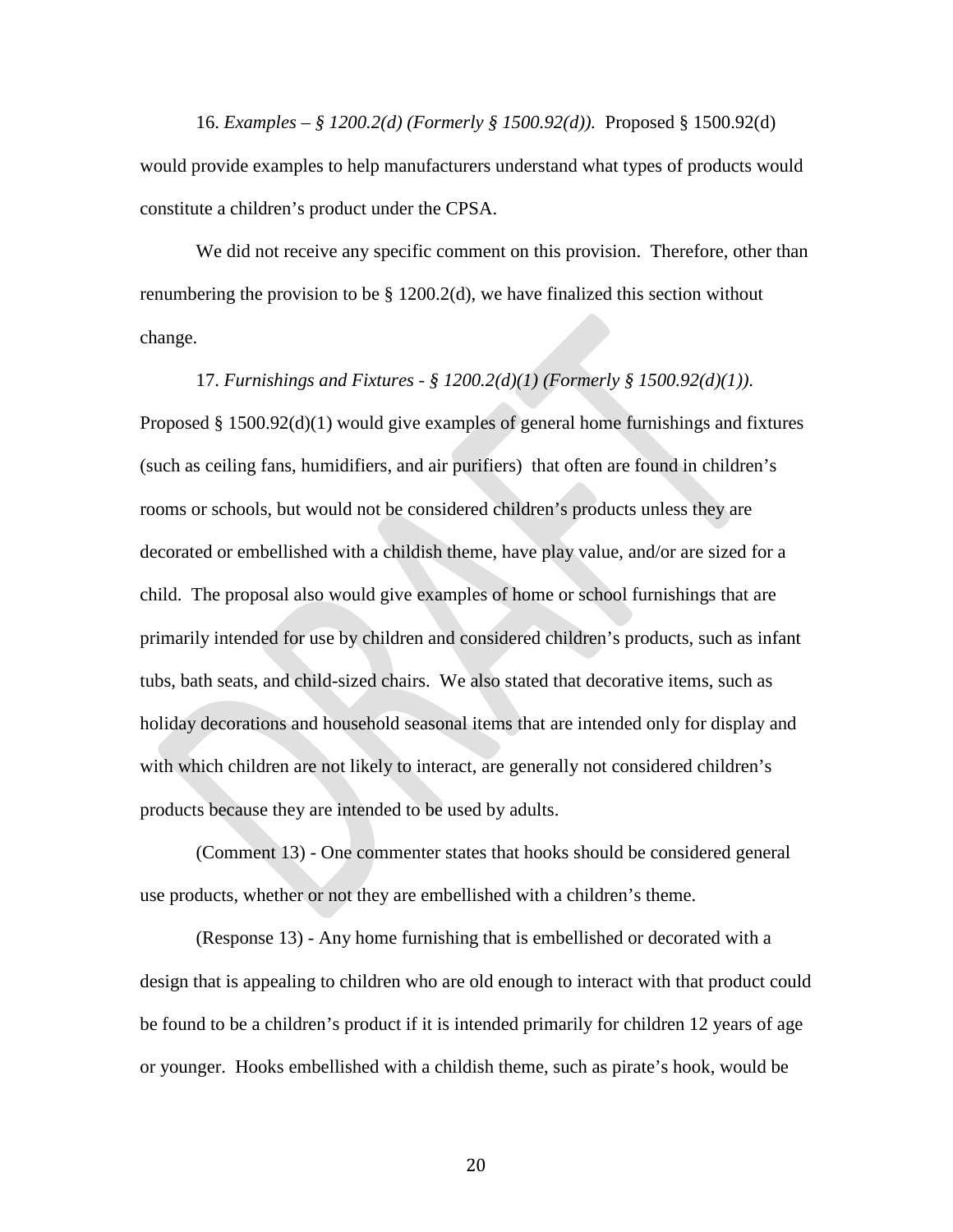16. *Examples – § 1200.2(d) (Formerly § 1500.92(d)).* Proposed § 1500.92(d) would provide examples to help manufacturers understand what types of products would constitute a children's product under the CPSA.

We did not receive any specific comment on this provision. Therefore, other than renumbering the provision to be § 1200.2(d), we have finalized this section without change.

17. *Furnishings and Fixtures - § 1200.2(d)(1) (Formerly § 1500.92(d)(1)).* Proposed § 1500.92(d)(1) would give examples of general home furnishings and fixtures (such as ceiling fans, humidifiers, and air purifiers) that often are found in children's rooms or schools, but would not be considered children's products unless they are decorated or embellished with a childish theme, have play value, and/or are sized for a child. The proposal also would give examples of home or school furnishings that are primarily intended for use by children and considered children's products, such as infant tubs, bath seats, and child-sized chairs. We also stated that decorative items, such as holiday decorations and household seasonal items that are intended only for display and with which children are not likely to interact, are generally not considered children's products because they are intended to be used by adults.

(Comment 13) - One commenter states that hooks should be considered general use products, whether or not they are embellished with a children's theme.

(Response 13) - Any home furnishing that is embellished or decorated with a design that is appealing to children who are old enough to interact with that product could be found to be a children's product if it is intended primarily for children 12 years of age or younger. Hooks embellished with a childish theme, such as pirate's hook, would be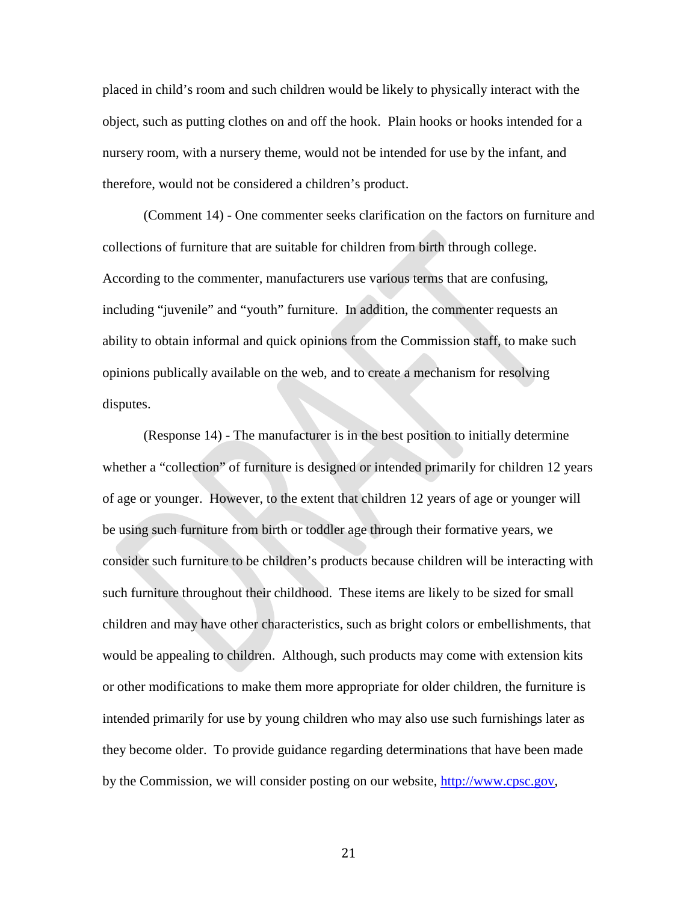placed in child's room and such children would be likely to physically interact with the object, such as putting clothes on and off the hook. Plain hooks or hooks intended for a nursery room, with a nursery theme, would not be intended for use by the infant, and therefore, would not be considered a children's product.

(Comment 14) - One commenter seeks clarification on the factors on furniture and collections of furniture that are suitable for children from birth through college. According to the commenter, manufacturers use various terms that are confusing, including "juvenile" and "youth" furniture. In addition, the commenter requests an ability to obtain informal and quick opinions from the Commission staff, to make such opinions publically available on the web, and to create a mechanism for resolving disputes.

(Response 14) - The manufacturer is in the best position to initially determine whether a "collection" of furniture is designed or intended primarily for children 12 years of age or younger. However, to the extent that children 12 years of age or younger will be using such furniture from birth or toddler age through their formative years, we consider such furniture to be children's products because children will be interacting with such furniture throughout their childhood. These items are likely to be sized for small children and may have other characteristics, such as bright colors or embellishments, that would be appealing to children. Although, such products may come with extension kits or other modifications to make them more appropriate for older children, the furniture is intended primarily for use by young children who may also use such furnishings later as they become older. To provide guidance regarding determinations that have been made by the Commission, we will consider posting on our website, http://www.cpsc.gov,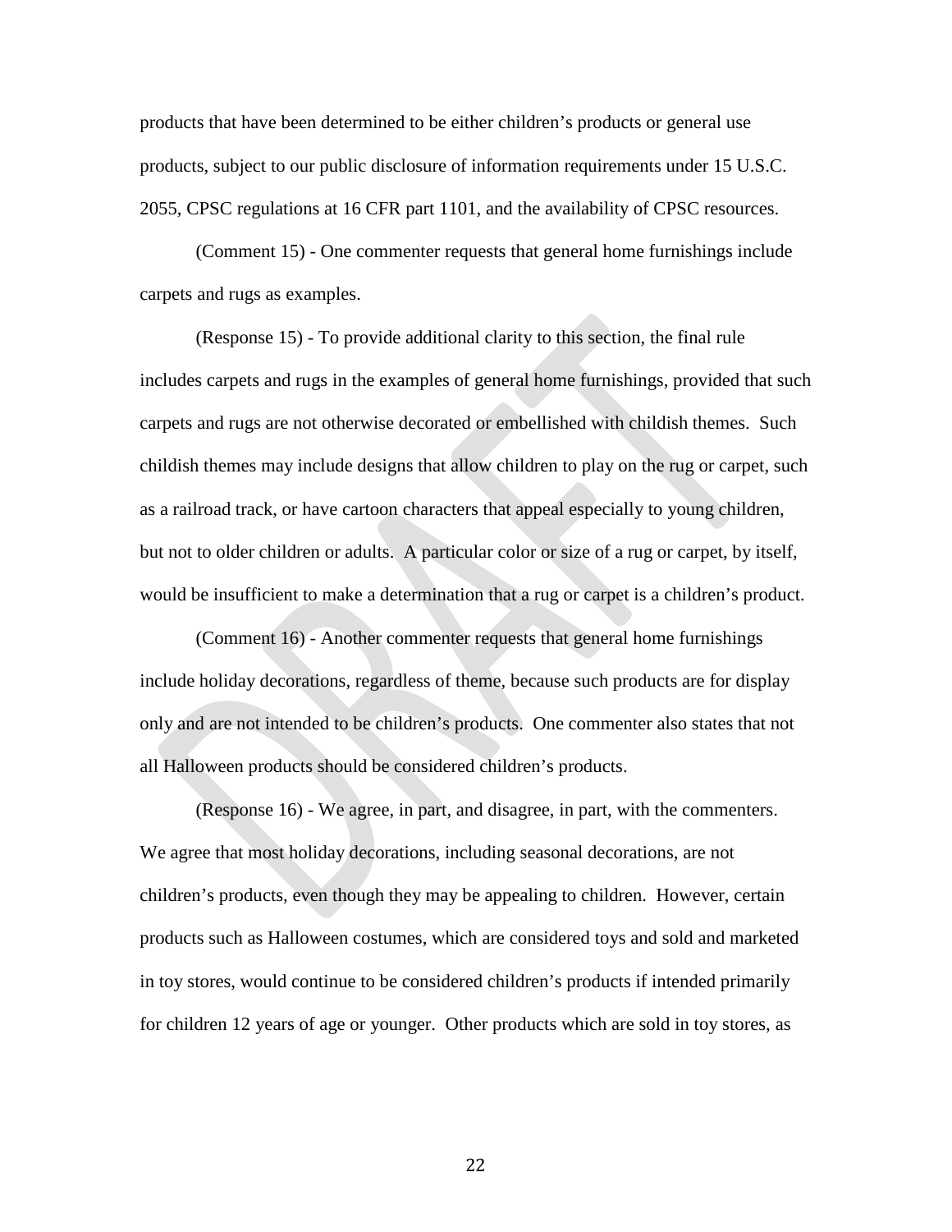products that have been determined to be either children's products or general use products, subject to our public disclosure of information requirements under 15 U.S.C. 2055, CPSC regulations at 16 CFR part 1101, and the availability of CPSC resources.

(Comment 15) - One commenter requests that general home furnishings include carpets and rugs as examples.

(Response 15) - To provide additional clarity to this section, the final rule includes carpets and rugs in the examples of general home furnishings, provided that such carpets and rugs are not otherwise decorated or embellished with childish themes. Such childish themes may include designs that allow children to play on the rug or carpet, such as a railroad track, or have cartoon characters that appeal especially to young children, but not to older children or adults. A particular color or size of a rug or carpet, by itself, would be insufficient to make a determination that a rug or carpet is a children's product.

(Comment 16) - Another commenter requests that general home furnishings include holiday decorations, regardless of theme, because such products are for display only and are not intended to be children's products. One commenter also states that not all Halloween products should be considered children's products.

(Response 16) - We agree, in part, and disagree, in part, with the commenters. We agree that most holiday decorations, including seasonal decorations, are not children's products, even though they may be appealing to children. However, certain products such as Halloween costumes, which are considered toys and sold and marketed in toy stores, would continue to be considered children's products if intended primarily for children 12 years of age or younger. Other products which are sold in toy stores, as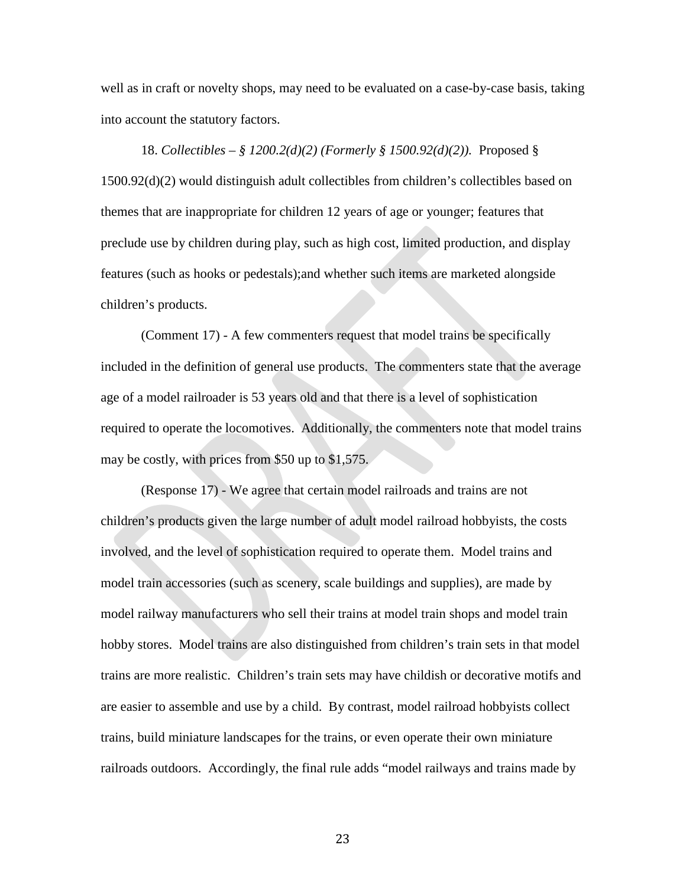well as in craft or novelty shops, may need to be evaluated on a case-by-case basis, taking into account the statutory factors.

18. *Collectibles – § 1200.2(d)(2) (Formerly § 1500.92(d)(2)).* Proposed § 1500.92(d)(2) would distinguish adult collectibles from children's collectibles based on themes that are inappropriate for children 12 years of age or younger; features that preclude use by children during play, such as high cost, limited production, and display features (such as hooks or pedestals);and whether such items are marketed alongside children's products.

(Comment 17) - A few commenters request that model trains be specifically included in the definition of general use products. The commenters state that the average age of a model railroader is 53 years old and that there is a level of sophistication required to operate the locomotives. Additionally, the commenters note that model trains may be costly, with prices from $50 up to $1,575.

(Response 17) - We agree that certain model railroads and trains are not children's products given the large number of adult model railroad hobbyists, the costs involved, and the level of sophistication required to operate them. Model trains and model train accessories (such as scenery, scale buildings and supplies), are made by model railway manufacturers who sell their trains at model train shops and model train hobby stores. Model trains are also distinguished from children's train sets in that model trains are more realistic. Children's train sets may have childish or decorative motifs and are easier to assemble and use by a child. By contrast, model railroad hobbyists collect trains, build miniature landscapes for the trains, or even operate their own miniature railroads outdoors. Accordingly, the final rule adds "model railways and trains made by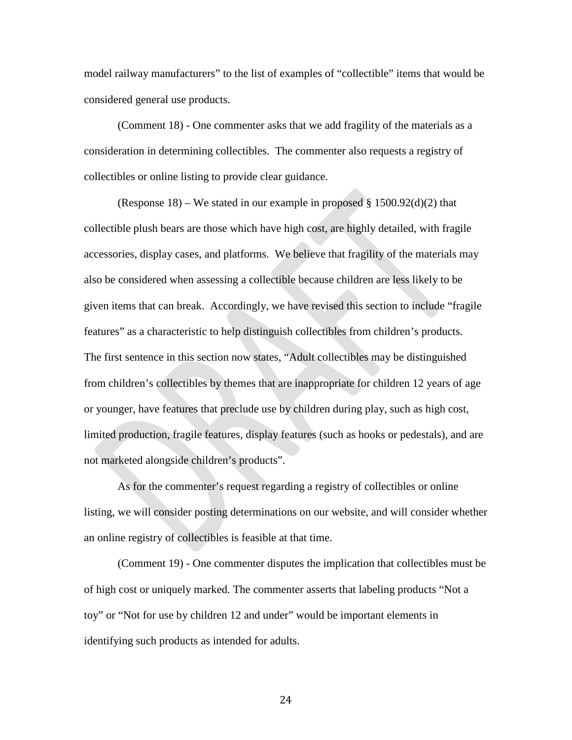model railway manufacturers" to the list of examples of "collectible" items that would be considered general use products.

(Comment 18) - One commenter asks that we add fragility of the materials as a consideration in determining collectibles. The commenter also requests a registry of collectibles or online listing to provide clear guidance.

(Response 18) – We stated in our example in proposed § 1500.92(d)(2) that collectible plush bears are those which have high cost, are highly detailed, with fragile accessories, display cases, and platforms. We believe that fragility of the materials may also be considered when assessing a collectible because children are less likely to be given items that can break. Accordingly, we have revised this section to include "fragile features" as a characteristic to help distinguish collectibles from children's products. The first sentence in this section now states, "Adult collectibles may be distinguished from children's collectibles by themes that are inappropriate for children 12 years of age or younger, have features that preclude use by children during play, such as high cost, limited production, fragile features, display features (such as hooks or pedestals), and are not marketed alongside children's products".

As for the commenter's request regarding a registry of collectibles or online listing, we will consider posting determinations on our website, and will consider whether an online registry of collectibles is feasible at that time.

(Comment 19) - One commenter disputes the implication that collectibles must be of high cost or uniquely marked. The commenter asserts that labeling products "Not a toy" or "Not for use by children 12 and under" would be important elements in identifying such products as intended for adults.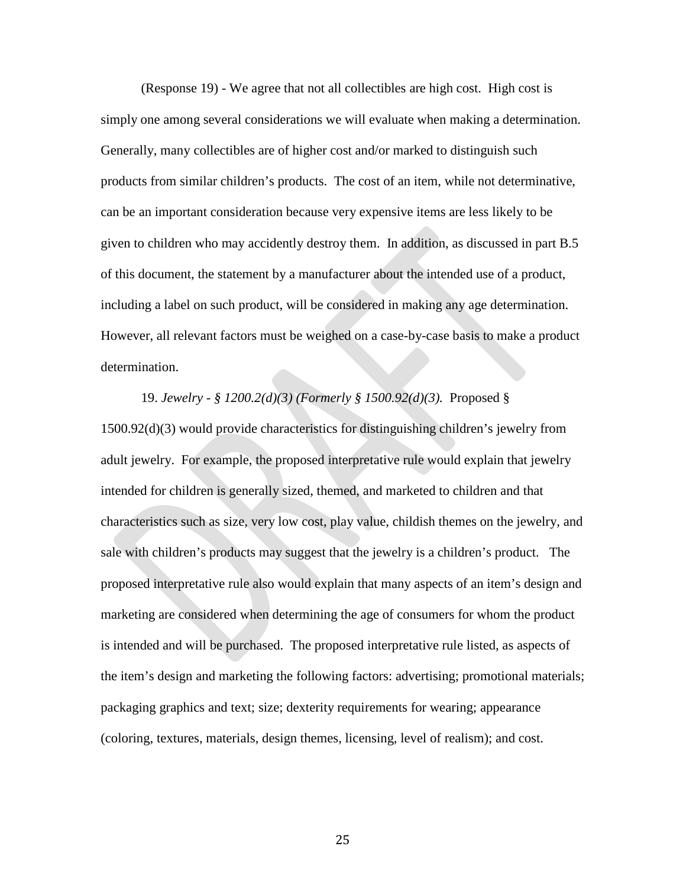(Response 19) - We agree that not all collectibles are high cost. High cost is simply one among several considerations we will evaluate when making a determination. Generally, many collectibles are of higher cost and/or marked to distinguish such products from similar children's products. The cost of an item, while not determinative, can be an important consideration because very expensive items are less likely to be given to children who may accidently destroy them. In addition, as discussed in part B.5 of this document, the statement by a manufacturer about the intended use of a product, including a label on such product, will be considered in making any age determination. However, all relevant factors must be weighed on a case-by-case basis to make a product determination.

19. *Jewelry - § 1200.2(d)(3) (Formerly § 1500.92(d)(3).* Proposed § 1500.92(d)(3) would provide characteristics for distinguishing children's jewelry from adult jewelry. For example, the proposed interpretative rule would explain that jewelry intended for children is generally sized, themed, and marketed to children and that characteristics such as size, very low cost, play value, childish themes on the jewelry, and sale with children's products may suggest that the jewelry is a children's product. The proposed interpretative rule also would explain that many aspects of an item's design and marketing are considered when determining the age of consumers for whom the product is intended and will be purchased. The proposed interpretative rule listed, as aspects of the item's design and marketing the following factors: advertising; promotional materials; packaging graphics and text; size; dexterity requirements for wearing; appearance (coloring, textures, materials, design themes, licensing, level of realism); and cost.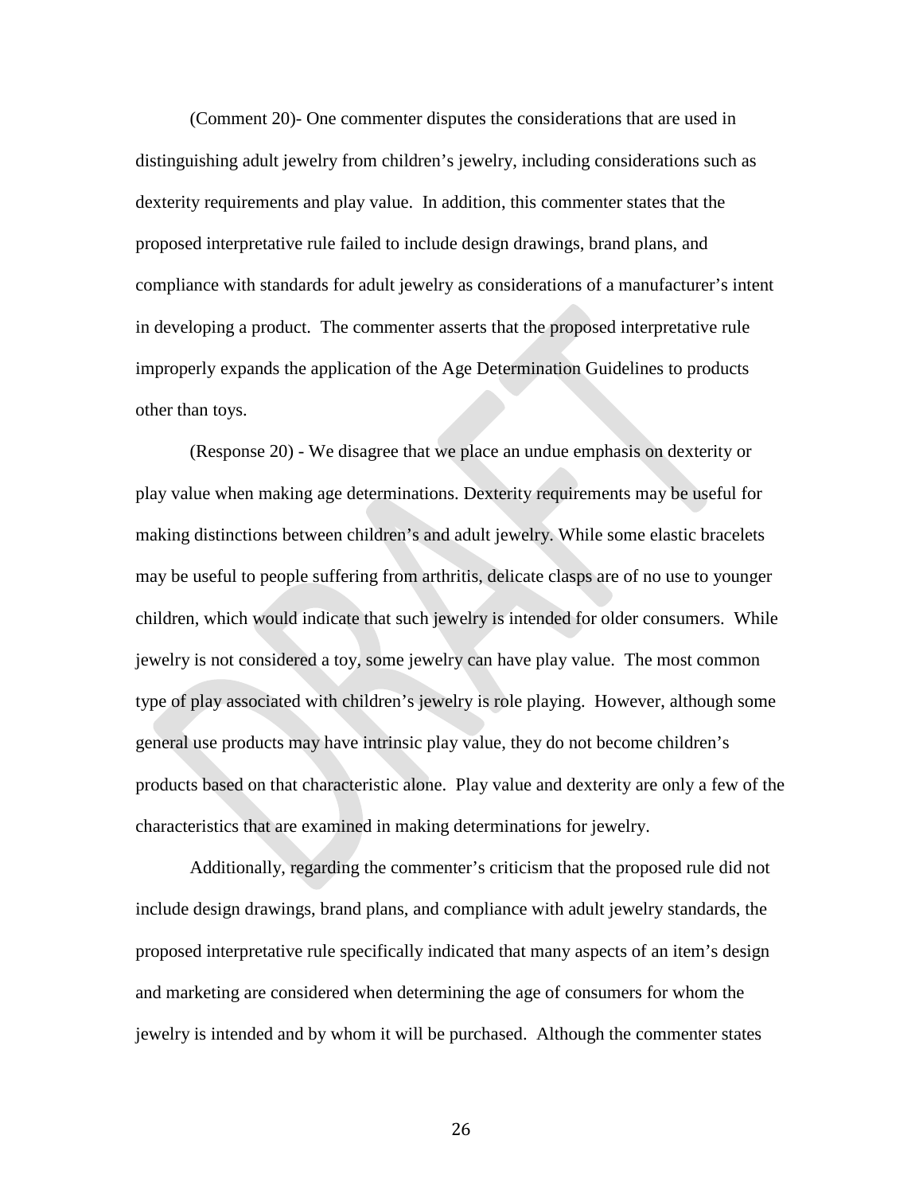(Comment 20)- One commenter disputes the considerations that are used in distinguishing adult jewelry from children's jewelry, including considerations such as dexterity requirements and play value. In addition, this commenter states that the proposed interpretative rule failed to include design drawings, brand plans, and compliance with standards for adult jewelry as considerations of a manufacturer's intent in developing a product. The commenter asserts that the proposed interpretative rule improperly expands the application of the Age Determination Guidelines to products other than toys.

(Response 20) - We disagree that we place an undue emphasis on dexterity or play value when making age determinations. Dexterity requirements may be useful for making distinctions between children's and adult jewelry. While some elastic bracelets may be useful to people suffering from arthritis, delicate clasps are of no use to younger children, which would indicate that such jewelry is intended for older consumers. While jewelry is not considered a toy, some jewelry can have play value. The most common type of play associated with children's jewelry is role playing. However, although some general use products may have intrinsic play value, they do not become children's products based on that characteristic alone. Play value and dexterity are only a few of the characteristics that are examined in making determinations for jewelry.

Additionally, regarding the commenter's criticism that the proposed rule did not include design drawings, brand plans, and compliance with adult jewelry standards, the proposed interpretative rule specifically indicated that many aspects of an item's design and marketing are considered when determining the age of consumers for whom the jewelry is intended and by whom it will be purchased. Although the commenter states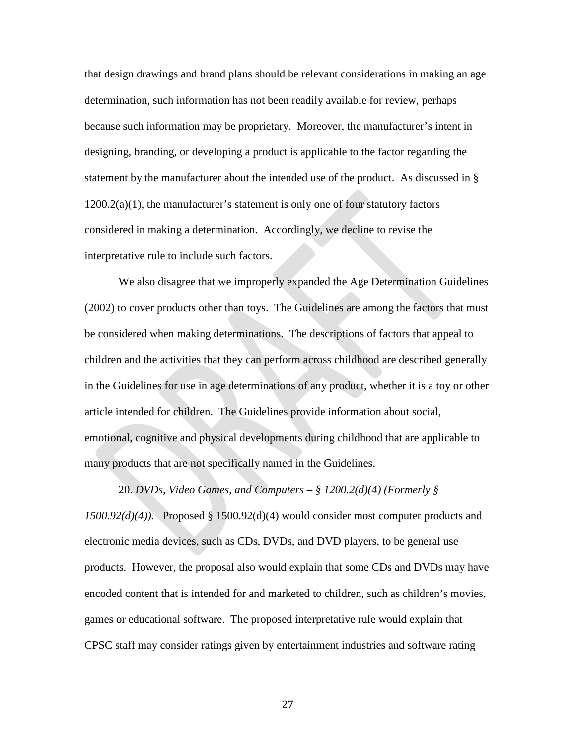that design drawings and brand plans should be relevant considerations in making an age determination, such information has not been readily available for review, perhaps because such information may be proprietary. Moreover, the manufacturer's intent in designing, branding, or developing a product is applicable to the factor regarding the statement by the manufacturer about the intended use of the product. As discussed in § 1200.2(a)(1), the manufacturer's statement is only one of four statutory factors considered in making a determination. Accordingly, we decline to revise the interpretative rule to include such factors.

We also disagree that we improperly expanded the Age Determination Guidelines (2002) to cover products other than toys. The Guidelines are among the factors that must be considered when making determinations. The descriptions of factors that appeal to children and the activities that they can perform across childhood are described generally in the Guidelines for use in age determinations of any product, whether it is a toy or other article intended for children. The Guidelines provide information about social, emotional, cognitive and physical developments during childhood that are applicable to many products that are not specifically named in the Guidelines.

20. *DVDs, Video Games, and Computers – § 1200.2(d)(4) (Formerly § 1500.92(d)(4)).* Proposed § 1500.92(d)(4) would consider most computer products and electronic media devices, such as CDs, DVDs, and DVD players, to be general use products. However, the proposal also would explain that some CDs and DVDs may have encoded content that is intended for and marketed to children, such as children's movies, games or educational software. The proposed interpretative rule would explain that CPSC staff may consider ratings given by entertainment industries and software rating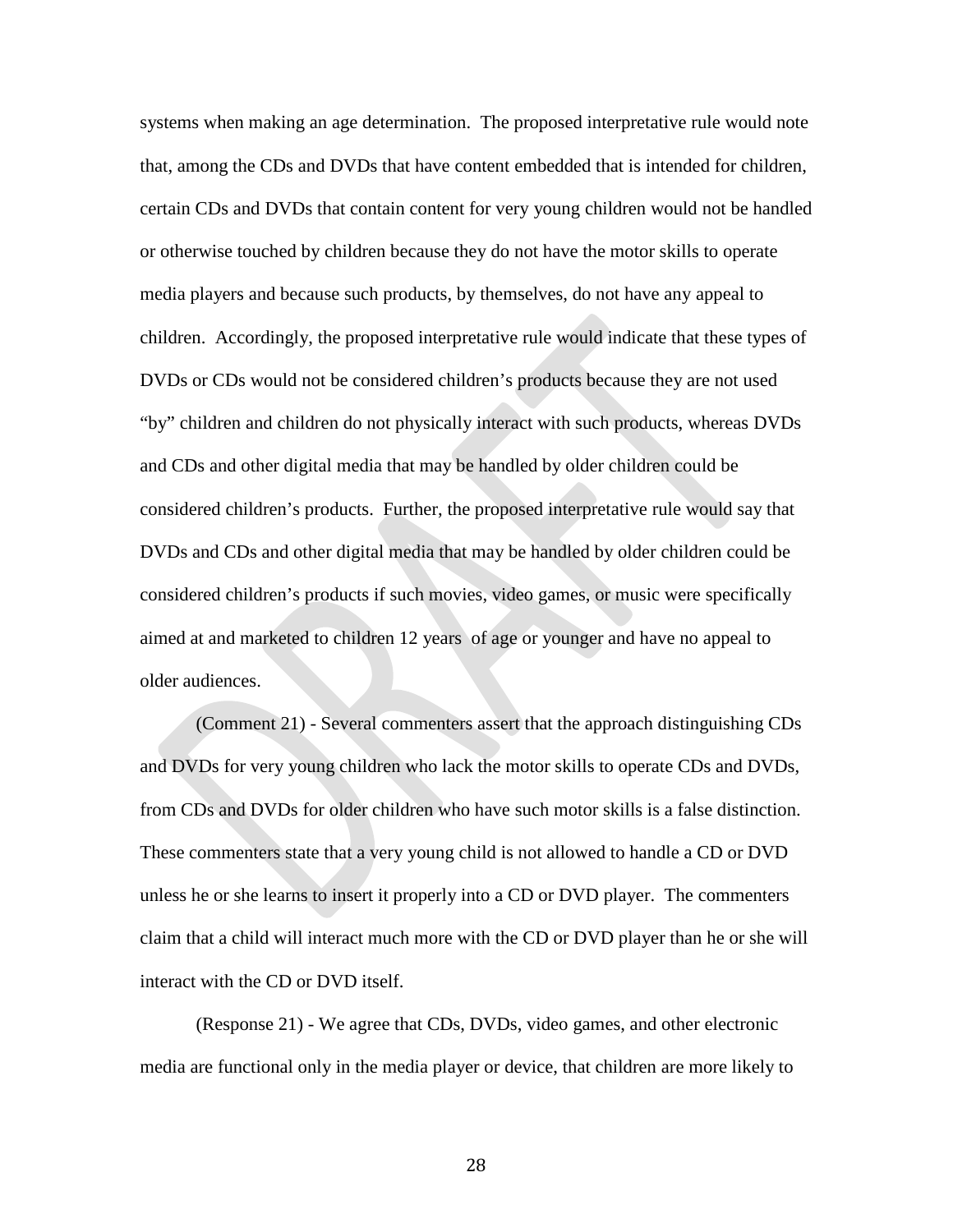systems when making an age determination. The proposed interpretative rule would note that, among the CDs and DVDs that have content embedded that is intended for children, certain CDs and DVDs that contain content for very young children would not be handled or otherwise touched by children because they do not have the motor skills to operate media players and because such products, by themselves, do not have any appeal to children. Accordingly, the proposed interpretative rule would indicate that these types of DVDs or CDs would not be considered children's products because they are not used "by" children and children do not physically interact with such products, whereas DVDs and CDs and other digital media that may be handled by older children could be considered children's products. Further, the proposed interpretative rule would say that DVDs and CDs and other digital media that may be handled by older children could be considered children's products if such movies, video games, or music were specifically aimed at and marketed to children 12 years of age or younger and have no appeal to older audiences.

(Comment 21) - Several commenters assert that the approach distinguishing CDs and DVDs for very young children who lack the motor skills to operate CDs and DVDs, from CDs and DVDs for older children who have such motor skills is a false distinction. These commenters state that a very young child is not allowed to handle a CD or DVD unless he or she learns to insert it properly into a CD or DVD player. The commenters claim that a child will interact much more with the CD or DVD player than he or she will interact with the CD or DVD itself.

(Response 21) - We agree that CDs, DVDs, video games, and other electronic media are functional only in the media player or device, that children are more likely to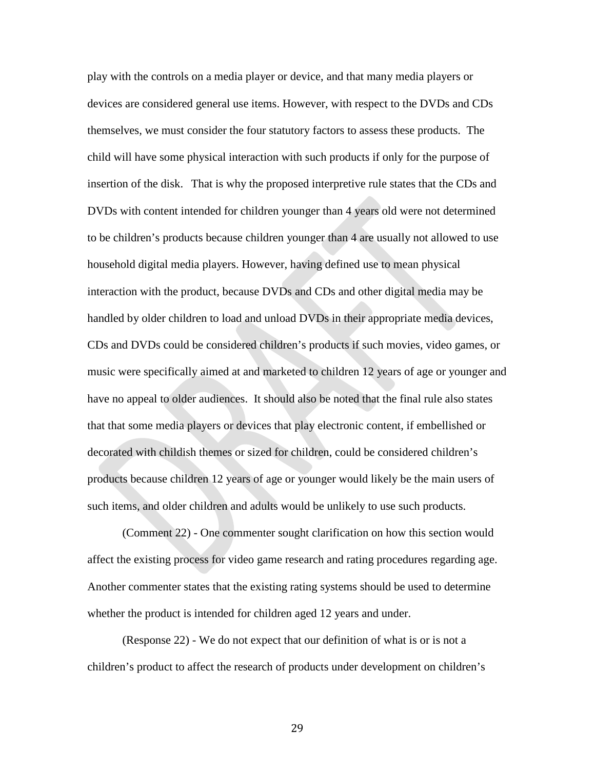play with the controls on a media player or device, and that many media players or devices are considered general use items. However, with respect to the DVDs and CDs themselves, we must consider the four statutory factors to assess these products. The child will have some physical interaction with such products if only for the purpose of insertion of the disk. That is why the proposed interpretive rule states that the CDs and DVDs with content intended for children younger than 4 years old were not determined to be children's products because children younger than 4 are usually not allowed to use household digital media players. However, having defined use to mean physical interaction with the product, because DVDs and CDs and other digital media may be handled by older children to load and unload DVDs in their appropriate media devices, CDs and DVDs could be considered children's products if such movies, video games, or music were specifically aimed at and marketed to children 12 years of age or younger and have no appeal to older audiences. It should also be noted that the final rule also states that that some media players or devices that play electronic content, if embellished or decorated with childish themes or sized for children, could be considered children's products because children 12 years of age or younger would likely be the main users of such items, and older children and adults would be unlikely to use such products.

(Comment 22) - One commenter sought clarification on how this section would affect the existing process for video game research and rating procedures regarding age. Another commenter states that the existing rating systems should be used to determine whether the product is intended for children aged 12 years and under.

(Response 22) - We do not expect that our definition of what is or is not a children's product to affect the research of products under development on children's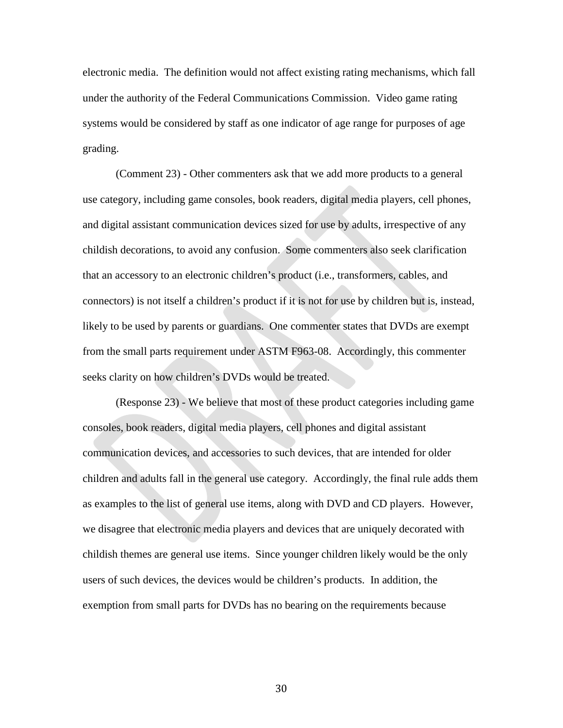electronic media. The definition would not affect existing rating mechanisms, which fall under the authority of the Federal Communications Commission. Video game rating systems would be considered by staff as one indicator of age range for purposes of age grading.

(Comment 23) - Other commenters ask that we add more products to a general use category, including game consoles, book readers, digital media players, cell phones, and digital assistant communication devices sized for use by adults, irrespective of any childish decorations, to avoid any confusion. Some commenters also seek clarification that an accessory to an electronic children's product (i.e., transformers, cables, and connectors) is not itself a children's product if it is not for use by children but is, instead, likely to be used by parents or guardians. One commenter states that DVDs are exempt from the small parts requirement under ASTM F963-08. Accordingly, this commenter seeks clarity on how children's DVDs would be treated.

(Response 23) - We believe that most of these product categories including game consoles, book readers, digital media players, cell phones and digital assistant communication devices, and accessories to such devices, that are intended for older children and adults fall in the general use category. Accordingly, the final rule adds them as examples to the list of general use items, along with DVD and CD players. However, we disagree that electronic media players and devices that are uniquely decorated with childish themes are general use items. Since younger children likely would be the only users of such devices, the devices would be children's products. In addition, the exemption from small parts for DVDs has no bearing on the requirements because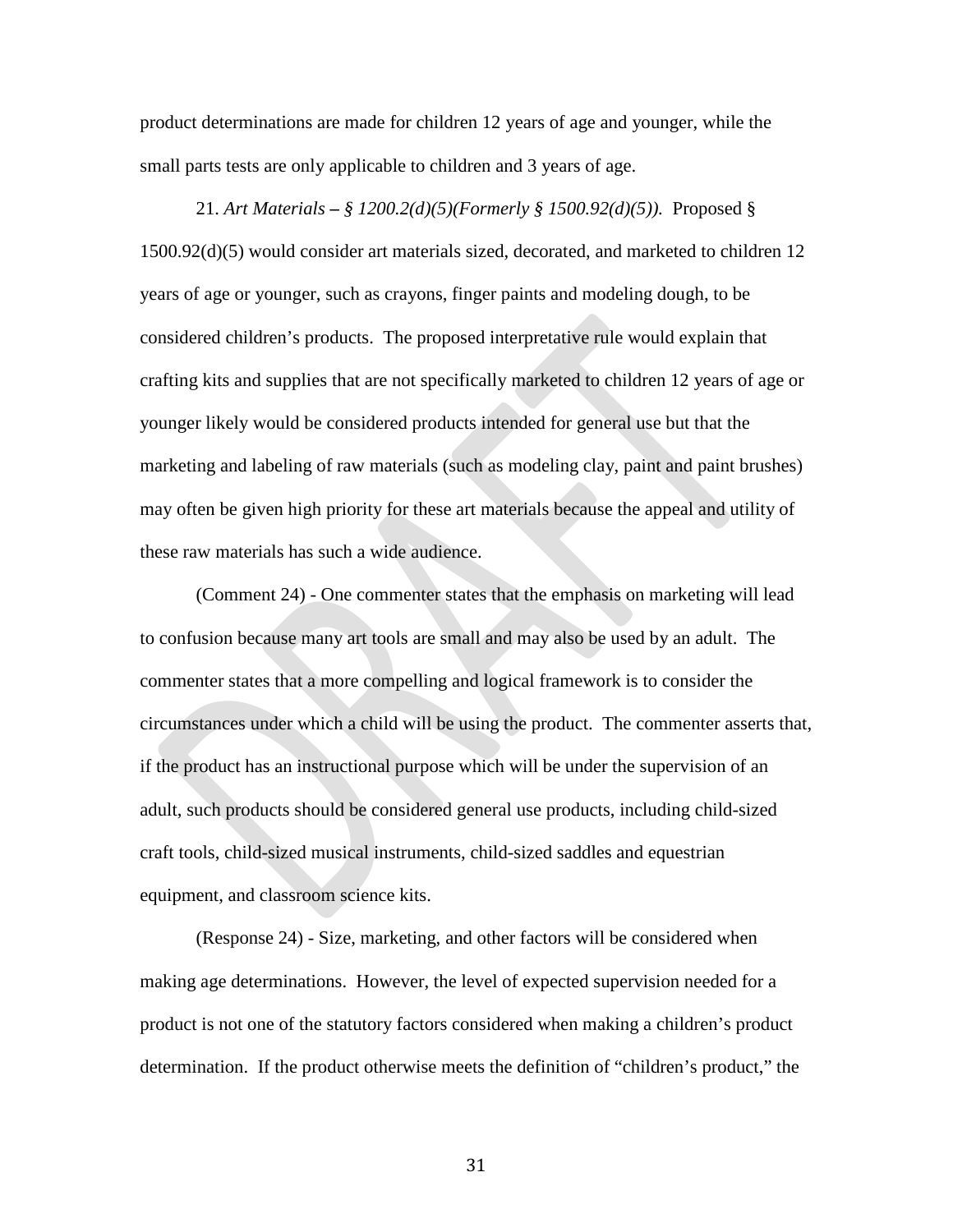product determinations are made for children 12 years of age and younger, while the small parts tests are only applicable to children and 3 years of age.

21. *Art Materials – § 1200.2(d)(5)(Formerly § 1500.92(d)(5)).* Proposed § 1500.92(d)(5) would consider art materials sized, decorated, and marketed to children 12 years of age or younger, such as crayons, finger paints and modeling dough, to be considered children's products. The proposed interpretative rule would explain that crafting kits and supplies that are not specifically marketed to children 12 years of age or younger likely would be considered products intended for general use but that the marketing and labeling of raw materials (such as modeling clay, paint and paint brushes) may often be given high priority for these art materials because the appeal and utility of these raw materials has such a wide audience.

(Comment 24) - One commenter states that the emphasis on marketing will lead to confusion because many art tools are small and may also be used by an adult. The commenter states that a more compelling and logical framework is to consider the circumstances under which a child will be using the product. The commenter asserts that, if the product has an instructional purpose which will be under the supervision of an adult, such products should be considered general use products, including child-sized craft tools, child-sized musical instruments, child-sized saddles and equestrian equipment, and classroom science kits.

(Response 24) - Size, marketing, and other factors will be considered when making age determinations. However, the level of expected supervision needed for a product is not one of the statutory factors considered when making a children's product determination. If the product otherwise meets the definition of "children's product," the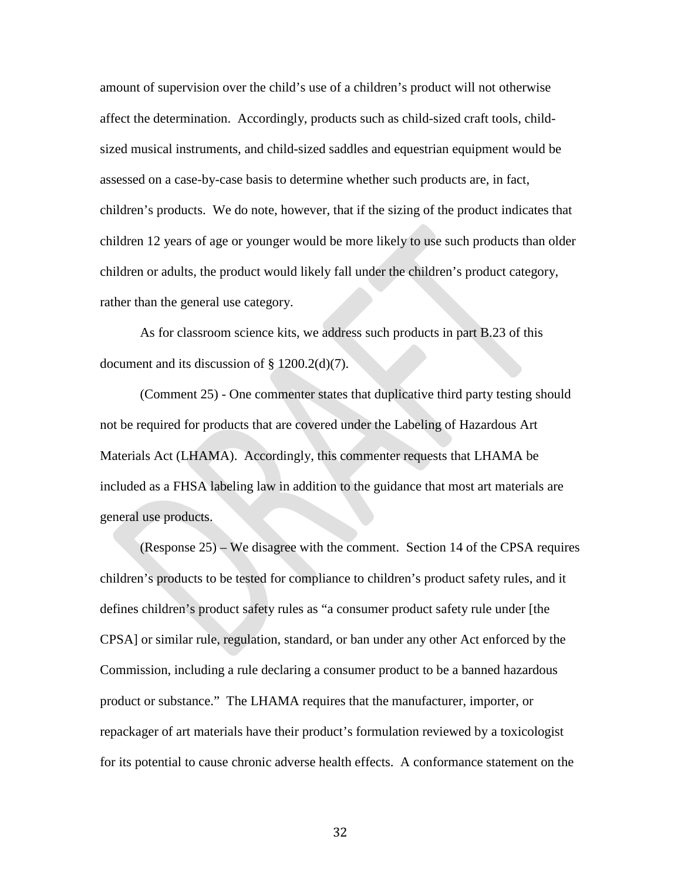amount of supervision over the child's use of a children's product will not otherwise affect the determination. Accordingly, products such as child-sized craft tools, child-sized musical instruments, and child-sized saddles and equestrian equipment would be assessed on a case-by-case basis to determine whether such products are, in fact, children's products. We do note, however, that if the sizing of the product indicates that children 12 years of age or younger would be more likely to use such products than older children or adults, the product would likely fall under the children's product category, rather than the general use category.

As for classroom science kits, we address such products in part B.23 of this document and its discussion of § 1200.2(d)(7).

(Comment 25) - One commenter states that duplicative third party testing should not be required for products that are covered under the Labeling of Hazardous Art Materials Act (LHAMA). Accordingly, this commenter requests that LHAMA be included as a FHSA labeling law in addition to the guidance that most art materials are general use products.

(Response 25) – We disagree with the comment. Section 14 of the CPSA requires children's products to be tested for compliance to children's product safety rules, and it defines children's product safety rules as "a consumer product safety rule under [the CPSA] or similar rule, regulation, standard, or ban under any other Act enforced by the Commission, including a rule declaring a consumer product to be a banned hazardous product or substance." The LHAMA requires that the manufacturer, importer, or repackager of art materials have their product's formulation reviewed by a toxicologist for its potential to cause chronic adverse health effects. A conformance statement on the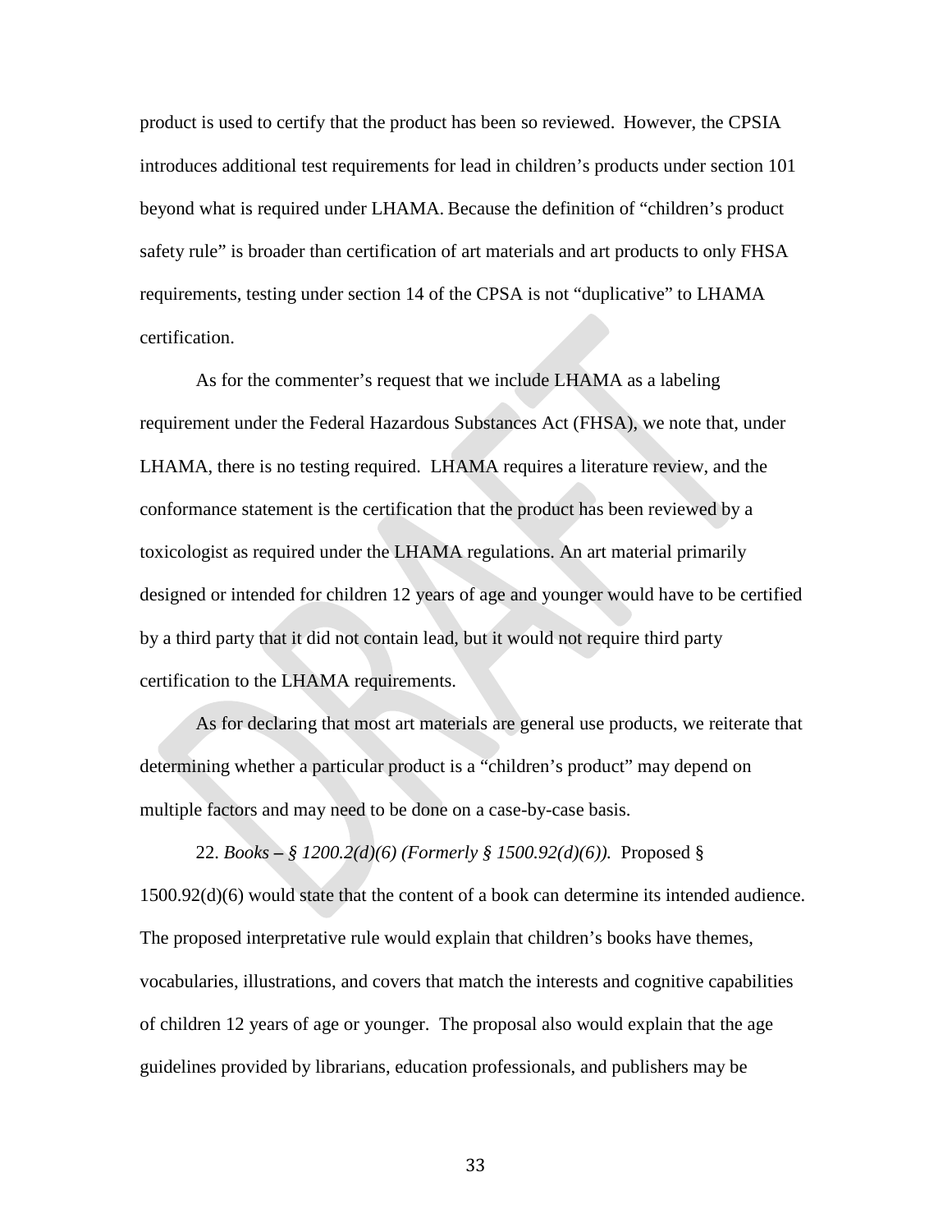product is used to certify that the product has been so reviewed. However, the CPSIA introduces additional test requirements for lead in children's products under section 101 beyond what is required under LHAMA. Because the definition of "children's product safety rule" is broader than certification of art materials and art products to only FHSA requirements, testing under section 14 of the CPSA is not "duplicative" to LHAMA certification.

As for the commenter's request that we include LHAMA as a labeling requirement under the Federal Hazardous Substances Act (FHSA), we note that, under LHAMA, there is no testing required. LHAMA requires a literature review, and the conformance statement is the certification that the product has been reviewed by a toxicologist as required under the LHAMA regulations. An art material primarily designed or intended for children 12 years of age and younger would have to be certified by a third party that it did not contain lead, but it would not require third party certification to the LHAMA requirements.

As for declaring that most art materials are general use products, we reiterate that determining whether a particular product is a "children's product" may depend on multiple factors and may need to be done on a case-by-case basis.

22. *Books – § 1200.2(d)(6) (Formerly § 1500.92(d)(6)).* Proposed § 1500.92(d)(6) would state that the content of a book can determine its intended audience. The proposed interpretative rule would explain that children's books have themes, vocabularies, illustrations, and covers that match the interests and cognitive capabilities of children 12 years of age or younger. The proposal also would explain that the age guidelines provided by librarians, education professionals, and publishers may be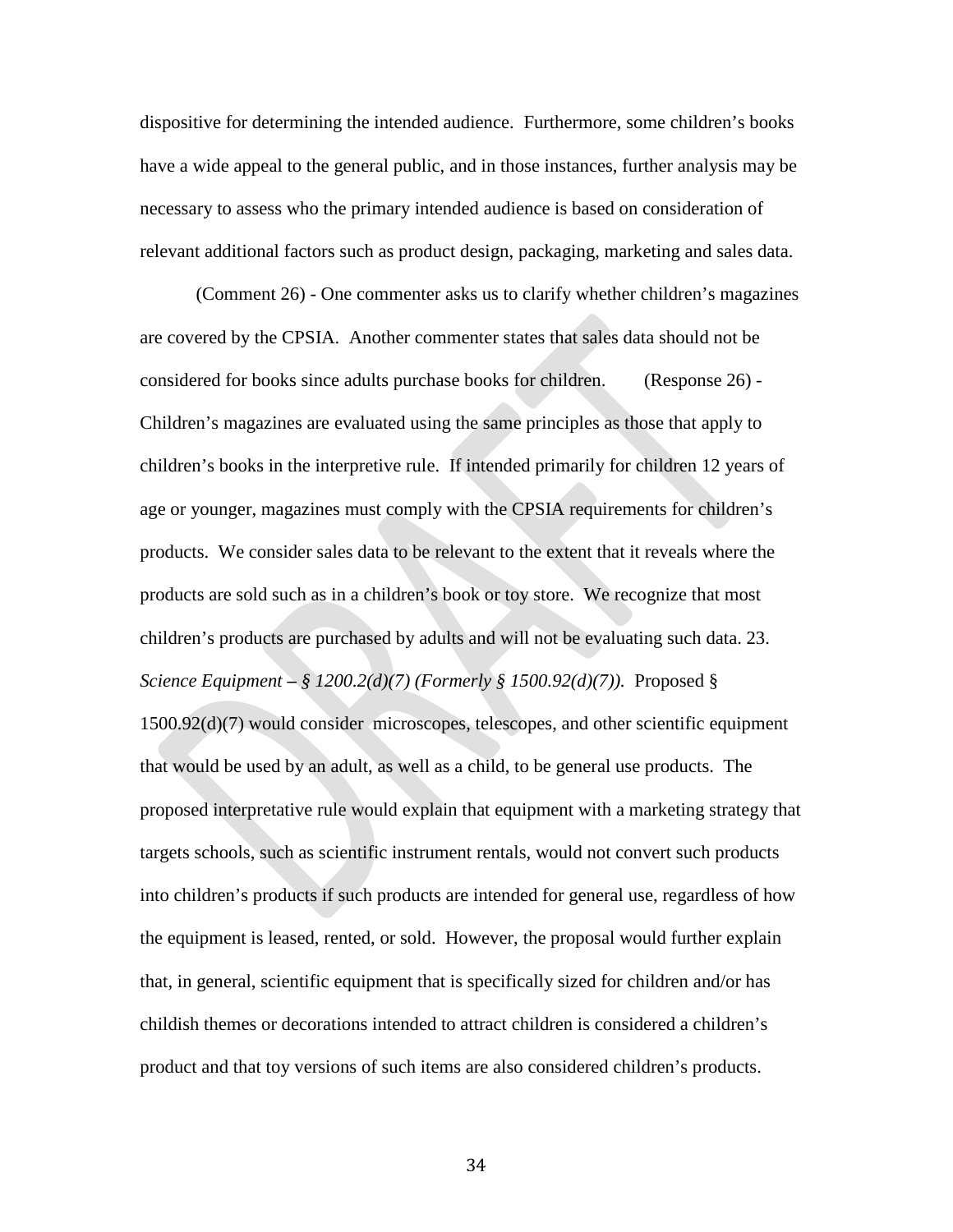dispositive for determining the intended audience. Furthermore, some children's books have a wide appeal to the general public, and in those instances, further analysis may be necessary to assess who the primary intended audience is based on consideration of relevant additional factors such as product design, packaging, marketing and sales data.

(Comment 26) - One commenter asks us to clarify whether children's magazines are covered by the CPSIA. Another commenter states that sales data should not be considered for books since adults purchase books for children. (Response 26) - Children's magazines are evaluated using the same principles as those that apply to children's books in the interpretive rule. If intended primarily for children 12 years of age or younger, magazines must comply with the CPSIA requirements for children's products. We consider sales data to be relevant to the extent that it reveals where the products are sold such as in a children's book or toy store. We recognize that most children's products are purchased by adults and will not be evaluating such data. 23. *Science Equipment – § 1200.2(d)(7) (Formerly § 1500.92(d)(7)).* Proposed § 1500.92(d)(7) would consider microscopes, telescopes, and other scientific equipment that would be used by an adult, as well as a child, to be general use products. The proposed interpretative rule would explain that equipment with a marketing strategy that targets schools, such as scientific instrument rentals, would not convert such products into children's products if such products are intended for general use, regardless of how the equipment is leased, rented, or sold. However, the proposal would further explain that, in general, scientific equipment that is specifically sized for children and/or has childish themes or decorations intended to attract children is considered a children's product and that toy versions of such items are also considered children's products.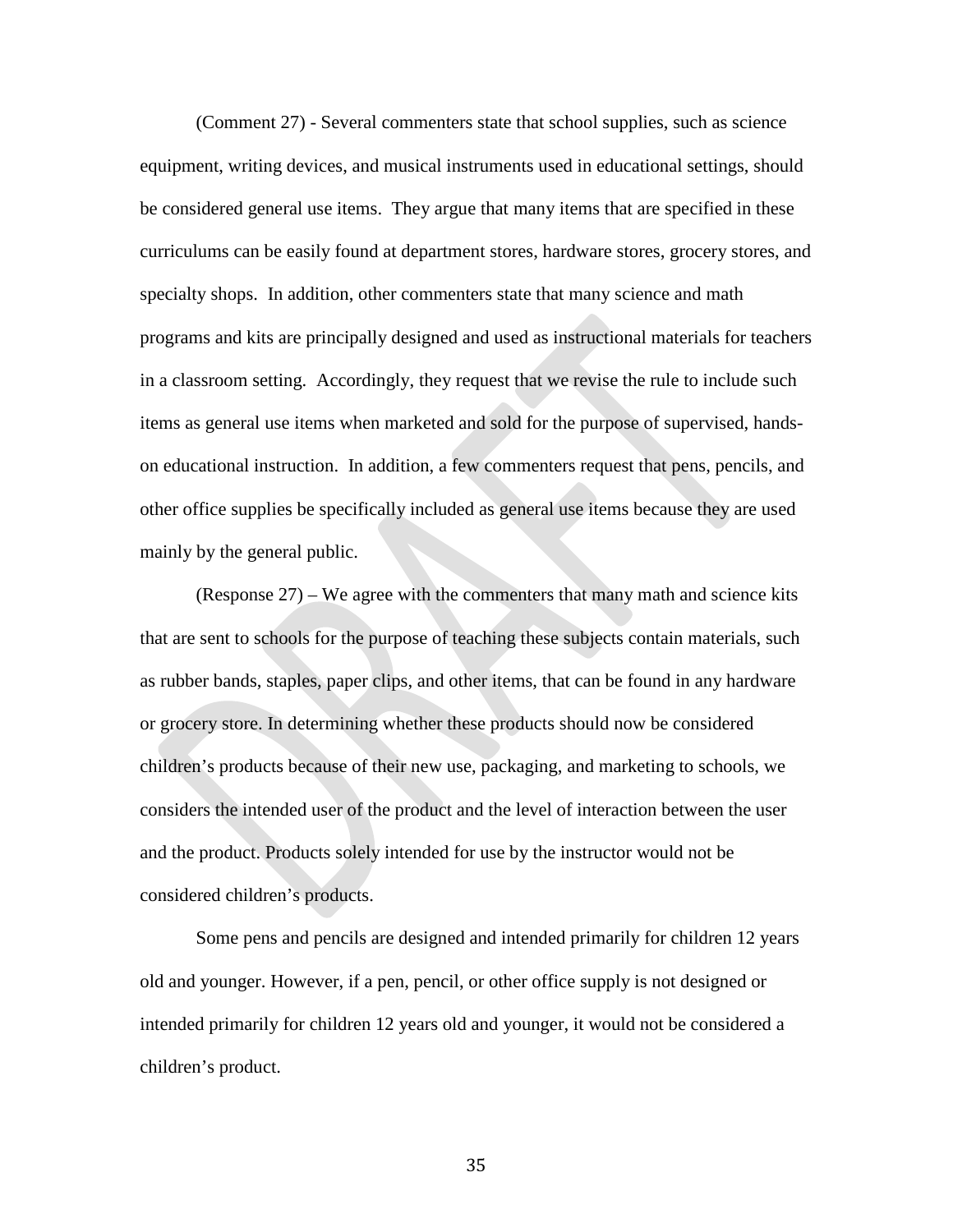(Comment 27) - Several commenters state that school supplies, such as science equipment, writing devices, and musical instruments used in educational settings, should be considered general use items. They argue that many items that are specified in these curriculums can be easily found at department stores, hardware stores, grocery stores, and specialty shops. In addition, other commenters state that many science and math programs and kits are principally designed and used as instructional materials for teachers in a classroom setting. Accordingly, they request that we revise the rule to include such items as general use items when marketed and sold for the purpose of supervised, hands-on educational instruction. In addition, a few commenters request that pens, pencils, and other office supplies be specifically included as general use items because they are used mainly by the general public.

(Response 27) – We agree with the commenters that many math and science kits that are sent to schools for the purpose of teaching these subjects contain materials, such as rubber bands, staples, paper clips, and other items, that can be found in any hardware or grocery store. In determining whether these products should now be considered children's products because of their new use, packaging, and marketing to schools, we considers the intended user of the product and the level of interaction between the user and the product. Products solely intended for use by the instructor would not be considered children's products.

Some pens and pencils are designed and intended primarily for children 12 years old and younger. However, if a pen, pencil, or other office supply is not designed or intended primarily for children 12 years old and younger, it would not be considered a children's product.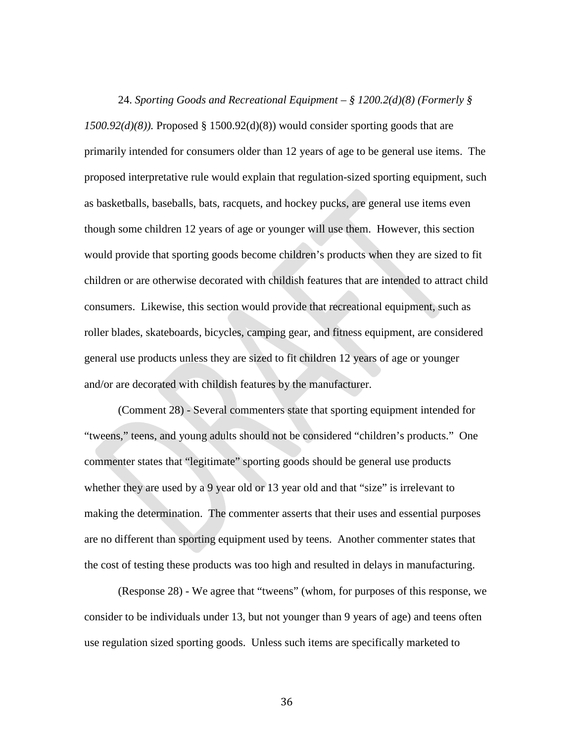24. *Sporting Goods and Recreational Equipment – § 1200.2(d)(8) (Formerly § 1500.92(d)(8)).* Proposed § 1500.92(d)(8)) would consider sporting goods that are primarily intended for consumers older than 12 years of age to be general use items. The proposed interpretative rule would explain that regulation-sized sporting equipment, such as basketballs, baseballs, bats, racquets, and hockey pucks, are general use items even though some children 12 years of age or younger will use them. However, this section would provide that sporting goods become children's products when they are sized to fit children or are otherwise decorated with childish features that are intended to attract child consumers. Likewise, this section would provide that recreational equipment, such as roller blades, skateboards, bicycles, camping gear, and fitness equipment, are considered general use products unless they are sized to fit children 12 years of age or younger and/or are decorated with childish features by the manufacturer.

(Comment 28) - Several commenters state that sporting equipment intended for "tweens," teens, and young adults should not be considered "children's products." One commenter states that "legitimate" sporting goods should be general use products whether they are used by a 9 year old or 13 year old and that "size" is irrelevant to making the determination. The commenter asserts that their uses and essential purposes are no different than sporting equipment used by teens. Another commenter states that the cost of testing these products was too high and resulted in delays in manufacturing.

(Response 28) - We agree that "tweens" (whom, for purposes of this response, we consider to be individuals under 13, but not younger than 9 years of age) and teens often use regulation sized sporting goods. Unless such items are specifically marketed to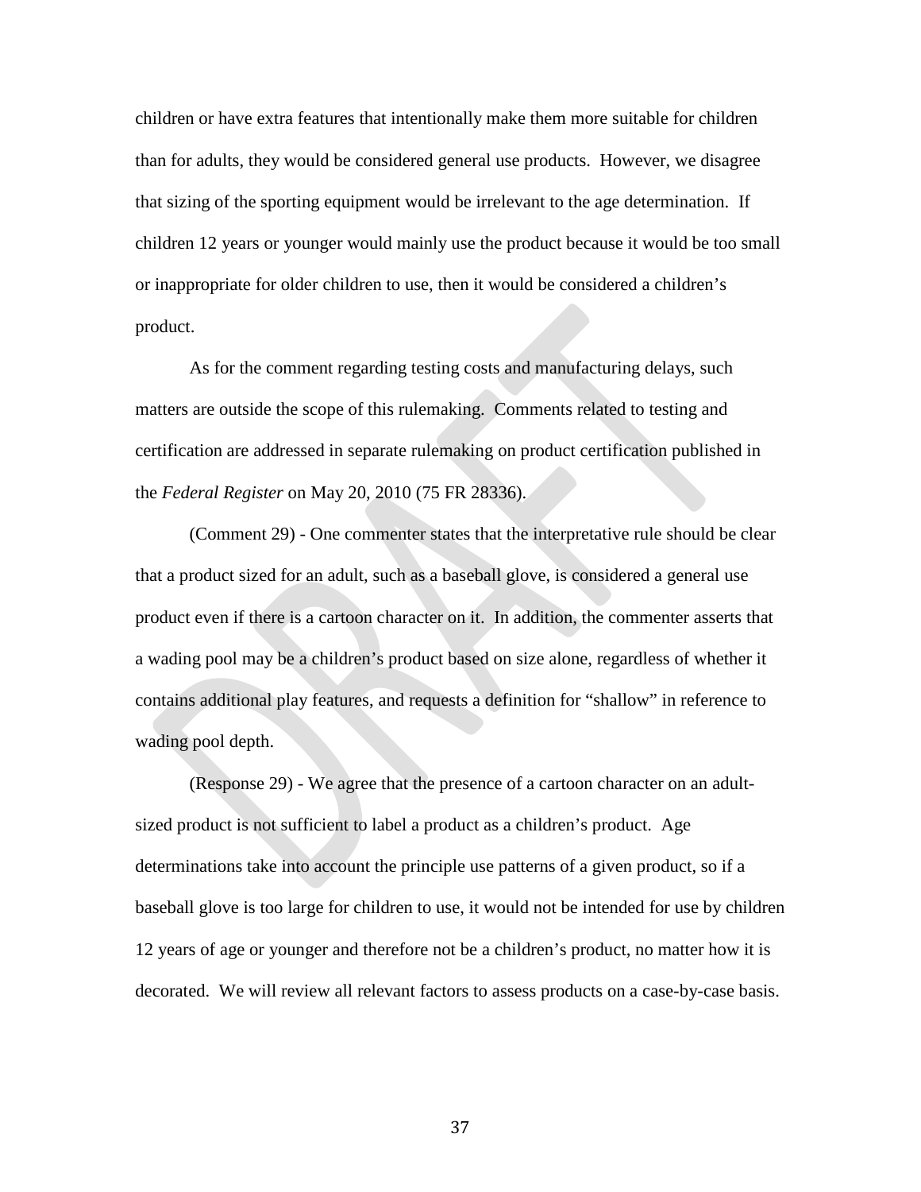children or have extra features that intentionally make them more suitable for children than for adults, they would be considered general use products. However, we disagree that sizing of the sporting equipment would be irrelevant to the age determination. If children 12 years or younger would mainly use the product because it would be too small or inappropriate for older children to use, then it would be considered a children's product.

As for the comment regarding testing costs and manufacturing delays, such matters are outside the scope of this rulemaking. Comments related to testing and certification are addressed in separate rulemaking on product certification published in the *Federal Register* on May 20, 2010 (75 FR 28336).

(Comment 29) - One commenter states that the interpretative rule should be clear that a product sized for an adult, such as a baseball glove, is considered a general use product even if there is a cartoon character on it. In addition, the commenter asserts that a wading pool may be a children's product based on size alone, regardless of whether it contains additional play features, and requests a definition for "shallow" in reference to wading pool depth.

(Response 29) - We agree that the presence of a cartoon character on an adult-sized product is not sufficient to label a product as a children's product. Age determinations take into account the principle use patterns of a given product, so if a baseball glove is too large for children to use, it would not be intended for use by children 12 years of age or younger and therefore not be a children's product, no matter how it is decorated. We will review all relevant factors to assess products on a case-by-case basis.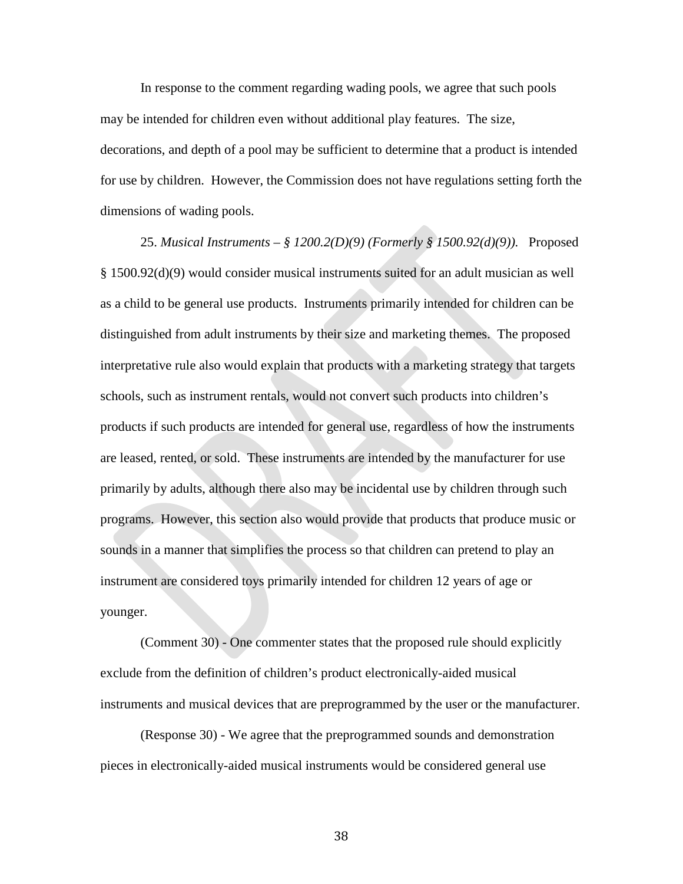In response to the comment regarding wading pools, we agree that such pools may be intended for children even without additional play features. The size, decorations, and depth of a pool may be sufficient to determine that a product is intended for use by children. However, the Commission does not have regulations setting forth the dimensions of wading pools.

25. *Musical Instruments – § 1200.2(D)(9) (Formerly § 1500.92(d)(9)).* Proposed § 1500.92(d)(9) would consider musical instruments suited for an adult musician as well as a child to be general use products. Instruments primarily intended for children can be distinguished from adult instruments by their size and marketing themes. The proposed interpretative rule also would explain that products with a marketing strategy that targets schools, such as instrument rentals, would not convert such products into children's products if such products are intended for general use, regardless of how the instruments are leased, rented, or sold. These instruments are intended by the manufacturer for use primarily by adults, although there also may be incidental use by children through such programs. However, this section also would provide that products that produce music or sounds in a manner that simplifies the process so that children can pretend to play an instrument are considered toys primarily intended for children 12 years of age or younger.

(Comment 30) - One commenter states that the proposed rule should explicitly exclude from the definition of children's product electronically-aided musical instruments and musical devices that are preprogrammed by the user or the manufacturer.

(Response 30) - We agree that the preprogrammed sounds and demonstration pieces in electronically-aided musical instruments would be considered general use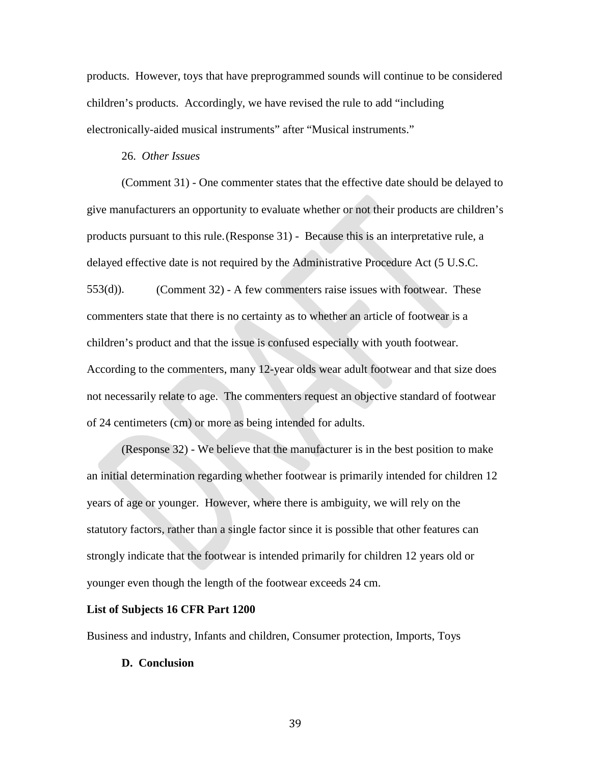products. However, toys that have preprogrammed sounds will continue to be considered children's products. Accordingly, we have revised the rule to add "including electronically-aided musical instruments" after "Musical instruments."

26. *Other Issues*

(Comment 31) - One commenter states that the effective date should be delayed to give manufacturers an opportunity to evaluate whether or not their products are children's products pursuant to this rule. (Response 31) - Because this is an interpretative rule, a delayed effective date is not required by the Administrative Procedure Act (5 U.S.C. 553(d)). (Comment 32) - A few commenters raise issues with footwear. These commenters state that there is no certainty as to whether an article of footwear is a children's product and that the issue is confused especially with youth footwear. According to the commenters, many 12-year olds wear adult footwear and that size does not necessarily relate to age. The commenters request an objective standard of footwear of 24 centimeters (cm) or more as being intended for adults.

(Response 32) - We believe that the manufacturer is in the best position to make an initial determination regarding whether footwear is primarily intended for children 12 years of age or younger. However, where there is ambiguity, we will rely on the statutory factors, rather than a single factor since it is possible that other features can strongly indicate that the footwear is intended primarily for children 12 years old or younger even though the length of the footwear exceeds 24 cm.

**List of Subjects 16 CFR Part 1200**

Business and industry, Infants and children, Consumer protection, Imports, Toys

**D. Conclusion**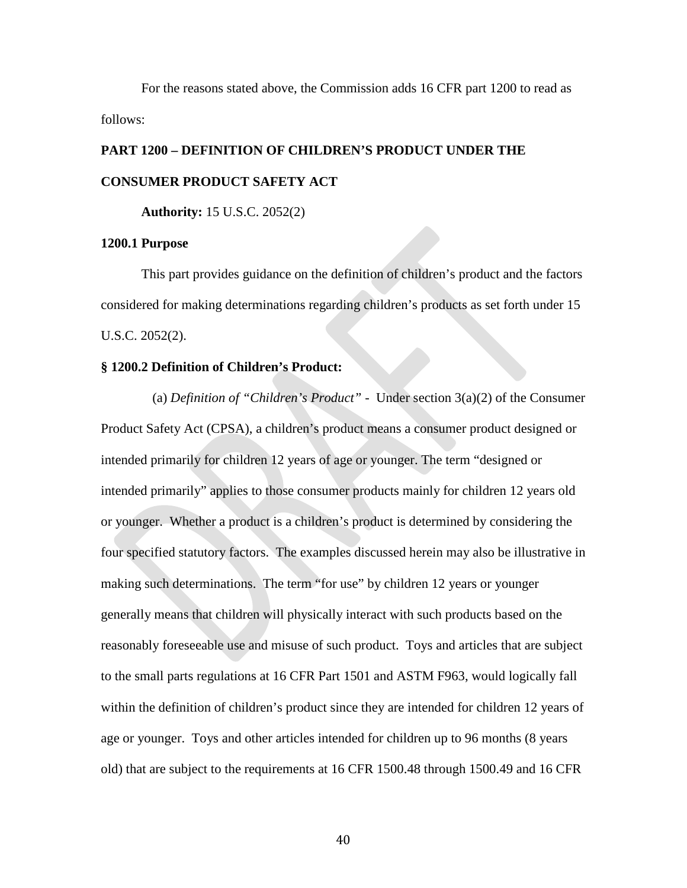For the reasons stated above, the Commission adds 16 CFR part 1200 to read as follows:

**PART 1200 – DEFINITION OF CHILDREN'S PRODUCT UNDER THE CONSUMER PRODUCT SAFETY ACT**

**Authority:** 15 U.S.C. 2052(2)

**1200.1 Purpose**

This part provides guidance on the definition of children's product and the factors considered for making determinations regarding children's products as set forth under 15 U.S.C. 2052(2).

**§ 1200.2 Definition of Children's Product:**

(a) *Definition of "Children's Product"* - Under section 3(a)(2) of the Consumer Product Safety Act (CPSA), a children's product means a consumer product designed or intended primarily for children 12 years of age or younger. The term "designed or intended primarily" applies to those consumer products mainly for children 12 years old or younger. Whether a product is a children's product is determined by considering the four specified statutory factors. The examples discussed herein may also be illustrative in making such determinations. The term "for use" by children 12 years or younger generally means that children will physically interact with such products based on the reasonably foreseeable use and misuse of such product. Toys and articles that are subject to the small parts regulations at 16 CFR Part 1501 and ASTM F963, would logically fall within the definition of children's product since they are intended for children 12 years of age or younger. Toys and other articles intended for children up to 96 months (8 years old) that are subject to the requirements at 16 CFR 1500.48 through 1500.49 and 16 CFR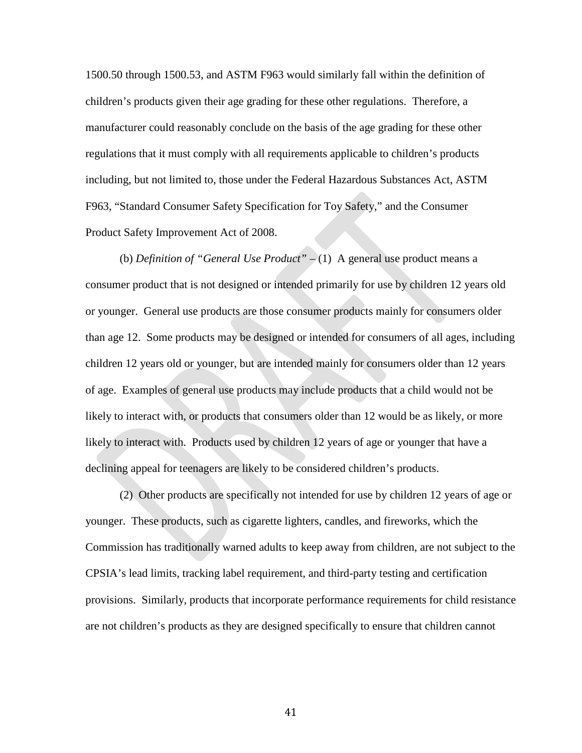1500.50 through 1500.53, and ASTM F963 would similarly fall within the definition of children's products given their age grading for these other regulations. Therefore, a manufacturer could reasonably conclude on the basis of the age grading for these other regulations that it must comply with all requirements applicable to children's products including, but not limited to, those under the Federal Hazardous Substances Act, ASTM F963, "Standard Consumer Safety Specification for Toy Safety," and the Consumer Product Safety Improvement Act of 2008.

(b) *Definition of "General Use Product"* – (1) A general use product means a consumer product that is not designed or intended primarily for use by children 12 years old or younger. General use products are those consumer products mainly for consumers older than age 12. Some products may be designed or intended for consumers of all ages, including children 12 years old or younger, but are intended mainly for consumers older than 12 years of age. Examples of general use products may include products that a child would not be likely to interact with, or products that consumers older than 12 would be as likely, or more likely to interact with. Products used by children 12 years of age or younger that have a declining appeal for teenagers are likely to be considered children's products.

(2) Other products are specifically not intended for use by children 12 years of age or younger. These products, such as cigarette lighters, candles, and fireworks, which the Commission has traditionally warned adults to keep away from children, are not subject to the CPSIA's lead limits, tracking label requirement, and third-party testing and certification provisions. Similarly, products that incorporate performance requirements for child resistance are not children's products as they are designed specifically to ensure that children cannot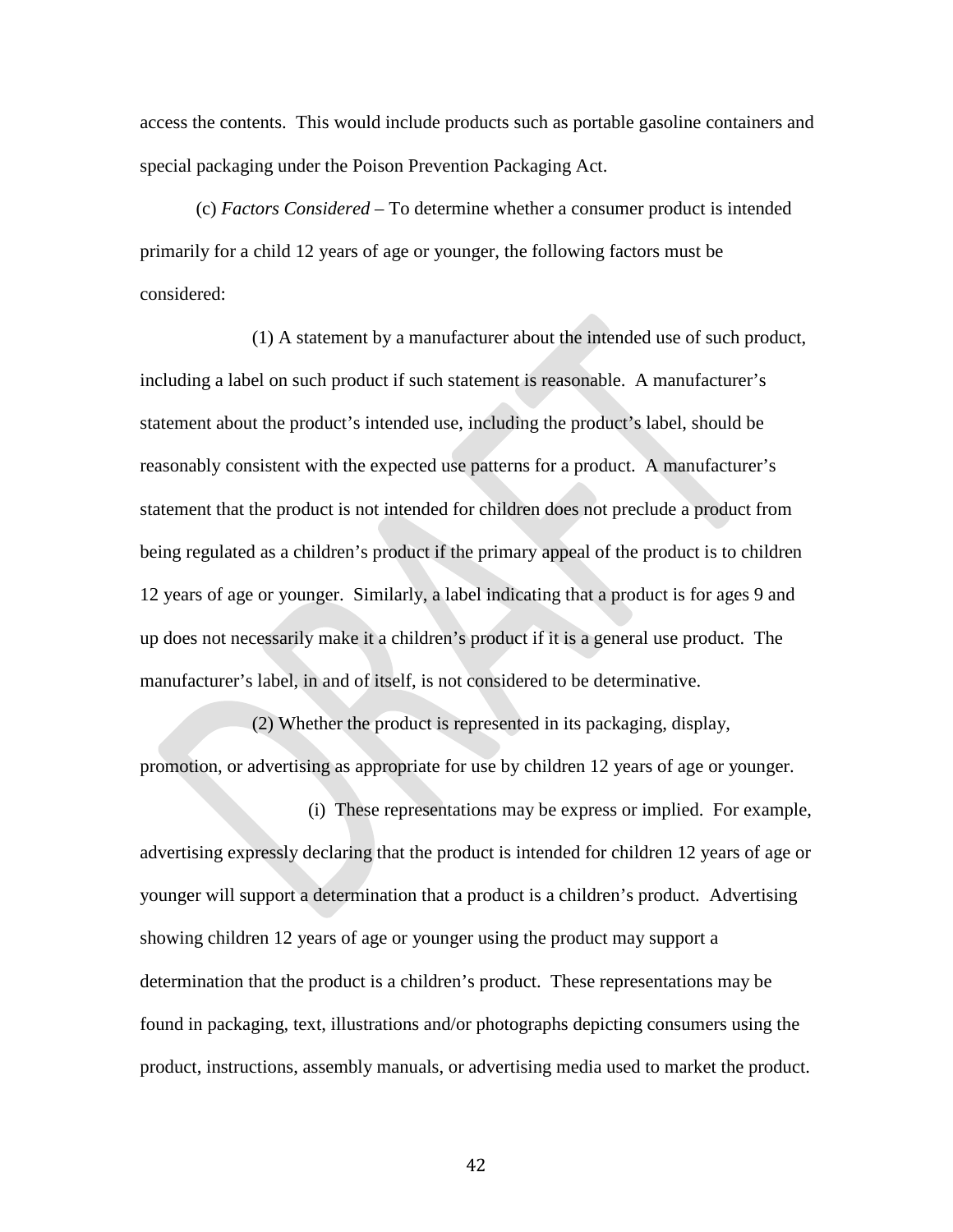access the contents. This would include products such as portable gasoline containers and special packaging under the Poison Prevention Packaging Act.

(c) *Factors Considered* – To determine whether a consumer product is intended primarily for a child 12 years of age or younger, the following factors must be considered:

(1) A statement by a manufacturer about the intended use of such product, including a label on such product if such statement is reasonable. A manufacturer's statement about the product's intended use, including the product's label, should be reasonably consistent with the expected use patterns for a product. A manufacturer's statement that the product is not intended for children does not preclude a product from being regulated as a children's product if the primary appeal of the product is to children 12 years of age or younger. Similarly, a label indicating that a product is for ages 9 and up does not necessarily make it a children's product if it is a general use product. The manufacturer's label, in and of itself, is not considered to be determinative.

(2) Whether the product is represented in its packaging, display, promotion, or advertising as appropriate for use by children 12 years of age or younger.

(i) These representations may be express or implied. For example, advertising expressly declaring that the product is intended for children 12 years of age or younger will support a determination that a product is a children's product. Advertising showing children 12 years of age or younger using the product may support a determination that the product is a children's product. These representations may be found in packaging, text, illustrations and/or photographs depicting consumers using the product, instructions, assembly manuals, or advertising media used to market the product.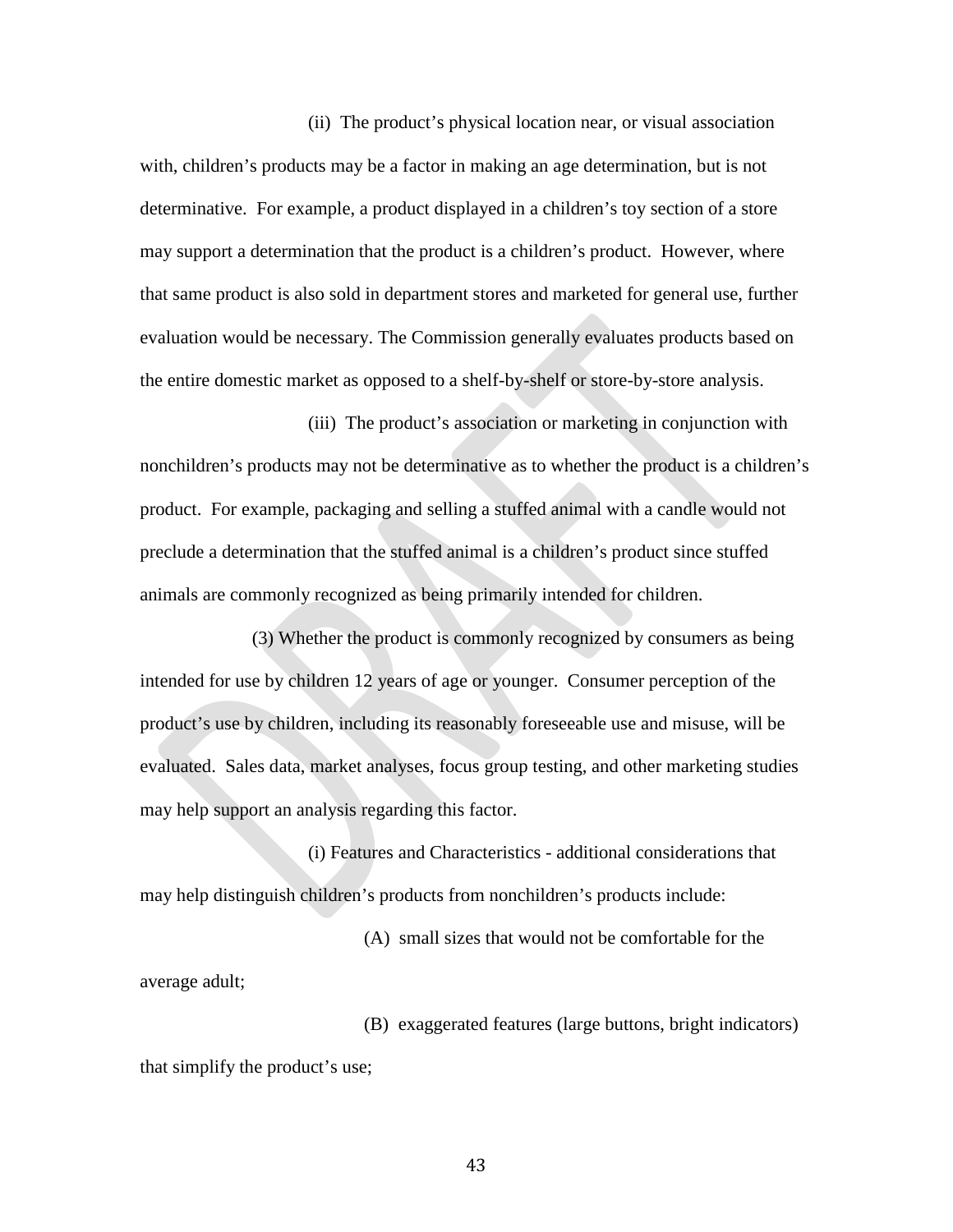(ii) The product's physical location near, or visual association with, children's products may be a factor in making an age determination, but is not determinative. For example, a product displayed in a children's toy section of a store may support a determination that the product is a children's product. However, where that same product is also sold in department stores and marketed for general use, further evaluation would be necessary. The Commission generally evaluates products based on the entire domestic market as opposed to a shelf-by-shelf or store-by-store analysis.

(iii) The product's association or marketing in conjunction with nonchildren's products may not be determinative as to whether the product is a children's product. For example, packaging and selling a stuffed animal with a candle would not preclude a determination that the stuffed animal is a children's product since stuffed animals are commonly recognized as being primarily intended for children.

(3) Whether the product is commonly recognized by consumers as being intended for use by children 12 years of age or younger. Consumer perception of the product's use by children, including its reasonably foreseeable use and misuse, will be evaluated. Sales data, market analyses, focus group testing, and other marketing studies may help support an analysis regarding this factor.

(i) Features and Characteristics - additional considerations that may help distinguish children's products from nonchildren's products include:

(A) small sizes that would not be comfortable for the average adult;

(B) exaggerated features (large buttons, bright indicators) that simplify the product's use;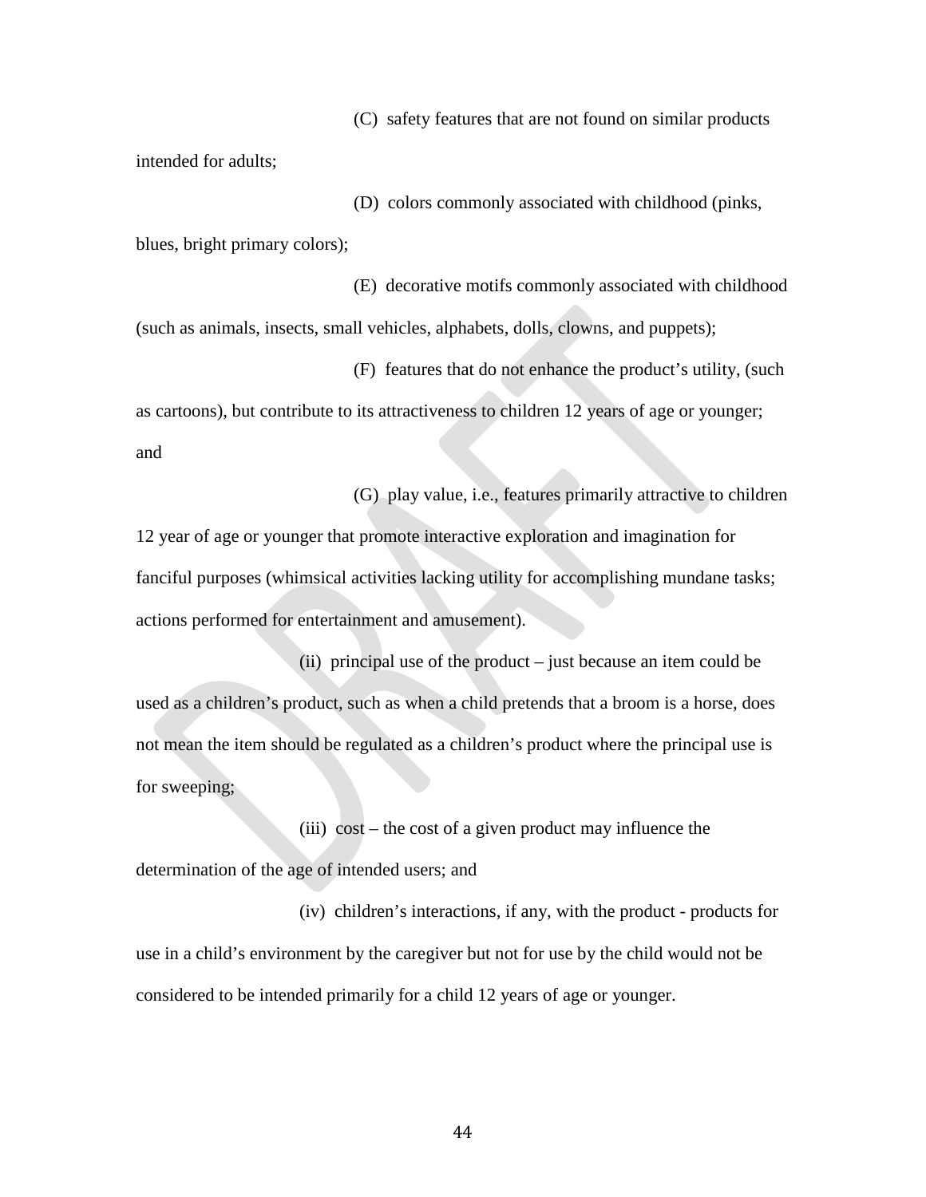(C) safety features that are not found on similar products intended for adults;

(D) colors commonly associated with childhood (pinks, blues, bright primary colors);

(E) decorative motifs commonly associated with childhood (such as animals, insects, small vehicles, alphabets, dolls, clowns, and puppets);

(F) features that do not enhance the product's utility, (such as cartoons), but contribute to its attractiveness to children 12 years of age or younger; and

(G) play value, i.e., features primarily attractive to children 12 year of age or younger that promote interactive exploration and imagination for fanciful purposes (whimsical activities lacking utility for accomplishing mundane tasks; actions performed for entertainment and amusement).

(ii) principal use of the product – just because an item could be used as a children's product, such as when a child pretends that a broom is a horse, does not mean the item should be regulated as a children's product where the principal use is for sweeping;

(iii) cost – the cost of a given product may influence the determination of the age of intended users; and

(iv) children's interactions, if any, with the product - products for use in a child's environment by the caregiver but not for use by the child would not be considered to be intended primarily for a child 12 years of age or younger.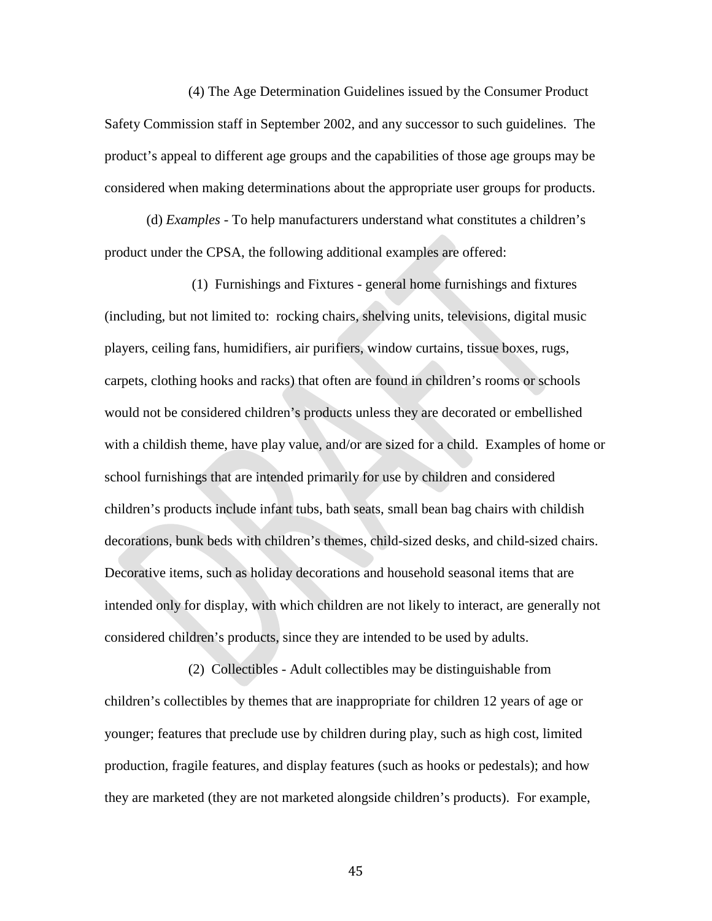(4) The Age Determination Guidelines issued by the Consumer Product Safety Commission staff in September 2002, and any successor to such guidelines. The product's appeal to different age groups and the capabilities of those age groups may be considered when making determinations about the appropriate user groups for products.

(d) *Examples* - To help manufacturers understand what constitutes a children's product under the CPSA, the following additional examples are offered:

(1) Furnishings and Fixtures - general home furnishings and fixtures (including, but not limited to: rocking chairs, shelving units, televisions, digital music players, ceiling fans, humidifiers, air purifiers, window curtains, tissue boxes, rugs, carpets, clothing hooks and racks) that often are found in children's rooms or schools would not be considered children's products unless they are decorated or embellished with a childish theme, have play value, and/or are sized for a child. Examples of home or school furnishings that are intended primarily for use by children and considered children's products include infant tubs, bath seats, small bean bag chairs with childish decorations, bunk beds with children's themes, child-sized desks, and child-sized chairs. Decorative items, such as holiday decorations and household seasonal items that are intended only for display, with which children are not likely to interact, are generally not considered children's products, since they are intended to be used by adults.

(2) Collectibles - Adult collectibles may be distinguishable from children's collectibles by themes that are inappropriate for children 12 years of age or younger; features that preclude use by children during play, such as high cost, limited production, fragile features, and display features (such as hooks or pedestals); and how they are marketed (they are not marketed alongside children's products). For example,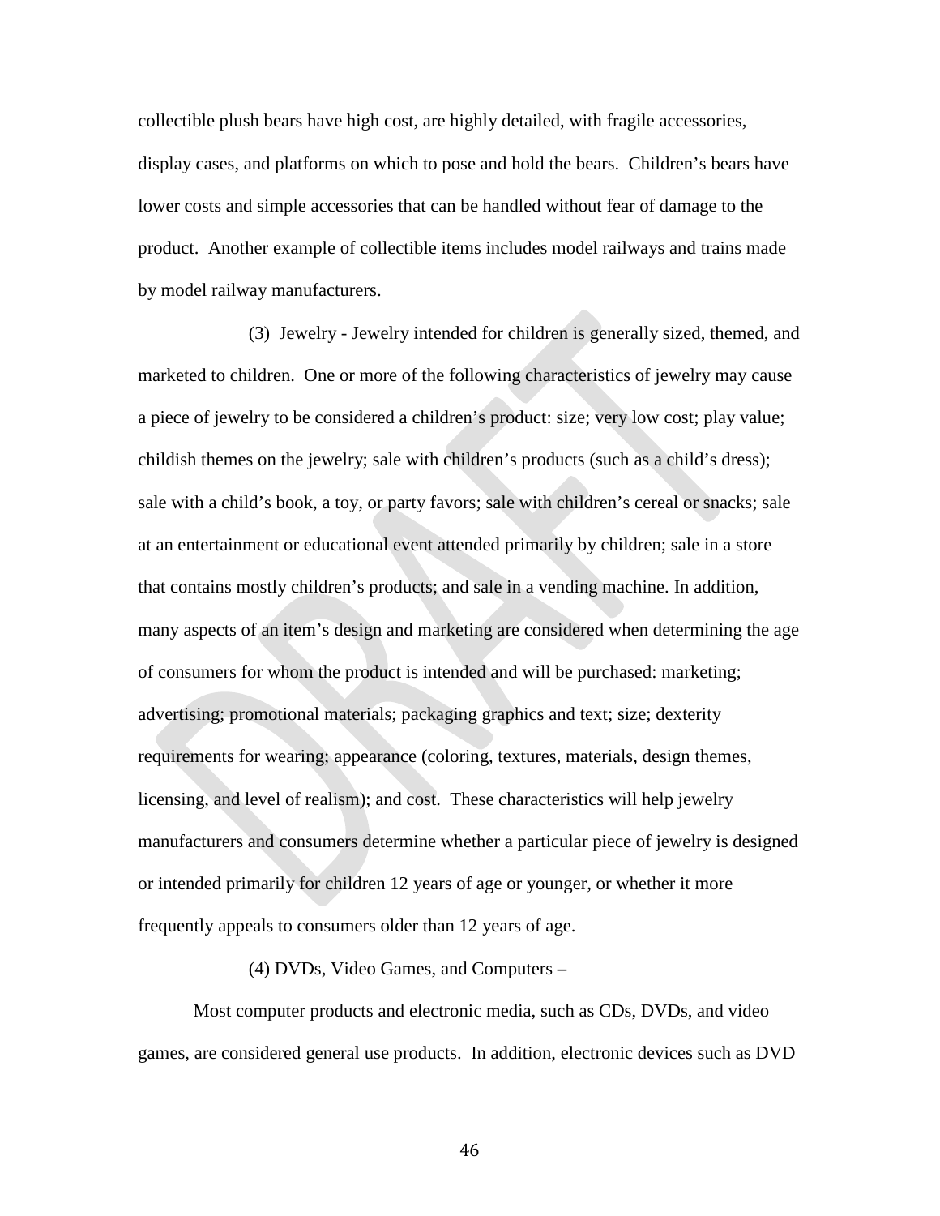collectible plush bears have high cost, are highly detailed, with fragile accessories, display cases, and platforms on which to pose and hold the bears. Children's bears have lower costs and simple accessories that can be handled without fear of damage to the product. Another example of collectible items includes model railways and trains made by model railway manufacturers.

(3) Jewelry - Jewelry intended for children is generally sized, themed, and marketed to children. One or more of the following characteristics of jewelry may cause a piece of jewelry to be considered a children's product: size; very low cost; play value; childish themes on the jewelry; sale with children's products (such as a child's dress); sale with a child's book, a toy, or party favors; sale with children's cereal or snacks; sale at an entertainment or educational event attended primarily by children; sale in a store that contains mostly children's products; and sale in a vending machine. In addition, many aspects of an item's design and marketing are considered when determining the age of consumers for whom the product is intended and will be purchased: marketing; advertising; promotional materials; packaging graphics and text; size; dexterity requirements for wearing; appearance (coloring, textures, materials, design themes, licensing, and level of realism); and cost. These characteristics will help jewelry manufacturers and consumers determine whether a particular piece of jewelry is designed or intended primarily for children 12 years of age or younger, or whether it more frequently appeals to consumers older than 12 years of age.

(4) DVDs, Video Games, and Computers –

Most computer products and electronic media, such as CDs, DVDs, and video games, are considered general use products. In addition, electronic devices such as DVD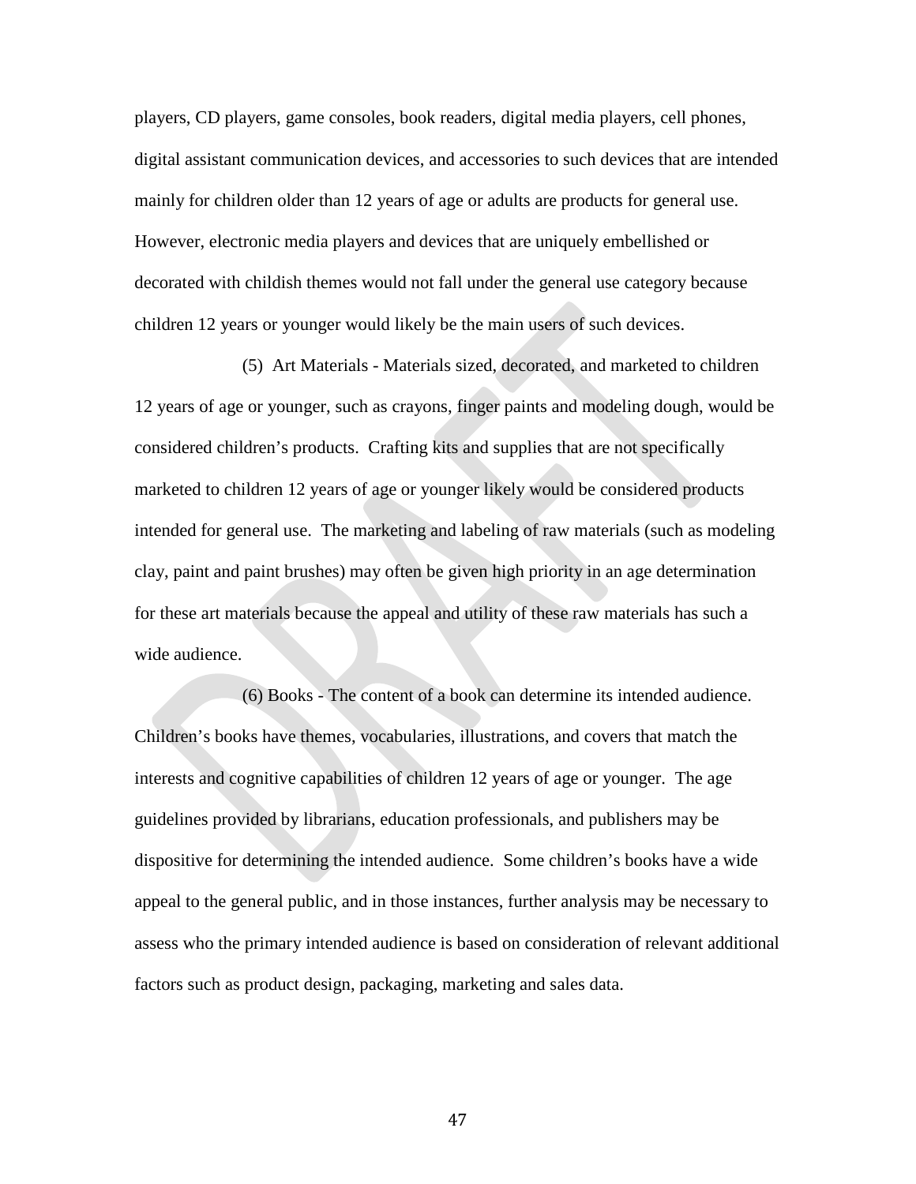players, CD players, game consoles, book readers, digital media players, cell phones, digital assistant communication devices, and accessories to such devices that are intended mainly for children older than 12 years of age or adults are products for general use. However, electronic media players and devices that are uniquely embellished or decorated with childish themes would not fall under the general use category because children 12 years or younger would likely be the main users of such devices.

(5) Art Materials - Materials sized, decorated, and marketed to children 12 years of age or younger, such as crayons, finger paints and modeling dough, would be considered children's products. Crafting kits and supplies that are not specifically marketed to children 12 years of age or younger likely would be considered products intended for general use. The marketing and labeling of raw materials (such as modeling clay, paint and paint brushes) may often be given high priority in an age determination for these art materials because the appeal and utility of these raw materials has such a wide audience.

(6) Books - The content of a book can determine its intended audience. Children's books have themes, vocabularies, illustrations, and covers that match the interests and cognitive capabilities of children 12 years of age or younger. The age guidelines provided by librarians, education professionals, and publishers may be dispositive for determining the intended audience. Some children's books have a wide appeal to the general public, and in those instances, further analysis may be necessary to assess who the primary intended audience is based on consideration of relevant additional factors such as product design, packaging, marketing and sales data.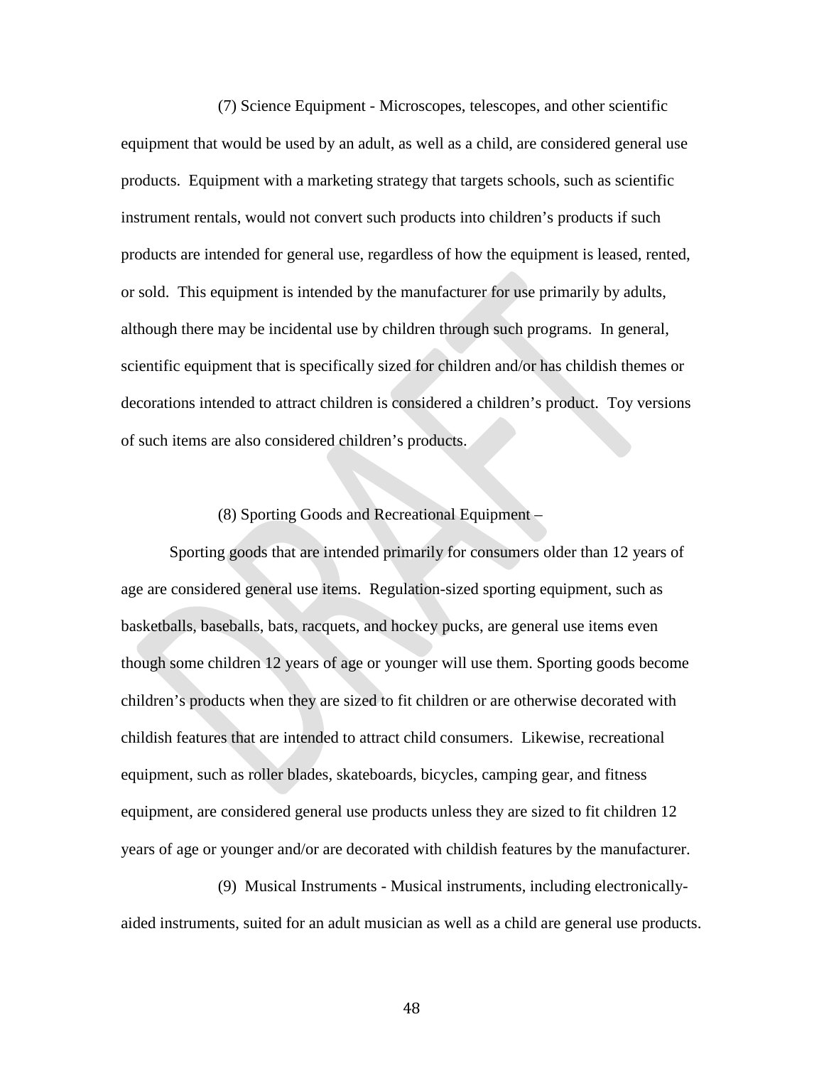(7) Science Equipment - Microscopes, telescopes, and other scientific equipment that would be used by an adult, as well as a child, are considered general use products. Equipment with a marketing strategy that targets schools, such as scientific instrument rentals, would not convert such products into children's products if such products are intended for general use, regardless of how the equipment is leased, rented, or sold. This equipment is intended by the manufacturer for use primarily by adults, although there may be incidental use by children through such programs. In general, scientific equipment that is specifically sized for children and/or has childish themes or decorations intended to attract children is considered a children's product. Toy versions of such items are also considered children's products.

(8) Sporting Goods and Recreational Equipment –

Sporting goods that are intended primarily for consumers older than 12 years of age are considered general use items. Regulation-sized sporting equipment, such as basketballs, baseballs, bats, racquets, and hockey pucks, are general use items even though some children 12 years of age or younger will use them. Sporting goods become children's products when they are sized to fit children or are otherwise decorated with childish features that are intended to attract child consumers. Likewise, recreational equipment, such as roller blades, skateboards, bicycles, camping gear, and fitness equipment, are considered general use products unless they are sized to fit children 12 years of age or younger and/or are decorated with childish features by the manufacturer.

(9) Musical Instruments - Musical instruments, including electronically-aided instruments, suited for an adult musician as well as a child are general use products.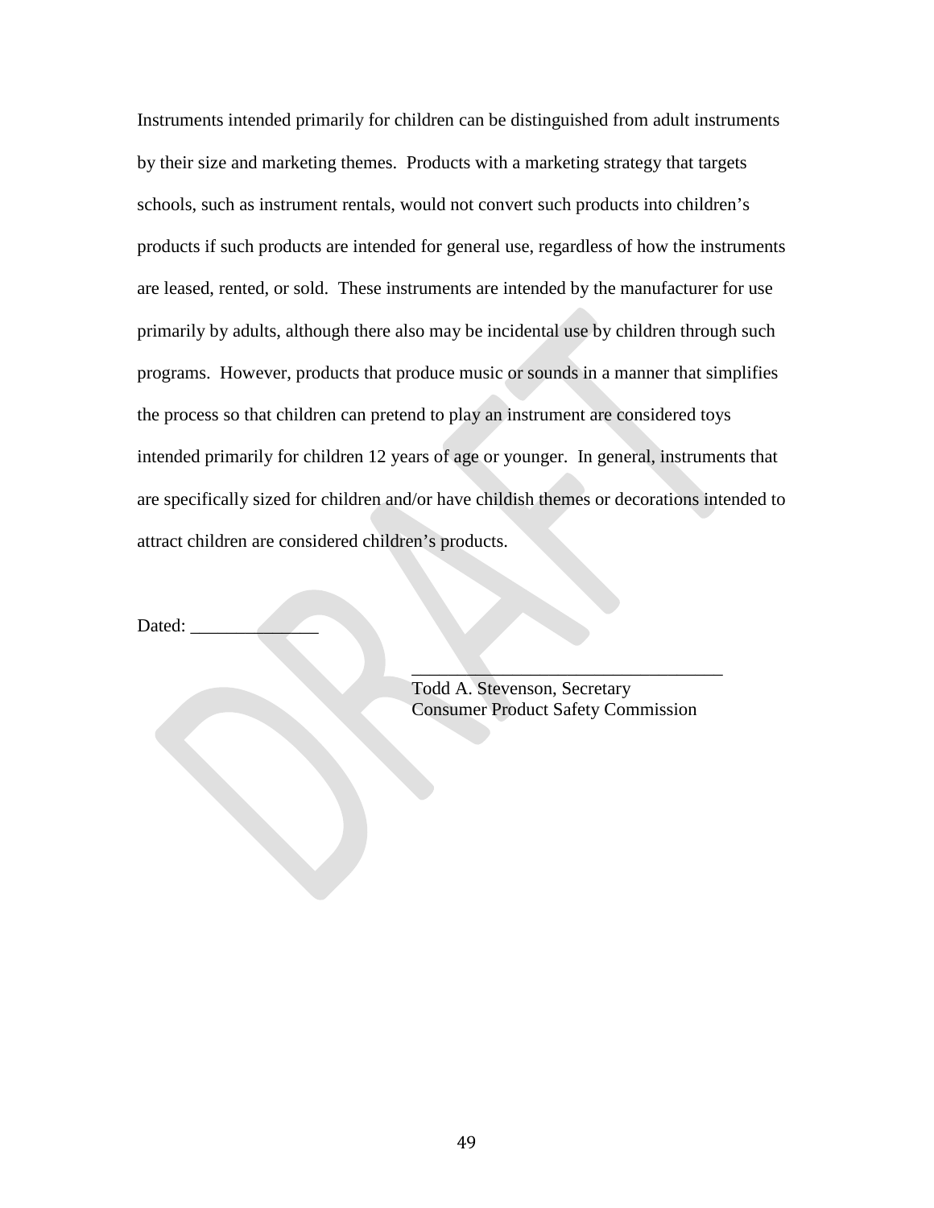Instruments intended primarily for children can be distinguished from adult instruments by their size and marketing themes. Products with a marketing strategy that targets schools, such as instrument rentals, would not convert such products into children's products if such products are intended for general use, regardless of how the instruments are leased, rented, or sold. These instruments are intended by the manufacturer for use primarily by adults, although there also may be incidental use by children through such programs. However, products that produce music or sounds in a manner that simplifies the process so that children can pretend to play an instrument are considered toys intended primarily for children 12 years of age or younger. In general, instruments that are specifically sized for children and/or have childish themes or decorations intended to attract children are considered children's products.

Dated: ______________

___________________________________
Todd A. Stevenson, Secretary
Consumer Product Safety Commission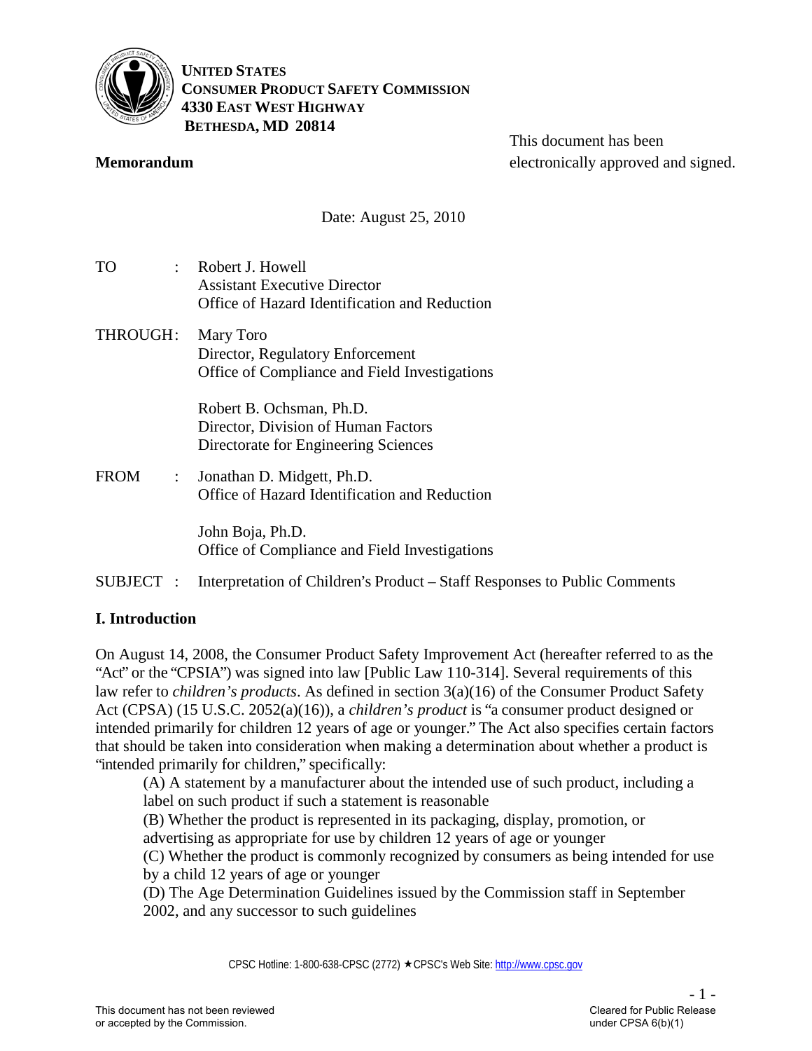**UNITED STATES**
**CONSUMER PRODUCT SAFETY COMMISSION**
**4330 EAST WEST HIGHWAY**
**BETHESDA, MD 20814**

**Memorandum**

This document has been electronically approved and signed.

Date: August 25, 2010

TO : Robert J. Howell
Assistant Executive Director
Office of Hazard Identification and Reduction

THROUGH: Mary Toro
Director, Regulatory Enforcement
Office of Compliance and Field Investigations

Robert B. Ochsman, Ph.D.
Director, Division of Human Factors
Directorate for Engineering Sciences

FROM : Jonathan D. Midgett, Ph.D.
Office of Hazard Identification and Reduction

John Boja, Ph.D.
Office of Compliance and Field Investigations

SUBJECT : Interpretation of Children's Product – Staff Responses to Public Comments

## I. Introduction

On August 14, 2008, the Consumer Product Safety Improvement Act (hereafter referred to as the "Act" or the "CPSIA") was signed into law [Public Law 110-314]. Several requirements of this law refer to *children's products*. As defined in section 3(a)(16) of the Consumer Product Safety Act (CPSA) (15 U.S.C. 2052(a)(16)), a *children's product* is "a consumer product designed or intended primarily for children 12 years of age or younger." The Act also specifies certain factors that should be taken into consideration when making a determination about whether a product is "intended primarily for children," specifically:

(A) A statement by a manufacturer about the intended use of such product, including a label on such product if such a statement is reasonable

(B) Whether the product is represented in its packaging, display, promotion, or advertising as appropriate for use by children 12 years of age or younger

(C) Whether the product is commonly recognized by consumers as being intended for use by a child 12 years of age or younger

(D) The Age Determination Guidelines issued by the Commission staff in September 2002, and any successor to such guidelines

CPSC Hotline: 1-800-638-CPSC (2772) ★ CPSC's Web Site: http://www.cpsc.gov

This document has not been reviewed or accepted by the Commission.

Cleared for Public Release under CPSA 6(b)(1)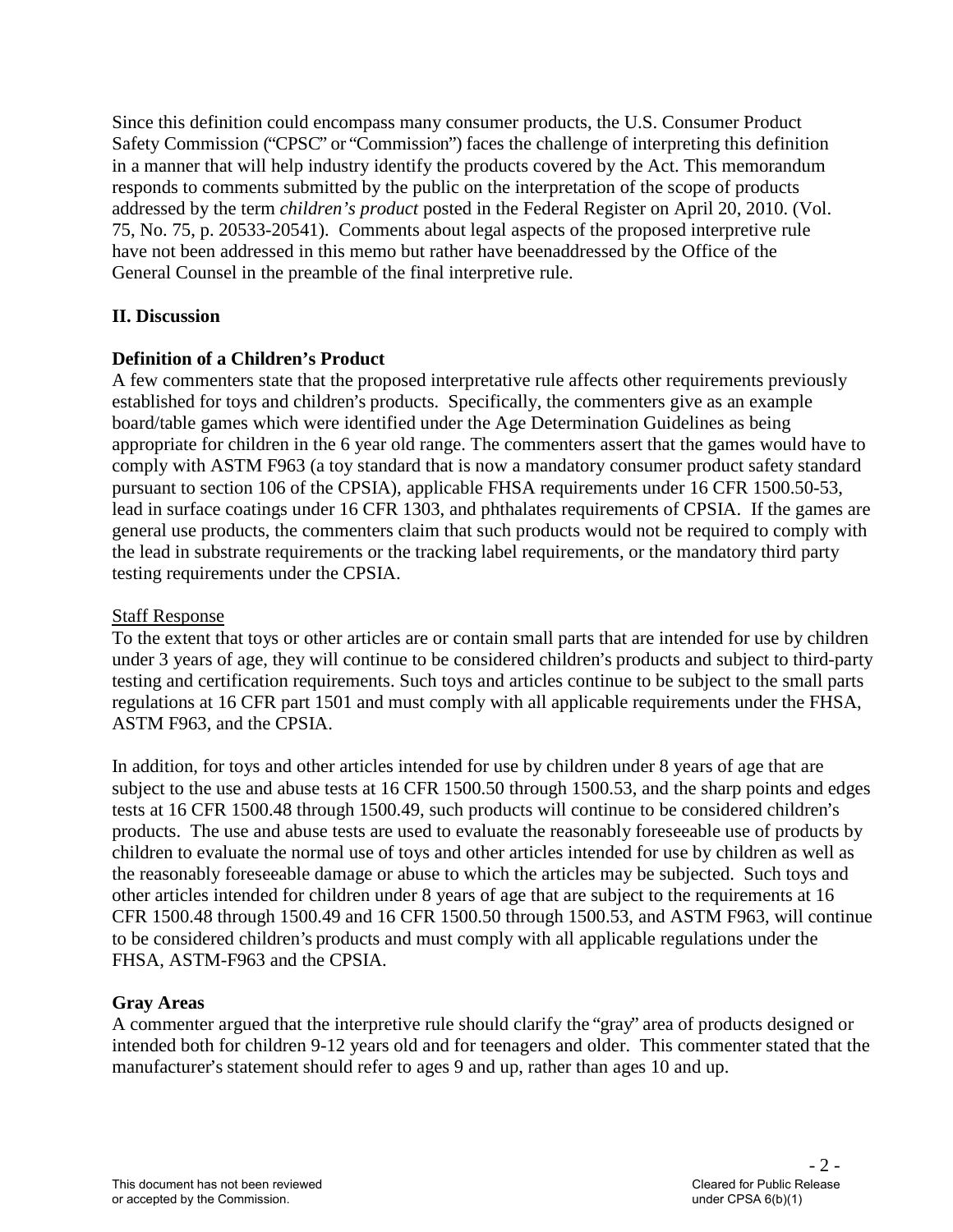Since this definition could encompass many consumer products, the U.S. Consumer Product Safety Commission ("CPSC" or "Commission") faces the challenge of interpreting this definition in a manner that will help industry identify the products covered by the Act. This memorandum responds to comments submitted by the public on the interpretation of the scope of products addressed by the term *children's product* posted in the Federal Register on April 20, 2010. (Vol. 75, No. 75, p. 20533-20541). Comments about legal aspects of the proposed interpretive rule have not been addressed in this memo but rather have beenaddressed by the Office of the General Counsel in the preamble of the final interpretive rule.

## II. Discussion

### Definition of a Children's Product

A few commenters state that the proposed interpretative rule affects other requirements previously established for toys and children's products. Specifically, the commenters give as an example board/table games which were identified under the Age Determination Guidelines as being appropriate for children in the 6 year old range. The commenters assert that the games would have to comply with ASTM F963 (a toy standard that is now a mandatory consumer product safety standard pursuant to section 106 of the CPSIA), applicable FHSA requirements under 16 CFR 1500.50-53, lead in surface coatings under 16 CFR 1303, and phthalates requirements of CPSIA. If the games are general use products, the commenters claim that such products would not be required to comply with the lead in substrate requirements or the tracking label requirements, or the mandatory third party testing requirements under the CPSIA.

Staff Response

To the extent that toys or other articles are or contain small parts that are intended for use by children under 3 years of age, they will continue to be considered children's products and subject to third-party testing and certification requirements. Such toys and articles continue to be subject to the small parts regulations at 16 CFR part 1501 and must comply with all applicable requirements under the FHSA, ASTM F963, and the CPSIA.

In addition, for toys and other articles intended for use by children under 8 years of age that are subject to the use and abuse tests at 16 CFR 1500.50 through 1500.53, and the sharp points and edges tests at 16 CFR 1500.48 through 1500.49, such products will continue to be considered children's products. The use and abuse tests are used to evaluate the reasonably foreseeable use of products by children to evaluate the normal use of toys and other articles intended for use by children as well as the reasonably foreseeable damage or abuse to which the articles may be subjected. Such toys and other articles intended for children under 8 years of age that are subject to the requirements at 16 CFR 1500.48 through 1500.49 and 16 CFR 1500.50 through 1500.53, and ASTM F963, will continue to be considered children's products and must comply with all applicable regulations under the FHSA, ASTM-F963 and the CPSIA.

### Gray Areas

A commenter argued that the interpretive rule should clarify the "gray" area of products designed or intended both for children 9-12 years old and for teenagers and older. This commenter stated that the manufacturer's statement should refer to ages 9 and up, rather than ages 10 and up.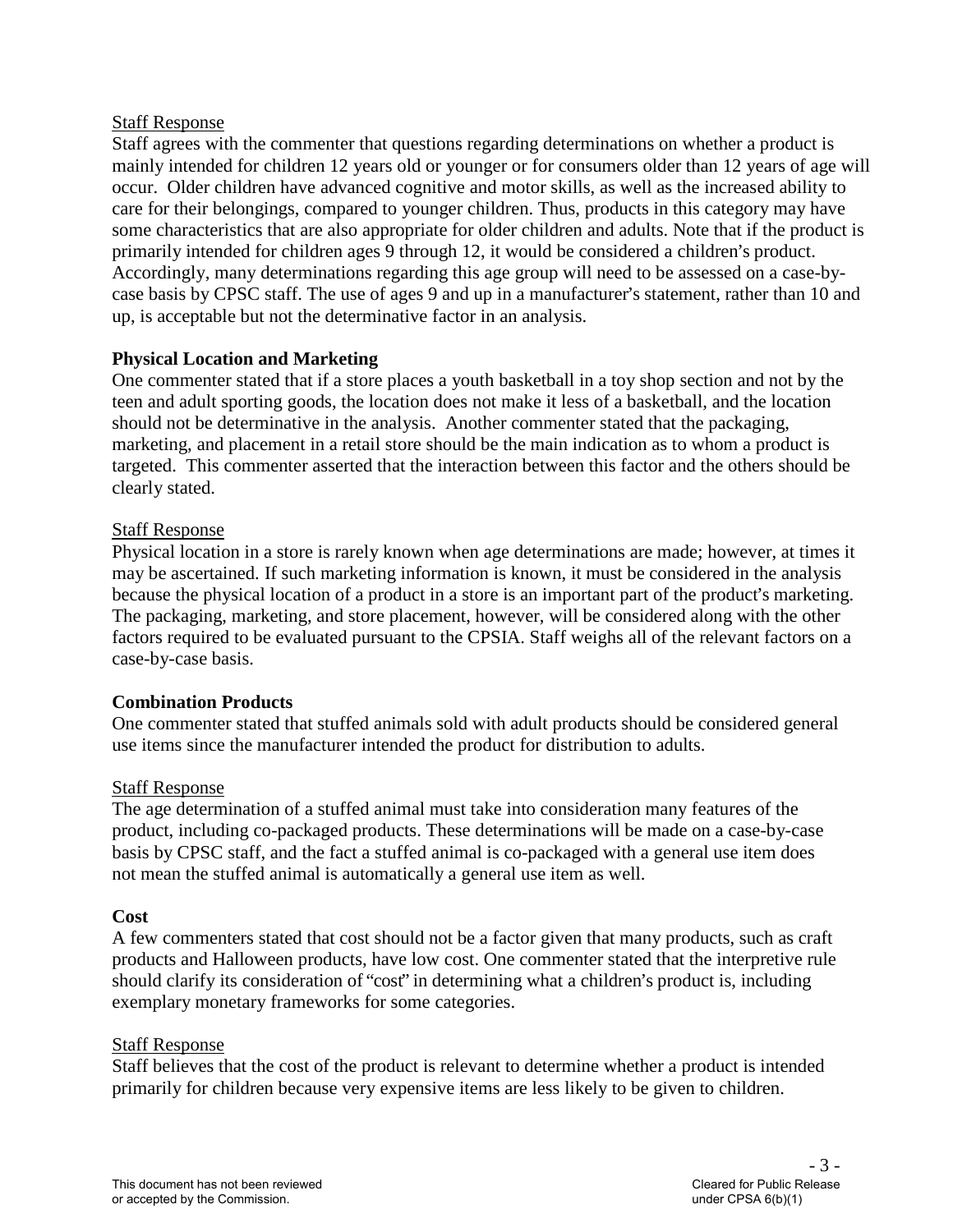Staff Response

Staff agrees with the commenter that questions regarding determinations on whether a product is mainly intended for children 12 years old or younger or for consumers older than 12 years of age will occur. Older children have advanced cognitive and motor skills, as well as the increased ability to care for their belongings, compared to younger children. Thus, products in this category may have some characteristics that are also appropriate for older children and adults. Note that if the product is primarily intended for children ages 9 through 12, it would be considered a children's product. Accordingly, many determinations regarding this age group will need to be assessed on a case-by-case basis by CPSC staff. The use of ages 9 and up in a manufacturer's statement, rather than 10 and up, is acceptable but not the determinative factor in an analysis.

**Physical Location and Marketing**

One commenter stated that if a store places a youth basketball in a toy shop section and not by the teen and adult sporting goods, the location does not make it less of a basketball, and the location should not be determinative in the analysis. Another commenter stated that the packaging, marketing, and placement in a retail store should be the main indication as to whom a product is targeted. This commenter asserted that the interaction between this factor and the others should be clearly stated.

Staff Response

Physical location in a store is rarely known when age determinations are made; however, at times it may be ascertained. If such marketing information is known, it must be considered in the analysis because the physical location of a product in a store is an important part of the product's marketing. The packaging, marketing, and store placement, however, will be considered along with the other factors required to be evaluated pursuant to the CPSIA. Staff weighs all of the relevant factors on a case-by-case basis.

**Combination Products**

One commenter stated that stuffed animals sold with adult products should be considered general use items since the manufacturer intended the product for distribution to adults.

Staff Response

The age determination of a stuffed animal must take into consideration many features of the product, including co-packaged products. These determinations will be made on a case-by-case basis by CPSC staff, and the fact a stuffed animal is co-packaged with a general use item does not mean the stuffed animal is automatically a general use item as well.

**Cost**

A few commenters stated that cost should not be a factor given that many products, such as craft products and Halloween products, have low cost. One commenter stated that the interpretive rule should clarify its consideration of "cost" in determining what a children's product is, including exemplary monetary frameworks for some categories.

Staff Response

Staff believes that the cost of the product is relevant to determine whether a product is intended primarily for children because very expensive items are less likely to be given to children.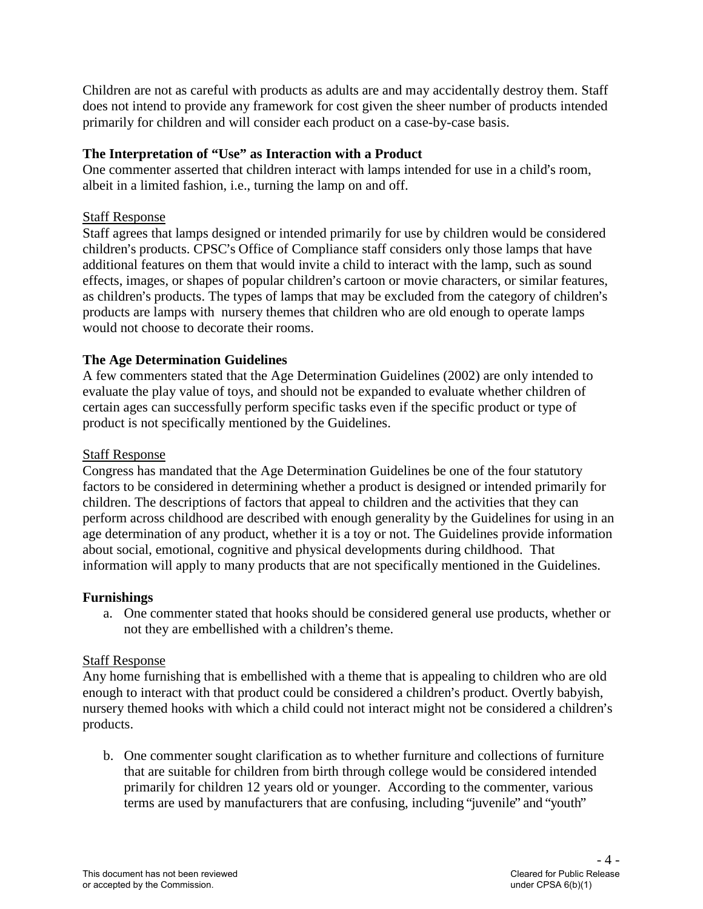Children are not as careful with products as adults are and may accidentally destroy them. Staff does not intend to provide any framework for cost given the sheer number of products intended primarily for children and will consider each product on a case-by-case basis.

**The Interpretation of "Use" as Interaction with a Product**

One commenter asserted that children interact with lamps intended for use in a child's room, albeit in a limited fashion, i.e., turning the lamp on and off.

Staff Response

Staff agrees that lamps designed or intended primarily for use by children would be considered children's products. CPSC's Office of Compliance staff considers only those lamps that have additional features on them that would invite a child to interact with the lamp, such as sound effects, images, or shapes of popular children's cartoon or movie characters, or similar features, as children's products. The types of lamps that may be excluded from the category of children's products are lamps with nursery themes that children who are old enough to operate lamps would not choose to decorate their rooms.

**The Age Determination Guidelines**

A few commenters stated that the Age Determination Guidelines (2002) are only intended to evaluate the play value of toys, and should not be expanded to evaluate whether children of certain ages can successfully perform specific tasks even if the specific product or type of product is not specifically mentioned by the Guidelines.

Staff Response

Congress has mandated that the Age Determination Guidelines be one of the four statutory factors to be considered in determining whether a product is designed or intended primarily for children. The descriptions of factors that appeal to children and the activities that they can perform across childhood are described with enough generality by the Guidelines for using in an age determination of any product, whether it is a toy or not. The Guidelines provide information about social, emotional, cognitive and physical developments during childhood. That information will apply to many products that are not specifically mentioned in the Guidelines.

**Furnishings**

a. One commenter stated that hooks should be considered general use products, whether or not they are embellished with a children's theme.

Staff Response

Any home furnishing that is embellished with a theme that is appealing to children who are old enough to interact with that product could be considered a children's product. Overtly babyish, nursery themed hooks with which a child could not interact might not be considered a children's products.

b. One commenter sought clarification as to whether furniture and collections of furniture that are suitable for children from birth through college would be considered intended primarily for children 12 years old or younger. According to the commenter, various terms are used by manufacturers that are confusing, including "juvenile" and "youth"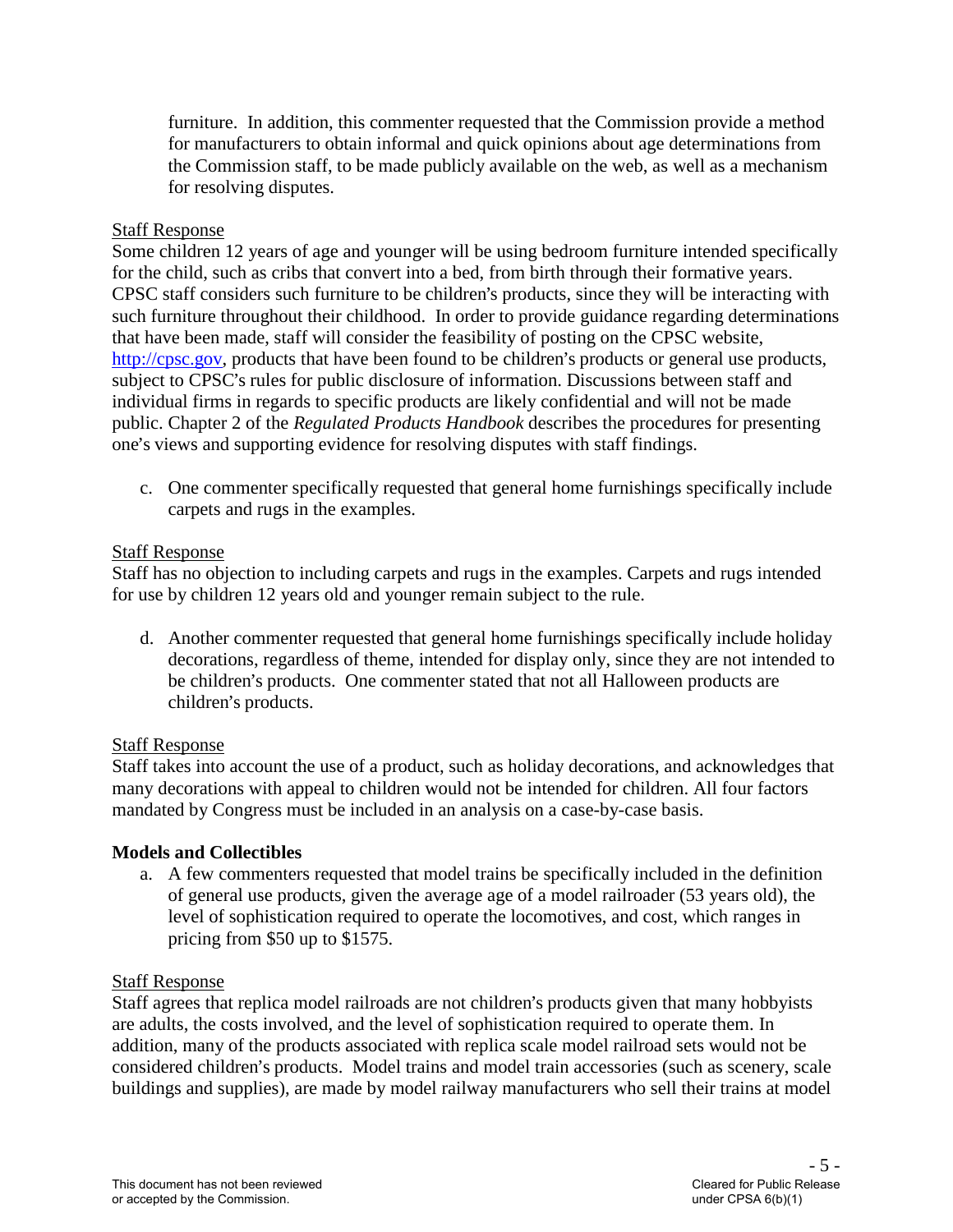furniture. In addition, this commenter requested that the Commission provide a method for manufacturers to obtain informal and quick opinions about age determinations from the Commission staff, to be made publicly available on the web, as well as a mechanism for resolving disputes.

Staff Response

Some children 12 years of age and younger will be using bedroom furniture intended specifically for the child, such as cribs that convert into a bed, from birth through their formative years. CPSC staff considers such furniture to be children's products, since they will be interacting with such furniture throughout their childhood. In order to provide guidance regarding determinations that have been made, staff will consider the feasibility of posting on the CPSC website, http://cpsc.gov, products that have been found to be children's products or general use products, subject to CPSC's rules for public disclosure of information. Discussions between staff and individual firms in regards to specific products are likely confidential and will not be made public. Chapter 2 of the *Regulated Products Handbook* describes the procedures for presenting one's views and supporting evidence for resolving disputes with staff findings.

c. One commenter specifically requested that general home furnishings specifically include carpets and rugs in the examples.

Staff Response

Staff has no objection to including carpets and rugs in the examples. Carpets and rugs intended for use by children 12 years old and younger remain subject to the rule.

d. Another commenter requested that general home furnishings specifically include holiday decorations, regardless of theme, intended for display only, since they are not intended to be children's products. One commenter stated that not all Halloween products are children's products.

Staff Response

Staff takes into account the use of a product, such as holiday decorations, and acknowledges that many decorations with appeal to children would not be intended for children. All four factors mandated by Congress must be included in an analysis on a case-by-case basis.

**Models and Collectibles**

a. A few commenters requested that model trains be specifically included in the definition of general use products, given the average age of a model railroader (53 years old), the level of sophistication required to operate the locomotives, and cost, which ranges in pricing from $50 up to $1575.

Staff Response

Staff agrees that replica model railroads are not children's products given that many hobbyists are adults, the costs involved, and the level of sophistication required to operate them. In addition, many of the products associated with replica scale model railroad sets would not be considered children's products. Model trains and model train accessories (such as scenery, scale buildings and supplies), are made by model railway manufacturers who sell their trains at model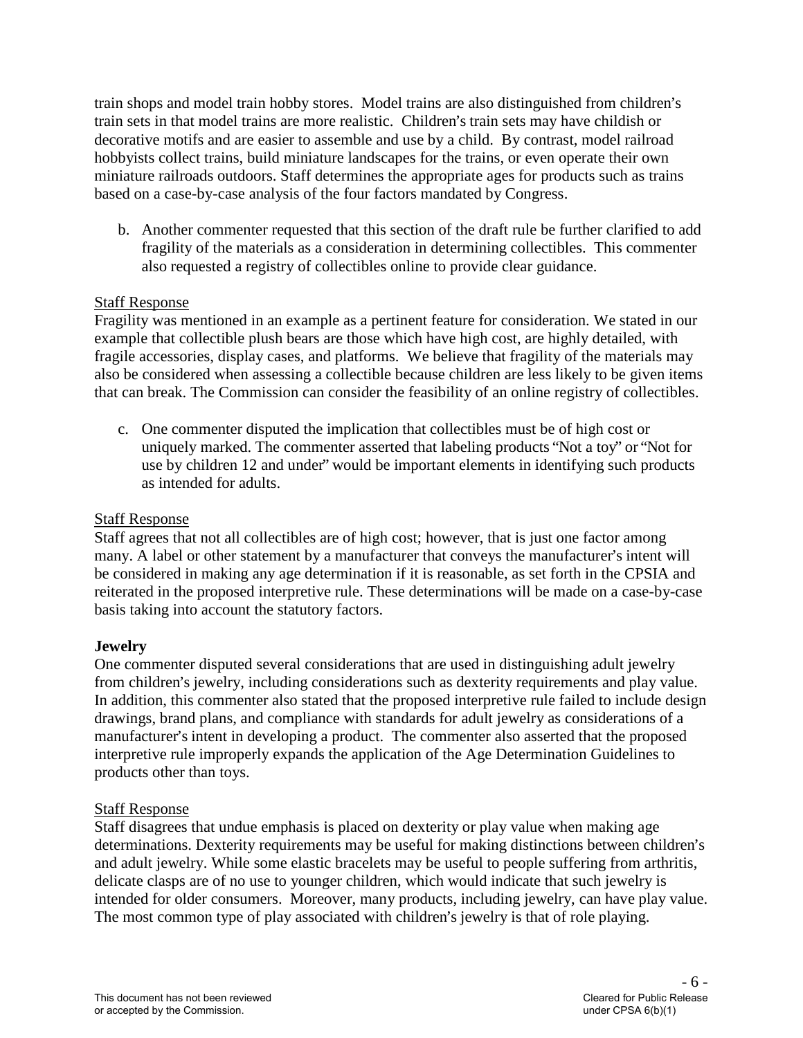train shops and model train hobby stores. Model trains are also distinguished from children's train sets in that model trains are more realistic. Children's train sets may have childish or decorative motifs and are easier to assemble and use by a child. By contrast, model railroad hobbyists collect trains, build miniature landscapes for the trains, or even operate their own miniature railroads outdoors. Staff determines the appropriate ages for products such as trains based on a case-by-case analysis of the four factors mandated by Congress.

b. Another commenter requested that this section of the draft rule be further clarified to add fragility of the materials as a consideration in determining collectibles. This commenter also requested a registry of collectibles online to provide clear guidance.

Staff Response

Fragility was mentioned in an example as a pertinent feature for consideration. We stated in our example that collectible plush bears are those which have high cost, are highly detailed, with fragile accessories, display cases, and platforms. We believe that fragility of the materials may also be considered when assessing a collectible because children are less likely to be given items that can break. The Commission can consider the feasibility of an online registry of collectibles.

c. One commenter disputed the implication that collectibles must be of high cost or uniquely marked. The commenter asserted that labeling products "Not a toy" or "Not for use by children 12 and under" would be important elements in identifying such products as intended for adults.

Staff Response

Staff agrees that not all collectibles are of high cost; however, that is just one factor among many. A label or other statement by a manufacturer that conveys the manufacturer's intent will be considered in making any age determination if it is reasonable, as set forth in the CPSIA and reiterated in the proposed interpretive rule. These determinations will be made on a case-by-case basis taking into account the statutory factors.

**Jewelry**

One commenter disputed several considerations that are used in distinguishing adult jewelry from children's jewelry, including considerations such as dexterity requirements and play value. In addition, this commenter also stated that the proposed interpretive rule failed to include design drawings, brand plans, and compliance with standards for adult jewelry as considerations of a manufacturer's intent in developing a product. The commenter also asserted that the proposed interpretive rule improperly expands the application of the Age Determination Guidelines to products other than toys.

Staff Response

Staff disagrees that undue emphasis is placed on dexterity or play value when making age determinations. Dexterity requirements may be useful for making distinctions between children's and adult jewelry. While some elastic bracelets may be useful to people suffering from arthritis, delicate clasps are of no use to younger children, which would indicate that such jewelry is intended for older consumers. Moreover, many products, including jewelry, can have play value. The most common type of play associated with children's jewelry is that of role playing.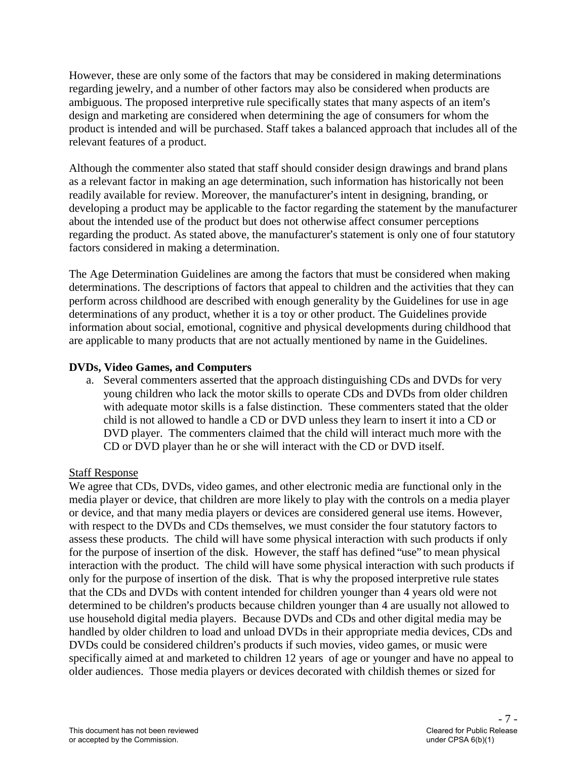However, these are only some of the factors that may be considered in making determinations regarding jewelry, and a number of other factors may also be considered when products are ambiguous. The proposed interpretive rule specifically states that many aspects of an item's design and marketing are considered when determining the age of consumers for whom the product is intended and will be purchased. Staff takes a balanced approach that includes all of the relevant features of a product.

Although the commenter also stated that staff should consider design drawings and brand plans as a relevant factor in making an age determination, such information has historically not been readily available for review. Moreover, the manufacturer's intent in designing, branding, or developing a product may be applicable to the factor regarding the statement by the manufacturer about the intended use of the product but does not otherwise affect consumer perceptions regarding the product. As stated above, the manufacturer's statement is only one of four statutory factors considered in making a determination.

The Age Determination Guidelines are among the factors that must be considered when making determinations. The descriptions of factors that appeal to children and the activities that they can perform across childhood are described with enough generality by the Guidelines for use in age determinations of any product, whether it is a toy or other product. The Guidelines provide information about social, emotional, cognitive and physical developments during childhood that are applicable to many products that are not actually mentioned by name in the Guidelines.

**DVDs, Video Games, and Computers**

a. Several commenters asserted that the approach distinguishing CDs and DVDs for very young children who lack the motor skills to operate CDs and DVDs from older children with adequate motor skills is a false distinction. These commenters stated that the older child is not allowed to handle a CD or DVD unless they learn to insert it into a CD or DVD player. The commenters claimed that the child will interact much more with the CD or DVD player than he or she will interact with the CD or DVD itself.

Staff Response

We agree that CDs, DVDs, video games, and other electronic media are functional only in the media player or device, that children are more likely to play with the controls on a media player or device, and that many media players or devices are considered general use items. However, with respect to the DVDs and CDs themselves, we must consider the four statutory factors to assess these products. The child will have some physical interaction with such products if only for the purpose of insertion of the disk. However, the staff has defined "use" to mean physical interaction with the product. The child will have some physical interaction with such products if only for the purpose of insertion of the disk. That is why the proposed interpretive rule states that the CDs and DVDs with content intended for children younger than 4 years old were not determined to be children's products because children younger than 4 are usually not allowed to use household digital media players. Because DVDs and CDs and other digital media may be handled by older children to load and unload DVDs in their appropriate media devices, CDs and DVDs could be considered children's products if such movies, video games, or music were specifically aimed at and marketed to children 12 years of age or younger and have no appeal to older audiences. Those media players or devices decorated with childish themes or sized for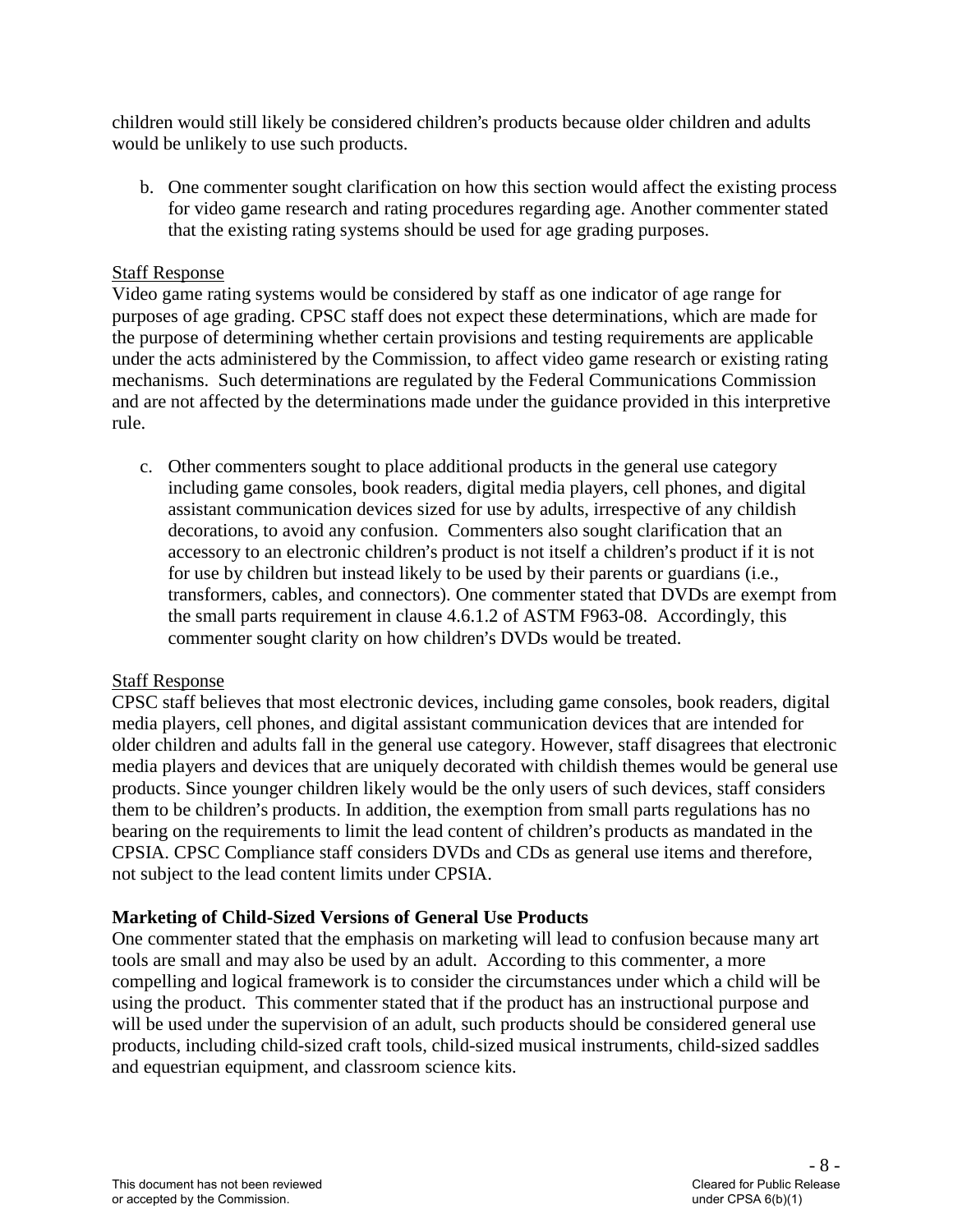children would still likely be considered children's products because older children and adults would be unlikely to use such products.

b. One commenter sought clarification on how this section would affect the existing process for video game research and rating procedures regarding age. Another commenter stated that the existing rating systems should be used for age grading purposes.

Staff Response

Video game rating systems would be considered by staff as one indicator of age range for purposes of age grading. CPSC staff does not expect these determinations, which are made for the purpose of determining whether certain provisions and testing requirements are applicable under the acts administered by the Commission, to affect video game research or existing rating mechanisms. Such determinations are regulated by the Federal Communications Commission and are not affected by the determinations made under the guidance provided in this interpretive rule.

c. Other commenters sought to place additional products in the general use category including game consoles, book readers, digital media players, cell phones, and digital assistant communication devices sized for use by adults, irrespective of any childish decorations, to avoid any confusion. Commenters also sought clarification that an accessory to an electronic children's product is not itself a children's product if it is not for use by children but instead likely to be used by their parents or guardians (i.e., transformers, cables, and connectors). One commenter stated that DVDs are exempt from the small parts requirement in clause 4.6.1.2 of ASTM F963-08. Accordingly, this commenter sought clarity on how children's DVDs would be treated.

Staff Response

CPSC staff believes that most electronic devices, including game consoles, book readers, digital media players, cell phones, and digital assistant communication devices that are intended for older children and adults fall in the general use category. However, staff disagrees that electronic media players and devices that are uniquely decorated with childish themes would be general use products. Since younger children likely would be the only users of such devices, staff considers them to be children's products. In addition, the exemption from small parts regulations has no bearing on the requirements to limit the lead content of children's products as mandated in the CPSIA. CPSC Compliance staff considers DVDs and CDs as general use items and therefore, not subject to the lead content limits under CPSIA.

**Marketing of Child-Sized Versions of General Use Products**

One commenter stated that the emphasis on marketing will lead to confusion because many art tools are small and may also be used by an adult. According to this commenter, a more compelling and logical framework is to consider the circumstances under which a child will be using the product. This commenter stated that if the product has an instructional purpose and will be used under the supervision of an adult, such products should be considered general use products, including child-sized craft tools, child-sized musical instruments, child-sized saddles and equestrian equipment, and classroom science kits.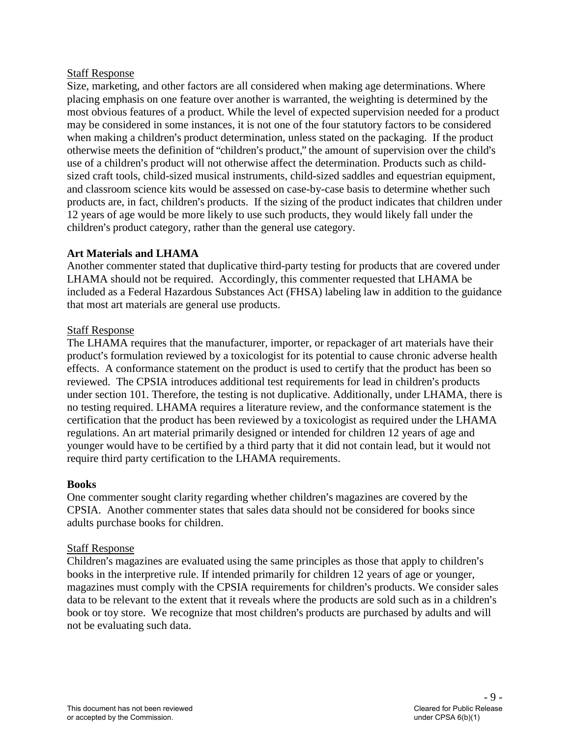Staff Response

Size, marketing, and other factors are all considered when making age determinations. Where placing emphasis on one feature over another is warranted, the weighting is determined by the most obvious features of a product. While the level of expected supervision needed for a product may be considered in some instances, it is not one of the four statutory factors to be considered when making a children's product determination, unless stated on the packaging. If the product otherwise meets the definition of "children's product," the amount of supervision over the child's use of a children's product will not otherwise affect the determination. Products such as child-sized craft tools, child-sized musical instruments, child-sized saddles and equestrian equipment, and classroom science kits would be assessed on case-by-case basis to determine whether such products are, in fact, children's products. If the sizing of the product indicates that children under 12 years of age would be more likely to use such products, they would likely fall under the children's product category, rather than the general use category.

**Art Materials and LHAMA**

Another commenter stated that duplicative third-party testing for products that are covered under LHAMA should not be required. Accordingly, this commenter requested that LHAMA be included as a Federal Hazardous Substances Act (FHSA) labeling law in addition to the guidance that most art materials are general use products.

Staff Response

The LHAMA requires that the manufacturer, importer, or repackager of art materials have their product's formulation reviewed by a toxicologist for its potential to cause chronic adverse health effects. A conformance statement on the product is used to certify that the product has been so reviewed. The CPSIA introduces additional test requirements for lead in children's products under section 101. Therefore, the testing is not duplicative. Additionally, under LHAMA, there is no testing required. LHAMA requires a literature review, and the conformance statement is the certification that the product has been reviewed by a toxicologist as required under the LHAMA regulations. An art material primarily designed or intended for children 12 years of age and younger would have to be certified by a third party that it did not contain lead, but it would not require third party certification to the LHAMA requirements.

**Books**

One commenter sought clarity regarding whether children's magazines are covered by the CPSIA. Another commenter states that sales data should not be considered for books since adults purchase books for children.

Staff Response

Children's magazines are evaluated using the same principles as those that apply to children's books in the interpretive rule. If intended primarily for children 12 years of age or younger, magazines must comply with the CPSIA requirements for children's products. We consider sales data to be relevant to the extent that it reveals where the products are sold such as in a children's book or toy store. We recognize that most children's products are purchased by adults and will not be evaluating such data.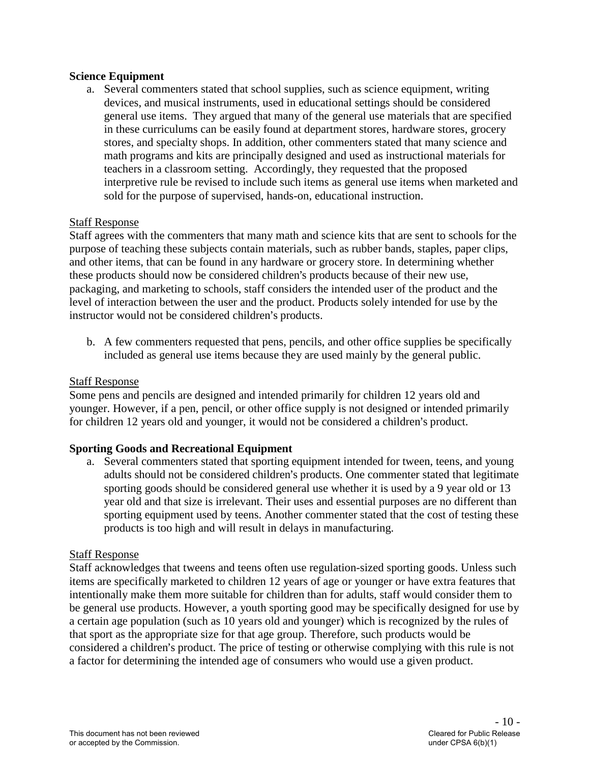**Science Equipment**

a. Several commenters stated that school supplies, such as science equipment, writing devices, and musical instruments, used in educational settings should be considered general use items. They argued that many of the general use materials that are specified in these curriculums can be easily found at department stores, hardware stores, grocery stores, and specialty shops. In addition, other commenters stated that many science and math programs and kits are principally designed and used as instructional materials for teachers in a classroom setting. Accordingly, they requested that the proposed interpretive rule be revised to include such items as general use items when marketed and sold for the purpose of supervised, hands-on, educational instruction.

Staff Response

Staff agrees with the commenters that many math and science kits that are sent to schools for the purpose of teaching these subjects contain materials, such as rubber bands, staples, paper clips, and other items, that can be found in any hardware or grocery store. In determining whether these products should now be considered children's products because of their new use, packaging, and marketing to schools, staff considers the intended user of the product and the level of interaction between the user and the product. Products solely intended for use by the instructor would not be considered children's products.

b. A few commenters requested that pens, pencils, and other office supplies be specifically included as general use items because they are used mainly by the general public.

Staff Response

Some pens and pencils are designed and intended primarily for children 12 years old and younger. However, if a pen, pencil, or other office supply is not designed or intended primarily for children 12 years old and younger, it would not be considered a children's product.

**Sporting Goods and Recreational Equipment**

a. Several commenters stated that sporting equipment intended for tween, teens, and young adults should not be considered children's products. One commenter stated that legitimate sporting goods should be considered general use whether it is used by a 9 year old or 13 year old and that size is irrelevant. Their uses and essential purposes are no different than sporting equipment used by teens. Another commenter stated that the cost of testing these products is too high and will result in delays in manufacturing.

Staff Response

Staff acknowledges that tweens and teens often use regulation-sized sporting goods. Unless such items are specifically marketed to children 12 years of age or younger or have extra features that intentionally make them more suitable for children than for adults, staff would consider them to be general use products. However, a youth sporting good may be specifically designed for use by a certain age population (such as 10 years old and younger) which is recognized by the rules of that sport as the appropriate size for that age group. Therefore, such products would be considered a children's product. The price of testing or otherwise complying with this rule is not a factor for determining the intended age of consumers who would use a given product.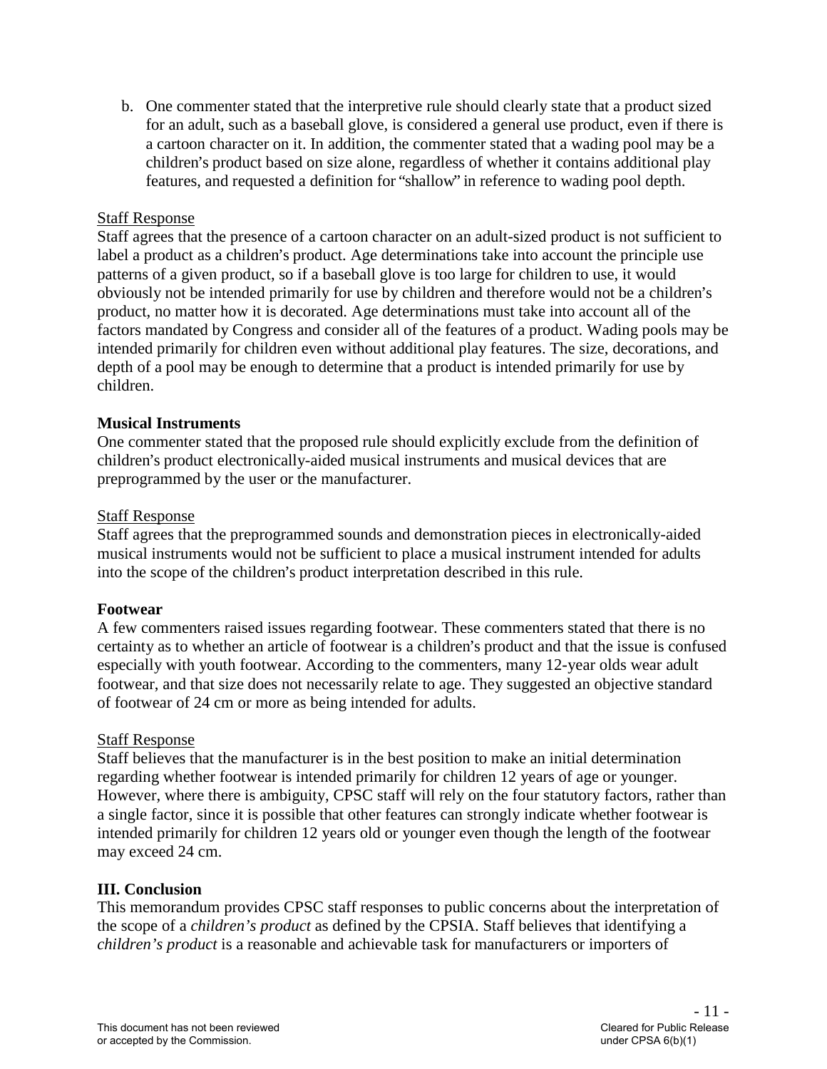b. One commenter stated that the interpretive rule should clearly state that a product sized for an adult, such as a baseball glove, is considered a general use product, even if there is a cartoon character on it. In addition, the commenter stated that a wading pool may be a children's product based on size alone, regardless of whether it contains additional play features, and requested a definition for "shallow" in reference to wading pool depth.

Staff Response

Staff agrees that the presence of a cartoon character on an adult-sized product is not sufficient to label a product as a children's product. Age determinations take into account the principle use patterns of a given product, so if a baseball glove is too large for children to use, it would obviously not be intended primarily for use by children and therefore would not be a children's product, no matter how it is decorated. Age determinations must take into account all of the factors mandated by Congress and consider all of the features of a product. Wading pools may be intended primarily for children even without additional play features. The size, decorations, and depth of a pool may be enough to determine that a product is intended primarily for use by children.

**Musical Instruments**

One commenter stated that the proposed rule should explicitly exclude from the definition of children's product electronically-aided musical instruments and musical devices that are preprogrammed by the user or the manufacturer.

Staff Response

Staff agrees that the preprogrammed sounds and demonstration pieces in electronically-aided musical instruments would not be sufficient to place a musical instrument intended for adults into the scope of the children's product interpretation described in this rule.

**Footwear**

A few commenters raised issues regarding footwear. These commenters stated that there is no certainty as to whether an article of footwear is a children's product and that the issue is confused especially with youth footwear. According to the commenters, many 12-year olds wear adult footwear, and that size does not necessarily relate to age. They suggested an objective standard of footwear of 24 cm or more as being intended for adults.

Staff Response

Staff believes that the manufacturer is in the best position to make an initial determination regarding whether footwear is intended primarily for children 12 years of age or younger. However, where there is ambiguity, CPSC staff will rely on the four statutory factors, rather than a single factor, since it is possible that other features can strongly indicate whether footwear is intended primarily for children 12 years old or younger even though the length of the footwear may exceed 24 cm.

**III. Conclusion**

This memorandum provides CPSC staff responses to public concerns about the interpretation of the scope of a *children's product* as defined by the CPSIA. Staff believes that identifying a *children's product* is a reasonable and achievable task for manufacturers or importers of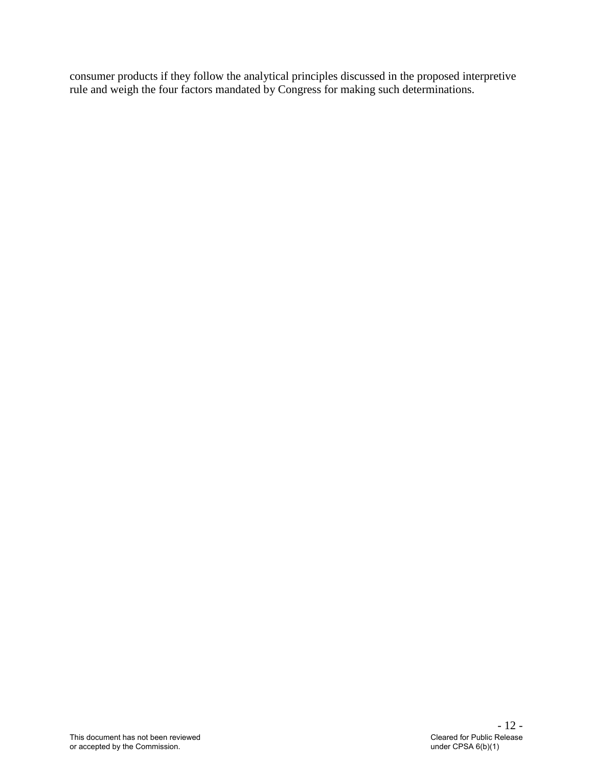consumer products if they follow the analytical principles discussed in the proposed interpretive rule and weigh the four factors mandated by Congress for making such determinations.